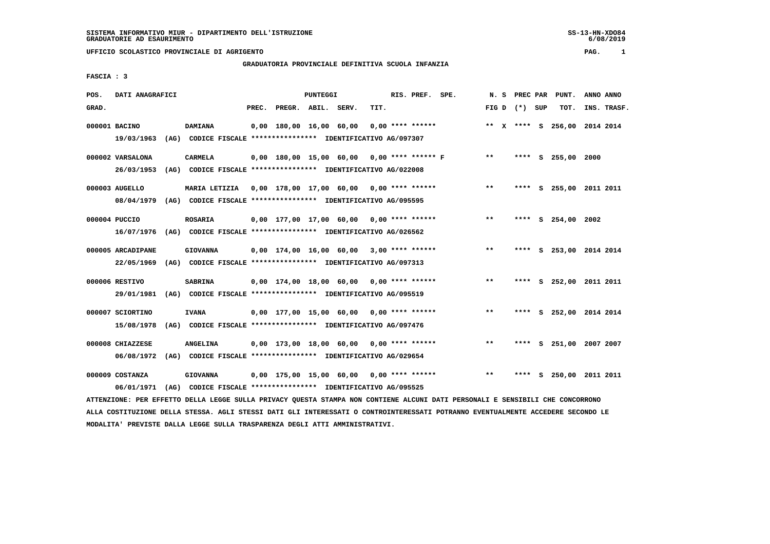SISTEMA INFORMATIVO MIUR - DIPARTIMENTO DELL'ISTRUZIONE
GRADUATORIE AD ESAURIMENTO

UFFICIO SCOLASTICO PROVINCIALE DI AGRIGENTO

GRADUATORIA PROVINCIALE DEFINITIVA SCUOLA INFANZIA

FASCIA : 3

| POS. GRAD. | DATI ANAGRAFICI | | PREC. | PREGR. | ABIL. | SERV. | TIT. | RIS. PREF. | SPE. | N. S FIG D | PREC PAR (*) SUP | PUNT. TOT. | ANNO ANNO INS. TRASF. |
|---|---|---|---|---|---|---|---|---|---|---|---|---|---|
| 000001 | BACINO | DAMIANA | 0,00 | 180,00 | 16,00 | 60,00 | 0,00 | **** ****** | | ** X | **** S | 256,00 | 2014 2014 |
| | 19/03/1963 (AG) CODICE FISCALE **************** IDENTIFICATIVO AG/097307 | | | | | | | | | | | | |
| 000002 | VARSALONA | CARMELA | 0,00 | 180,00 | 15,00 | 60,00 | 0,00 | **** ****** F | | ** | **** S | 255,00 | 2000 |
| | 26/03/1953 (AG) CODICE FISCALE **************** IDENTIFICATIVO AG/022008 | | | | | | | | | | | | |
| 000003 | AUGELLO | MARIA LETIZIA | 0,00 | 178,00 | 17,00 | 60,00 | 0,00 | **** ****** | | ** | **** S | 255,00 | 2011 2011 |
| | 08/04/1979 (AG) CODICE FISCALE **************** IDENTIFICATIVO AG/095595 | | | | | | | | | | | | |
| 000004 | PUCCIO | ROSARIA | 0,00 | 177,00 | 17,00 | 60,00 | 0,00 | **** ****** | | ** | **** S | 254,00 | 2002 |
| | 16/07/1976 (AG) CODICE FISCALE **************** IDENTIFICATIVO AG/026562 | | | | | | | | | | | | |
| 000005 | ARCADIPANE | GIOVANNA | 0,00 | 174,00 | 16,00 | 60,00 | 3,00 | **** ****** | | ** | **** S | 253,00 | 2014 2014 |
| | 22/05/1969 (AG) CODICE FISCALE **************** IDENTIFICATIVO AG/097313 | | | | | | | | | | | | |
| 000006 | RESTIVO | SABRINA | 0,00 | 174,00 | 18,00 | 60,00 | 0,00 | **** ****** | | ** | **** S | 252,00 | 2011 2011 |
| | 29/01/1981 (AG) CODICE FISCALE **************** IDENTIFICATIVO AG/095519 | | | | | | | | | | | | |
| 000007 | SCIORTINO | IVANA | 0,00 | 177,00 | 15,00 | 60,00 | 0,00 | **** ****** | | ** | **** S | 252,00 | 2014 2014 |
| | 15/08/1978 (AG) CODICE FISCALE **************** IDENTIFICATIVO AG/097476 | | | | | | | | | | | | |
| 000008 | CHIAZZESE | ANGELINA | 0,00 | 173,00 | 18,00 | 60,00 | 0,00 | **** ****** | | ** | **** S | 251,00 | 2007 2007 |
| | 06/08/1972 (AG) CODICE FISCALE **************** IDENTIFICATIVO AG/029654 | | | | | | | | | | | | |
| 000009 | COSTANZA | GIOVANNA | 0,00 | 175,00 | 15,00 | 60,00 | 0,00 | **** ****** | | ** | **** S | 250,00 | 2011 2011 |
| | 06/01/1971 (AG) CODICE FISCALE **************** IDENTIFICATIVO AG/095525 | | | | | | | | | | | | |

ATTENZIONE: PER EFFETTO DELLA LEGGE SULLA PRIVACY QUESTA STAMPA NON CONTIENE ALCUNI DATI PERSONALI E SENSIBILI CHE CONCORRONO ALLA COSTITUZIONE DELLA STESSA. AGLI STESSI DATI GLI INTERESSATI O CONTROINTERESSATI POTRANNO EVENTUALMENTE ACCEDERE SECONDO LE MODALITA' PREVISTE DALLA LEGGE SULLA TRASPARENZA DEGLI ATTI AMMINISTRATIVI.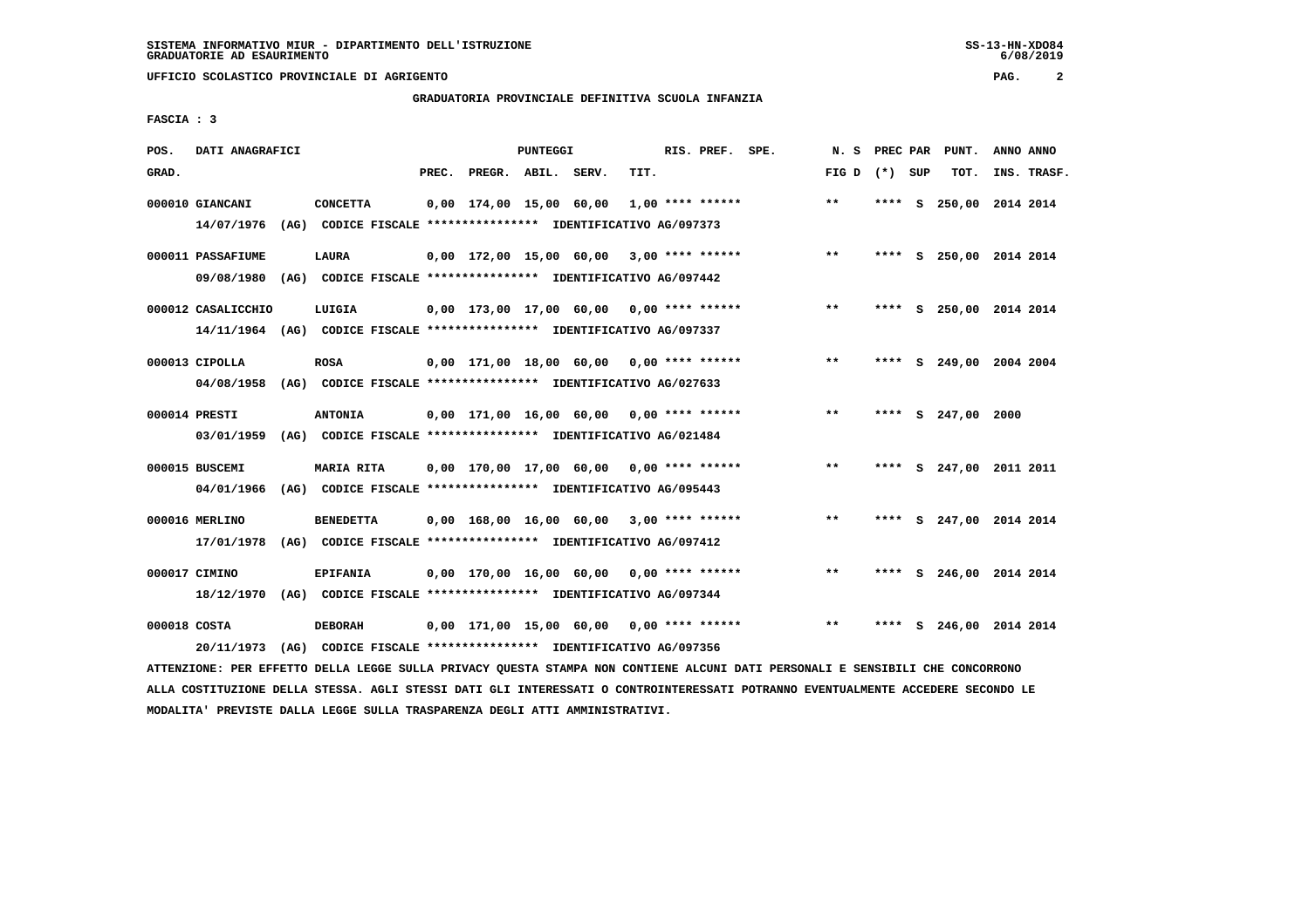UFFICIO SCOLASTICO PROVINCIALE DI AGRIGENTO

GRADUATORIA PROVINCIALE DEFINITIVA SCUOLA INFANZIA

FASCIA : 3

| POS. GRAD. | DATI ANAGRAFICI | | PREC. | PREGR. | ABIL. | SERV. | TIT. | RIS. PREF. SPE. | N. S FIG D | PREC PAR (*) SUP | PUNT. TOT. | ANNO INS. | ANNO TRASF. |
|---|---|---|---|---|---|---|---|---|---|---|---|---|---|
| 000010 | GIANCANI | CONCETTA | 0,00 | 174,00 | 15,00 | 60,00 | 1,00 | **** ****** | ** | **** S | 250,00 | 2014 | 2014 |
| | 14/07/1976 (AG) CODICE FISCALE **************** IDENTIFICATIVO AG/097373 | | | | | | | | | | | | |
| 000011 | PASSAFIUME | LAURA | 0,00 | 172,00 | 15,00 | 60,00 | 3,00 | **** ****** | ** | **** S | 250,00 | 2014 | 2014 |
| | 09/08/1980 (AG) CODICE FISCALE **************** IDENTIFICATIVO AG/097442 | | | | | | | | | | | | |
| 000012 | CASALICCHIO | LUIGIA | 0,00 | 173,00 | 17,00 | 60,00 | 0,00 | **** ****** | ** | **** S | 250,00 | 2014 | 2014 |
| | 14/11/1964 (AG) CODICE FISCALE **************** IDENTIFICATIVO AG/097337 | | | | | | | | | | | | |
| 000013 | CIPOLLA | ROSA | 0,00 | 171,00 | 18,00 | 60,00 | 0,00 | **** ****** | ** | **** S | 249,00 | 2004 | 2004 |
| | 04/08/1958 (AG) CODICE FISCALE **************** IDENTIFICATIVO AG/027633 | | | | | | | | | | | | |
| 000014 | PRESTI | ANTONIA | 0,00 | 171,00 | 16,00 | 60,00 | 0,00 | **** ****** | ** | **** S | 247,00 | 2000 | |
| | 03/01/1959 (AG) CODICE FISCALE **************** IDENTIFICATIVO AG/021484 | | | | | | | | | | | | |
| 000015 | BUSCEMI | MARIA RITA | 0,00 | 170,00 | 17,00 | 60,00 | 0,00 | **** ****** | ** | **** S | 247,00 | 2011 | 2011 |
| | 04/01/1966 (AG) CODICE FISCALE **************** IDENTIFICATIVO AG/095443 | | | | | | | | | | | | |
| 000016 | MERLINO | BENEDETTA | 0,00 | 168,00 | 16,00 | 60,00 | 3,00 | **** ****** | ** | **** S | 247,00 | 2014 | 2014 |
| | 17/01/1978 (AG) CODICE FISCALE **************** IDENTIFICATIVO AG/097412 | | | | | | | | | | | | |
| 000017 | CIMINO | EPIFANIA | 0,00 | 170,00 | 16,00 | 60,00 | 0,00 | **** ****** | ** | **** S | 246,00 | 2014 | 2014 |
| | 18/12/1970 (AG) CODICE FISCALE **************** IDENTIFICATIVO AG/097344 | | | | | | | | | | | | |
| 000018 | COSTA | DEBORAH | 0,00 | 171,00 | 15,00 | 60,00 | 0,00 | **** ****** | ** | **** S | 246,00 | 2014 | 2014 |
| | 20/11/1973 (AG) CODICE FISCALE **************** IDENTIFICATIVO AG/097356 | | | | | | | | | | | | |

ATTENZIONE: PER EFFETTO DELLA LEGGE SULLA PRIVACY QUESTA STAMPA NON CONTIENE ALCUNI DATI PERSONALI E SENSIBILI CHE CONCORRONO ALLA COSTITUZIONE DELLA STESSA. AGLI STESSI DATI GLI INTERESSATI O CONTROINTERESSATI POTRANNO EVENTUALMENTE ACCEDERE SECONDO LE MODALITA' PREVISTE DALLA LEGGE SULLA TRASPARENZA DEGLI ATTI AMMINISTRATIVI.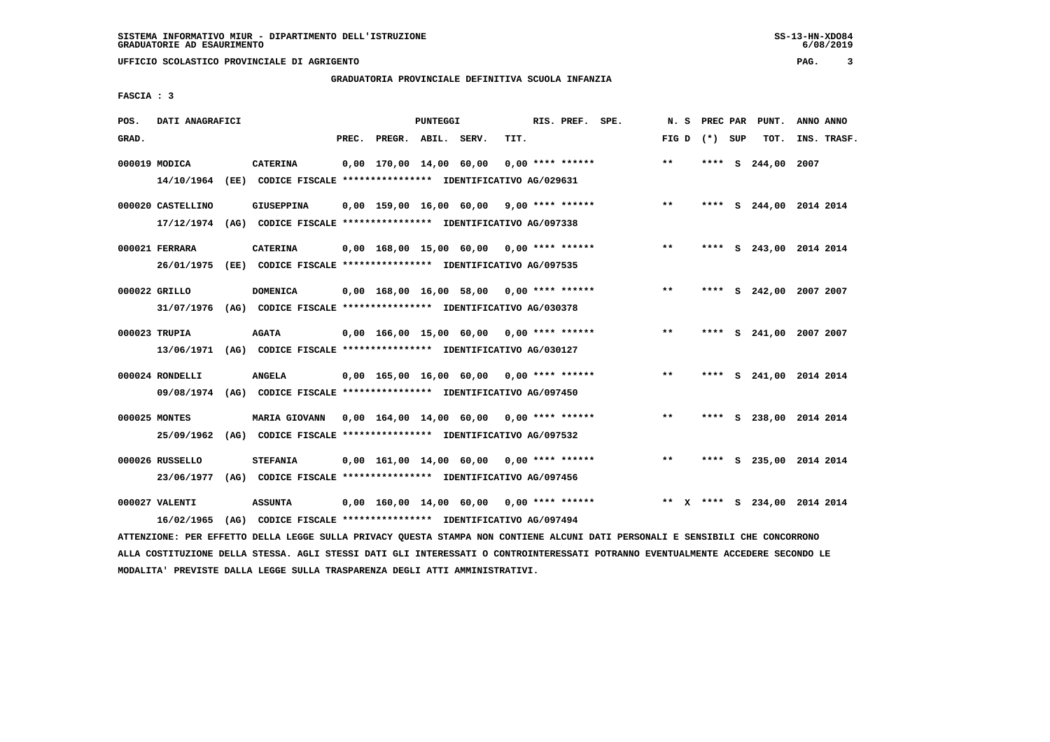UFFICIO SCOLASTICO PROVINCIALE DI AGRIGENTO

GRADUATORIA PROVINCIALE DEFINITIVA SCUOLA INFANZIA

FASCIA : 3

| POS. GRAD. | DATI ANAGRAFICI | | PREC. | PREGR. | ABIL. | SERV. | TIT. | RIS. PREF. | SPE. | N. S FIG D | PREC (*) | PAR SUP | PUNT. TOT. | ANNO INS. | ANNO TRASF. |
|---|---|---|---|---|---|---|---|---|---|---|---|---|---|---|---|
| 000019 | MODICA | CATERINA | 0,00 | 170,00 | 14,00 | 60,00 | 0,00 | **** ****** | | ** | **** | S | 244,00 | 2007 | |
| | 14/10/1964 (EE) CODICE FISCALE **************** IDENTIFICATIVO AG/029631 | | | | | | | | | | | | | | |
| 000020 | CASTELLINO | GIUSEPPINA | 0,00 | 159,00 | 16,00 | 60,00 | 9,00 | **** ****** | | ** | **** | S | 244,00 | 2014 | 2014 |
| | 17/12/1974 (AG) CODICE FISCALE **************** IDENTIFICATIVO AG/097338 | | | | | | | | | | | | | | |
| 000021 | FERRARA | CATERINA | 0,00 | 168,00 | 15,00 | 60,00 | 0,00 | **** ****** | | ** | **** | S | 243,00 | 2014 | 2014 |
| | 26/01/1975 (EE) CODICE FISCALE **************** IDENTIFICATIVO AG/097535 | | | | | | | | | | | | | | |
| 000022 | GRILLO | DOMENICA | 0,00 | 168,00 | 16,00 | 58,00 | 0,00 | **** ****** | | ** | **** | S | 242,00 | 2007 | 2007 |
| | 31/07/1976 (AG) CODICE FISCALE **************** IDENTIFICATIVO AG/030378 | | | | | | | | | | | | | | |
| 000023 | TRUPIA | AGATA | 0,00 | 166,00 | 15,00 | 60,00 | 0,00 | **** ****** | | ** | **** | S | 241,00 | 2007 | 2007 |
| | 13/06/1971 (AG) CODICE FISCALE **************** IDENTIFICATIVO AG/030127 | | | | | | | | | | | | | | |
| 000024 | RONDELLI | ANGELA | 0,00 | 165,00 | 16,00 | 60,00 | 0,00 | **** ****** | | ** | **** | S | 241,00 | 2014 | 2014 |
| | 09/08/1974 (AG) CODICE FISCALE **************** IDENTIFICATIVO AG/097450 | | | | | | | | | | | | | | |
| 000025 | MONTES | MARIA GIOVANN | 0,00 | 164,00 | 14,00 | 60,00 | 0,00 | **** ****** | | ** | **** | S | 238,00 | 2014 | 2014 |
| | 25/09/1962 (AG) CODICE FISCALE **************** IDENTIFICATIVO AG/097532 | | | | | | | | | | | | | | |
| 000026 | RUSSELLO | STEFANIA | 0,00 | 161,00 | 14,00 | 60,00 | 0,00 | **** ****** | | ** | **** | S | 235,00 | 2014 | 2014 |
| | 23/06/1977 (AG) CODICE FISCALE **************** IDENTIFICATIVO AG/097456 | | | | | | | | | | | | | | |
| 000027 | VALENTI | ASSUNTA | 0,00 | 160,00 | 14,00 | 60,00 | 0,00 | **** ****** | | ** X | **** | S | 234,00 | 2014 | 2014 |
| | 16/02/1965 (AG) CODICE FISCALE **************** IDENTIFICATIVO AG/097494 | | | | | | | | | | | | | | |

ATTENZIONE: PER EFFETTO DELLA LEGGE SULLA PRIVACY QUESTA STAMPA NON CONTIENE ALCUNI DATI PERSONALI E SENSIBILI CHE CONCORRONO ALLA COSTITUZIONE DELLA STESSA. AGLI STESSI DATI GLI INTERESSATI O CONTROINTERESSATI POTRANNO EVENTUALMENTE ACCEDERE SECONDO LE MODALITA' PREVISTE DALLA LEGGE SULLA TRASPARENZA DEGLI ATTI AMMINISTRATIVI.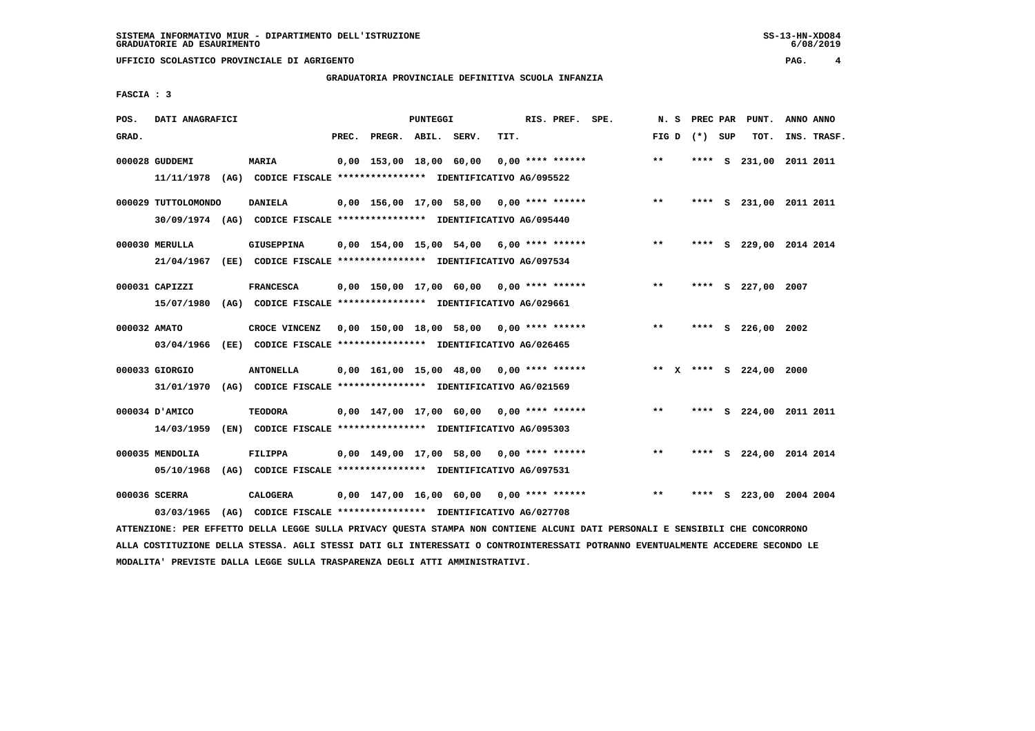UFFICIO SCOLASTICO PROVINCIALE DI AGRIGENTO

GRADUATORIA PROVINCIALE DEFINITIVA SCUOLA INFANZIA

FASCIA : 3

| POS. GRAD. | DATI ANAGRAFICI | | PREC. | PREGR. | ABIL. | SERV. | TIT. | RIS. PREF. | SPE. | N. S FIG D | PREC (*) | PAR SUP | PUNT. TOT. | ANNO INS. | ANNO TRASF. |
|---|---|---|---|---|---|---|---|---|---|---|---|---|---|---|---|
| 000028 | GUDDEMI | MARIA | 0,00 | 153,00 | 18,00 | 60,00 | 0,00 | **** ****** | | ** | **** | S | 231,00 | 2011 | 2011 |
| | 11/11/1978 (AG) CODICE FISCALE **************** IDENTIFICATIVO AG/095522 | | | | | | | | | | | | | | |
| 000029 | TUTTOLOMONDO | DANIELA | 0,00 | 156,00 | 17,00 | 58,00 | 0,00 | **** ****** | | ** | **** | S | 231,00 | 2011 | 2011 |
| | 30/09/1974 (AG) CODICE FISCALE **************** IDENTIFICATIVO AG/095440 | | | | | | | | | | | | | | |
| 000030 | MERULLA | GIUSEPPINA | 0,00 | 154,00 | 15,00 | 54,00 | 6,00 | **** ****** | | ** | **** | S | 229,00 | 2014 | 2014 |
| | 21/04/1967 (EE) CODICE FISCALE **************** IDENTIFICATIVO AG/097534 | | | | | | | | | | | | | | |
| 000031 | CAPIZZI | FRANCESCA | 0,00 | 150,00 | 17,00 | 60,00 | 0,00 | **** ****** | | ** | **** | S | 227,00 | 2007 | |
| | 15/07/1980 (AG) CODICE FISCALE **************** IDENTIFICATIVO AG/029661 | | | | | | | | | | | | | | |
| 000032 | AMATO | CROCE VINCENZ | 0,00 | 150,00 | 18,00 | 58,00 | 0,00 | **** ****** | | ** | **** | S | 226,00 | 2002 | |
| | 03/04/1966 (EE) CODICE FISCALE **************** IDENTIFICATIVO AG/026465 | | | | | | | | | | | | | | |
| 000033 | GIORGIO | ANTONELLA | 0,00 | 161,00 | 15,00 | 48,00 | 0,00 | **** ****** | | ** X | **** | S | 224,00 | 2000 | |
| | 31/01/1970 (AG) CODICE FISCALE **************** IDENTIFICATIVO AG/021569 | | | | | | | | | | | | | | |
| 000034 | D'AMICO | TEODORA | 0,00 | 147,00 | 17,00 | 60,00 | 0,00 | **** ****** | | ** | **** | S | 224,00 | 2011 | 2011 |
| | 14/03/1959 (EN) CODICE FISCALE **************** IDENTIFICATIVO AG/095303 | | | | | | | | | | | | | | |
| 000035 | MENDOLIA | FILIPPA | 0,00 | 149,00 | 17,00 | 58,00 | 0,00 | **** ****** | | ** | **** | S | 224,00 | 2014 | 2014 |
| | 05/10/1968 (AG) CODICE FISCALE **************** IDENTIFICATIVO AG/097531 | | | | | | | | | | | | | | |
| 000036 | SCERRA | CALOGERA | 0,00 | 147,00 | 16,00 | 60,00 | 0,00 | **** ****** | | ** | **** | S | 223,00 | 2004 | 2004 |
| | 03/03/1965 (AG) CODICE FISCALE **************** IDENTIFICATIVO AG/027708 | | | | | | | | | | | | | | |

ATTENZIONE: PER EFFETTO DELLA LEGGE SULLA PRIVACY QUESTA STAMPA NON CONTIENE ALCUNI DATI PERSONALI E SENSIBILI CHE CONCORRONO ALLA COSTITUZIONE DELLA STESSA. AGLI STESSI DATI GLI INTERESSATI O CONTROINTERESSATI POTRANNO EVENTUALMENTE ACCEDERE SECONDO LE MODALITA' PREVISTE DALLA LEGGE SULLA TRASPARENZA DEGLI ATTI AMMINISTRATIVI.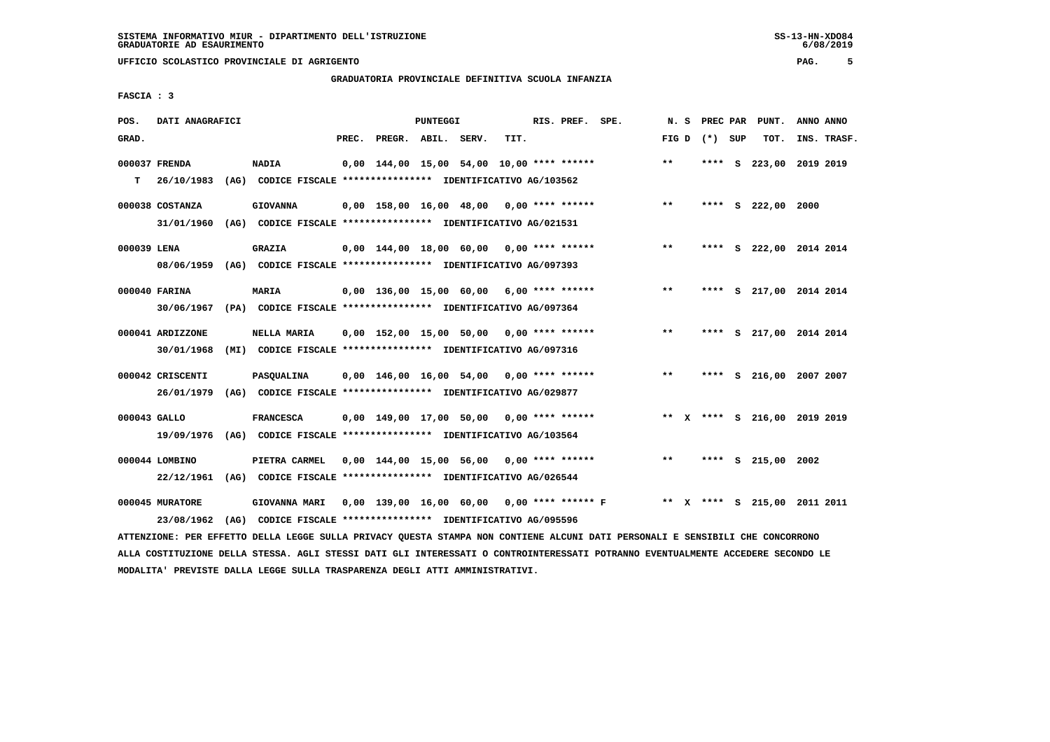SISTEMA INFORMATIVO MIUR - DIPARTIMENTO DELL'ISTRUZIONE
GRADUATORIE AD ESAURIMENTO

UFFICIO SCOLASTICO PROVINCIALE DI AGRIGENTO

GRADUATORIA PROVINCIALE DEFINITIVA SCUOLA INFANZIA

FASCIA : 3

| POS. GRAD. | DATI ANAGRAFICI | | PREC. | PREGR. | ABIL. | SERV. | TIT. | RIS. PREF. SPE. | N. S FIG D | PREC PAR (*) SUP | PUNT. TOT. | ANNO INS. | ANNO TRASF. |
|---|---|---|---|---|---|---|---|---|---|---|---|---|---|
| 000037 | FRENDA | NADIA | 0,00 | 144,00 | 15,00 | 54,00 | 10,00 | **** ****** | ** | **** S | 223,00 | 2019 | 2019 |
| T | 26/10/1983 (AG) CODICE FISCALE **************** IDENTIFICATIVO AG/103562 | | | | | | | | | | | | |
| 000038 | COSTANZA | GIOVANNA | 0,00 | 158,00 | 16,00 | 48,00 | 0,00 | **** ****** | ** | **** S | 222,00 | 2000 | |
| | 31/01/1960 (AG) CODICE FISCALE **************** IDENTIFICATIVO AG/021531 | | | | | | | | | | | | |
| 000039 | LENA | GRAZIA | 0,00 | 144,00 | 18,00 | 60,00 | 0,00 | **** ****** | ** | **** S | 222,00 | 2014 | 2014 |
| | 08/06/1959 (AG) CODICE FISCALE **************** IDENTIFICATIVO AG/097393 | | | | | | | | | | | | |
| 000040 | FARINA | MARIA | 0,00 | 136,00 | 15,00 | 60,00 | 6,00 | **** ****** | ** | **** S | 217,00 | 2014 | 2014 |
| | 30/06/1967 (PA) CODICE FISCALE **************** IDENTIFICATIVO AG/097364 | | | | | | | | | | | | |
| 000041 | ARDIZZONE | NELLA MARIA | 0,00 | 152,00 | 15,00 | 50,00 | 0,00 | **** ****** | ** | **** S | 217,00 | 2014 | 2014 |
| | 30/01/1968 (MI) CODICE FISCALE **************** IDENTIFICATIVO AG/097316 | | | | | | | | | | | | |
| 000042 | CRISCENTI | PASQUALINA | 0,00 | 146,00 | 16,00 | 54,00 | 0,00 | **** ****** | ** | **** S | 216,00 | 2007 | 2007 |
| | 26/01/1979 (AG) CODICE FISCALE **************** IDENTIFICATIVO AG/029877 | | | | | | | | | | | | |
| 000043 | GALLO | FRANCESCA | 0,00 | 149,00 | 17,00 | 50,00 | 0,00 | **** ****** | ** X | **** S | 216,00 | 2019 | 2019 |
| | 19/09/1976 (AG) CODICE FISCALE **************** IDENTIFICATIVO AG/103564 | | | | | | | | | | | | |
| 000044 | LOMBINO | PIETRA CARMEL | 0,00 | 144,00 | 15,00 | 56,00 | 0,00 | **** ****** | ** | **** S | 215,00 | 2002 | |
| | 22/12/1961 (AG) CODICE FISCALE **************** IDENTIFICATIVO AG/026544 | | | | | | | | | | | | |
| 000045 | MURATORE | GIOVANNA MARI | 0,00 | 139,00 | 16,00 | 60,00 | 0,00 | **** ****** F | ** X | **** S | 215,00 | 2011 | 2011 |
| | 23/08/1962 (AG) CODICE FISCALE **************** IDENTIFICATIVO AG/095596 | | | | | | | | | | | | |

ATTENZIONE: PER EFFETTO DELLA LEGGE SULLA PRIVACY QUESTA STAMPA NON CONTIENE ALCUNI DATI PERSONALI E SENSIBILI CHE CONCORRONO ALLA COSTITUZIONE DELLA STESSA. AGLI STESSI DATI GLI INTERESSATI O CONTROINTERESSATI POTRANNO EVENTUALMENTE ACCEDERE SECONDO LE MODALITA' PREVISTE DALLA LEGGE SULLA TRASPARENZA DEGLI ATTI AMMINISTRATIVI.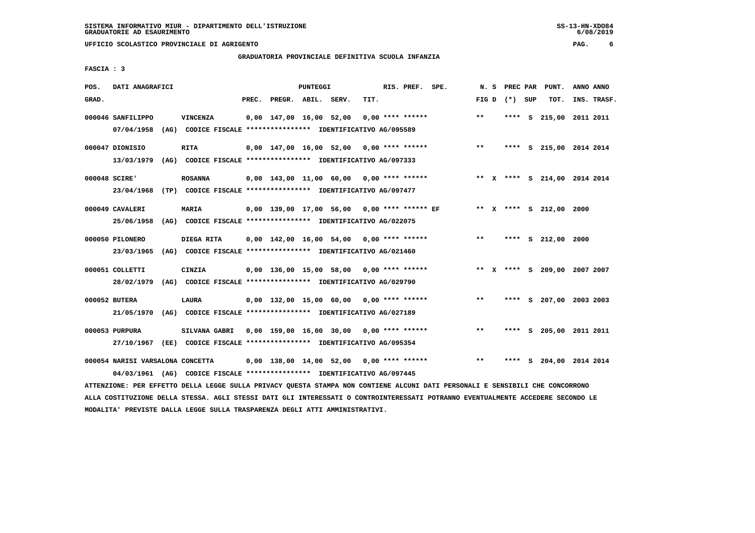SISTEMA INFORMATIVO MIUR - DIPARTIMENTO DELL'ISTRUZIONE
GRADUATORIE AD ESAURIMENTO

UFFICIO SCOLASTICO PROVINCIALE DI AGRIGENTO

GRADUATORIA PROVINCIALE DEFINITIVA SCUOLA INFANZIA

FASCIA : 3

| POS. GRAD. | DATI ANAGRAFICI | | PREC. | PREGR. | ABIL. | SERV. | TIT. | RIS. PREF. | SPE. | N. S FIG D | PREC PAR (*) SUP | PUNT. TOT. | ANNO INS. | ANNO TRASF. |
|---|---|---|---|---|---|---|---|---|---|---|---|---|---|---|
| 000046 | SANFILIPPO | VINCENZA | 0,00 | 147,00 | 16,00 | 52,00 | 0,00 | **** ****** | | ** | **** S | 215,00 | 2011 | 2011 |
| | 07/04/1958 (AG) | CODICE FISCALE **************** IDENTIFICATIVO AG/095589 | | | | | | | | | | | | |
| 000047 | DIONISIO | RITA | 0,00 | 147,00 | 16,00 | 52,00 | 0,00 | **** ****** | | ** | **** S | 215,00 | 2014 | 2014 |
| | 13/03/1979 (AG) | CODICE FISCALE **************** IDENTIFICATIVO AG/097333 | | | | | | | | | | | | |
| 000048 | SCIRE' | ROSANNA | 0,00 | 143,00 | 11,00 | 60,00 | 0,00 | **** ****** | | ** X | **** S | 214,00 | 2014 | 2014 |
| | 23/04/1968 (TP) | CODICE FISCALE **************** IDENTIFICATIVO AG/097477 | | | | | | | | | | | | |
| 000049 | CAVALERI | MARIA | 0,00 | 139,00 | 17,00 | 56,00 | 0,00 | **** ****** | EF | ** X | **** S | 212,00 | 2000 | |
| | 25/06/1958 (AG) | CODICE FISCALE **************** IDENTIFICATIVO AG/022075 | | | | | | | | | | | | |
| 000050 | PILONERO | DIEGA RITA | 0,00 | 142,00 | 16,00 | 54,00 | 0,00 | **** ****** | | ** | **** S | 212,00 | 2000 | |
| | 23/03/1965 (AG) | CODICE FISCALE **************** IDENTIFICATIVO AG/021460 | | | | | | | | | | | | |
| 000051 | COLLETTI | CINZIA | 0,00 | 136,00 | 15,00 | 58,00 | 0,00 | **** ****** | | ** X | **** S | 209,00 | 2007 | 2007 |
| | 28/02/1979 (AG) | CODICE FISCALE **************** IDENTIFICATIVO AG/029790 | | | | | | | | | | | | |
| 000052 | BUTERA | LAURA | 0,00 | 132,00 | 15,00 | 60,00 | 0,00 | **** ****** | | ** | **** S | 207,00 | 2003 | 2003 |
| | 21/05/1970 (AG) | CODICE FISCALE **************** IDENTIFICATIVO AG/027189 | | | | | | | | | | | | |
| 000053 | PURPURA | SILVANA GABRI | 0,00 | 159,00 | 16,00 | 30,00 | 0,00 | **** ****** | | ** | **** S | 205,00 | 2011 | 2011 |
| | 27/10/1967 (EE) | CODICE FISCALE **************** IDENTIFICATIVO AG/095354 | | | | | | | | | | | | |
| 000054 | NARISI VARSALONA | CONCETTA | 0,00 | 138,00 | 14,00 | 52,00 | 0,00 | **** ****** | | ** | **** S | 204,00 | 2014 | 2014 |
| | 04/03/1961 (AG) | CODICE FISCALE **************** IDENTIFICATIVO AG/097445 | | | | | | | | | | | | |

ATTENZIONE: PER EFFETTO DELLA LEGGE SULLA PRIVACY QUESTA STAMPA NON CONTIENE ALCUNI DATI PERSONALI E SENSIBILI CHE CONCORRONO ALLA COSTITUZIONE DELLA STESSA. AGLI STESSI DATI GLI INTERESSATI O CONTROINTERESSATI POTRANNO EVENTUALMENTE ACCEDERE SECONDO LE MODALITA' PREVISTE DALLA LEGGE SULLA TRASPARENZA DEGLI ATTI AMMINISTRATIVI.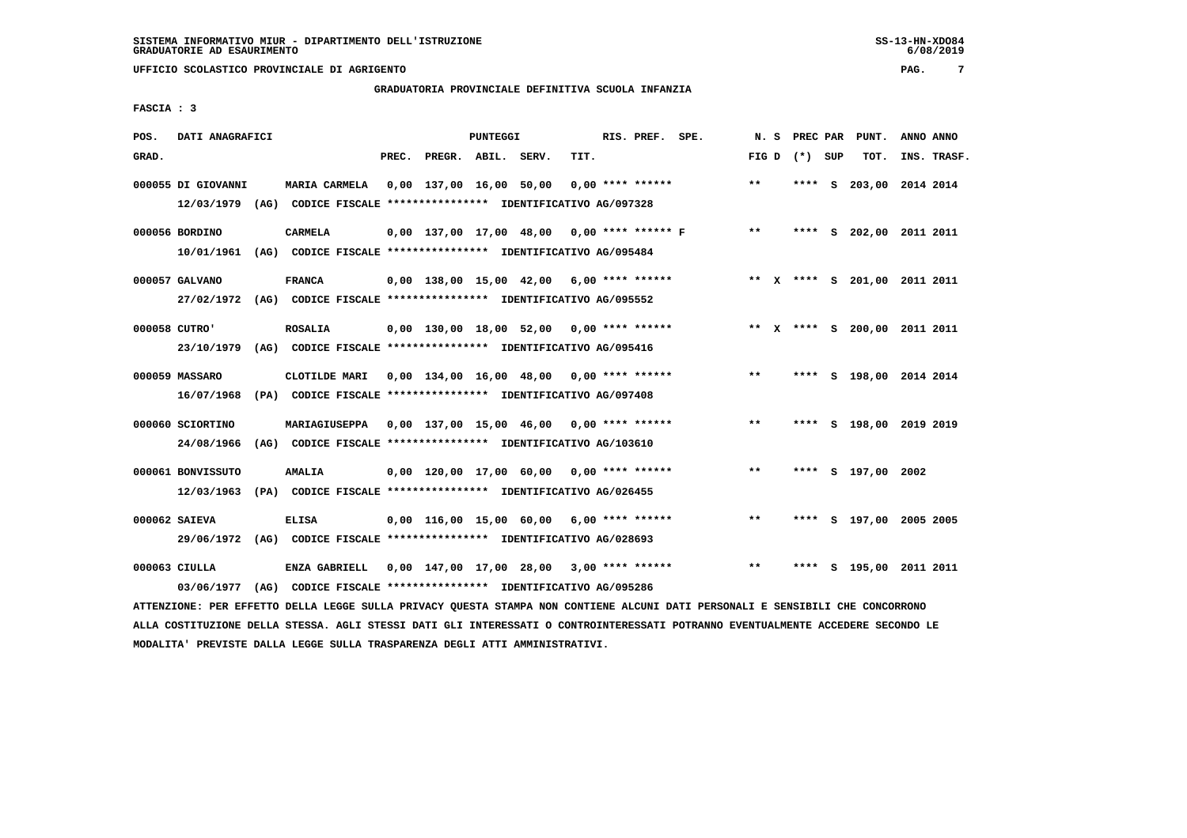SISTEMA INFORMATIVO MIUR - DIPARTIMENTO DELL'ISTRUZIONE
GRADUATORIE AD ESAURIMENTO

UFFICIO SCOLASTICO PROVINCIALE DI AGRIGENTO

GRADUATORIA PROVINCIALE DEFINITIVA SCUOLA INFANZIA

FASCIA : 3

| POS. GRAD. | DATI ANAGRAFICI | | PREC. | PREGR. | ABIL. | SERV. | TIT. | RIS. PREF. | SPE. | N. S FIG D | PREC PAR (*) SUP | PUNT. TOT. | ANNO INS. | ANNO TRASF. |
|---|---|---|---|---|---|---|---|---|---|---|---|---|---|---|
| 000055 | DI GIOVANNI | MARIA CARMELA | 0,00 | 137,00 | 16,00 | 50,00 | 0,00 | **** ****** | | ** | **** S | 203,00 | 2014 | 2014 |
| | 12/03/1979 (AG) CODICE FISCALE **************** IDENTIFICATIVO AG/097328 | | | | | | | | | | | | | |
| 000056 | BORDINO | CARMELA | 0,00 | 137,00 | 17,00 | 48,00 | 0,00 | **** ****** | F | ** | **** S | 202,00 | 2011 | 2011 |
| | 10/01/1961 (AG) CODICE FISCALE **************** IDENTIFICATIVO AG/095484 | | | | | | | | | | | | | |
| 000057 | GALVANO | FRANCA | 0,00 | 138,00 | 15,00 | 42,00 | 6,00 | **** ****** | | ** X | **** S | 201,00 | 2011 | 2011 |
| | 27/02/1972 (AG) CODICE FISCALE **************** IDENTIFICATIVO AG/095552 | | | | | | | | | | | | | |
| 000058 | CUTRO' | ROSALIA | 0,00 | 130,00 | 18,00 | 52,00 | 0,00 | **** ****** | | ** X | **** S | 200,00 | 2011 | 2011 |
| | 23/10/1979 (AG) CODICE FISCALE **************** IDENTIFICATIVO AG/095416 | | | | | | | | | | | | | |
| 000059 | MASSARO | CLOTILDE MARI | 0,00 | 134,00 | 16,00 | 48,00 | 0,00 | **** ****** | | ** | **** S | 198,00 | 2014 | 2014 |
| | 16/07/1968 (PA) CODICE FISCALE **************** IDENTIFICATIVO AG/097408 | | | | | | | | | | | | | |
| 000060 | SCIORTINO | MARIAGIUSEPPA | 0,00 | 137,00 | 15,00 | 46,00 | 0,00 | **** ****** | | ** | **** S | 198,00 | 2019 | 2019 |
| | 24/08/1966 (AG) CODICE FISCALE **************** IDENTIFICATIVO AG/103610 | | | | | | | | | | | | | |
| 000061 | BONVISSUTO | AMALIA | 0,00 | 120,00 | 17,00 | 60,00 | 0,00 | **** ****** | | ** | **** S | 197,00 | 2002 | |
| | 12/03/1963 (PA) CODICE FISCALE **************** IDENTIFICATIVO AG/026455 | | | | | | | | | | | | | |
| 000062 | SAIEVA | ELISA | 0,00 | 116,00 | 15,00 | 60,00 | 6,00 | **** ****** | | ** | **** S | 197,00 | 2005 | 2005 |
| | 29/06/1972 (AG) CODICE FISCALE **************** IDENTIFICATIVO AG/028693 | | | | | | | | | | | | | |
| 000063 | CIULLA | ENZA GABRIELL | 0,00 | 147,00 | 17,00 | 28,00 | 3,00 | **** ****** | | ** | **** S | 195,00 | 2011 | 2011 |
| | 03/06/1977 (AG) CODICE FISCALE **************** IDENTIFICATIVO AG/095286 | | | | | | | | | | | | | |

ATTENZIONE: PER EFFETTO DELLA LEGGE SULLA PRIVACY QUESTA STAMPA NON CONTIENE ALCUNI DATI PERSONALI E SENSIBILI CHE CONCORRONO ALLA COSTITUZIONE DELLA STESSA. AGLI STESSI DATI GLI INTERESSATI O CONTROINTERESSATI POTRANNO EVENTUALMENTE ACCEDERE SECONDO LE MODALITA' PREVISTE DALLA LEGGE SULLA TRASPARENZA DEGLI ATTI AMMINISTRATIVI.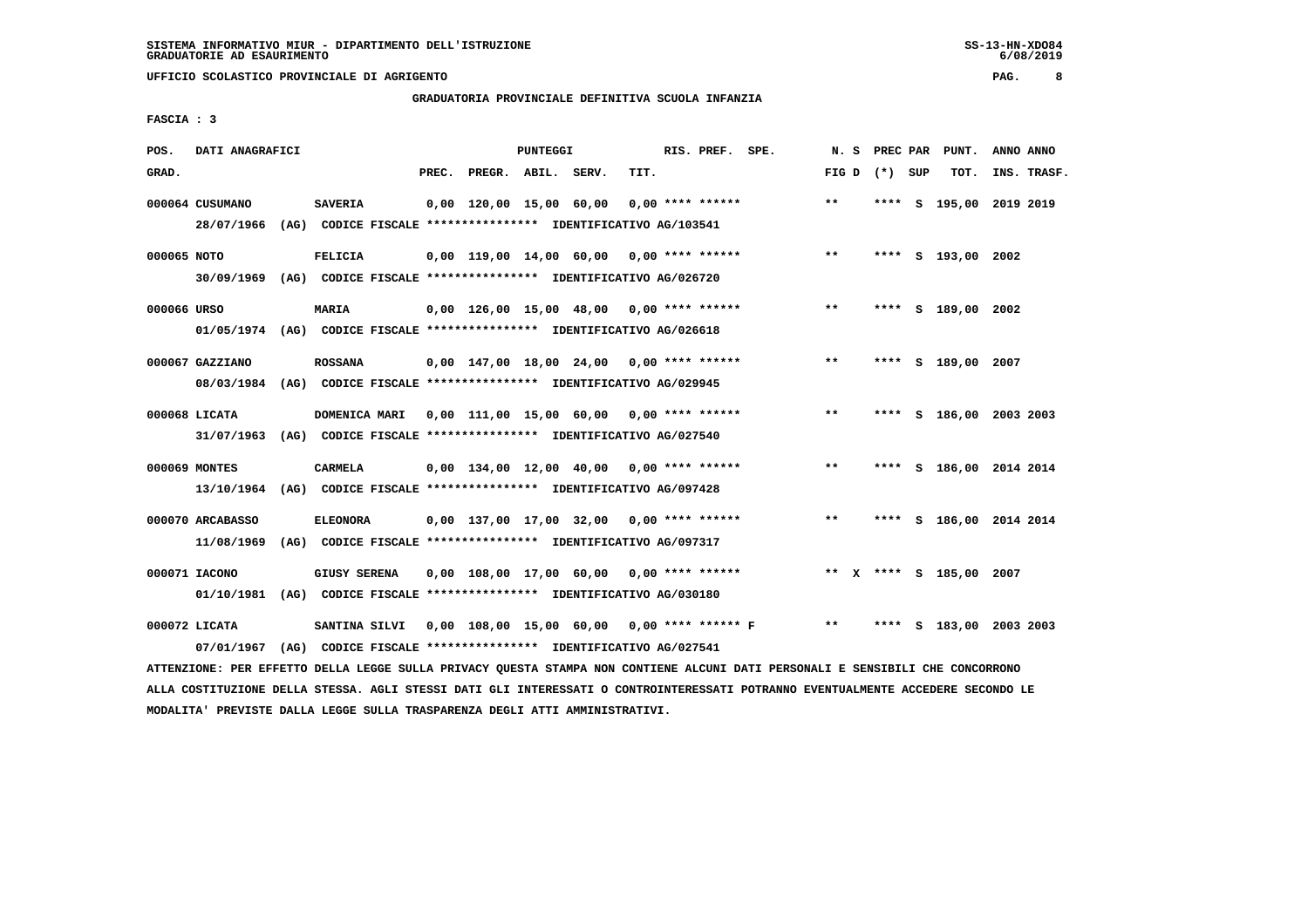SISTEMA INFORMATIVO MIUR - DIPARTIMENTO DELL'ISTRUZIONE
GRADUATORIE AD ESAURIMENTO

UFFICIO SCOLASTICO PROVINCIALE DI AGRIGENTO

GRADUATORIA PROVINCIALE DEFINITIVA SCUOLA INFANZIA

FASCIA : 3

| POS. GRAD. | DATI ANAGRAFICI | | PREC. | PREGR. | ABIL. | SERV. | TIT. | RIS. PREF. | SPE. | N. S FIG D | PREC PAR (*) SUP | PUNT. TOT. | ANNO ANNO INS. TRASF. |
|---|---|---|---|---|---|---|---|---|---|---|---|---|---|
| 000064 | CUSUMANO | SAVERIA | 0,00 | 120,00 | 15,00 | 60,00 | 0,00 | **** ****** | | ** | **** S | 195,00 | 2019 2019 |
| | 28/07/1966 (AG) CODICE FISCALE **************** IDENTIFICATIVO AG/103541 | | | | | | | | | | | | |
| 000065 | NOTO | FELICIA | 0,00 | 119,00 | 14,00 | 60,00 | 0,00 | **** ****** | | ** | **** S | 193,00 | 2002 |
| | 30/09/1969 (AG) CODICE FISCALE **************** IDENTIFICATIVO AG/026720 | | | | | | | | | | | | |
| 000066 | URSO | MARIA | 0,00 | 126,00 | 15,00 | 48,00 | 0,00 | **** ****** | | ** | **** S | 189,00 | 2002 |
| | 01/05/1974 (AG) CODICE FISCALE **************** IDENTIFICATIVO AG/026618 | | | | | | | | | | | | |
| 000067 | GAZZIANO | ROSSANA | 0,00 | 147,00 | 18,00 | 24,00 | 0,00 | **** ****** | | ** | **** S | 189,00 | 2007 |
| | 08/03/1984 (AG) CODICE FISCALE **************** IDENTIFICATIVO AG/029945 | | | | | | | | | | | | |
| 000068 | LICATA | DOMENICA MARI | 0,00 | 111,00 | 15,00 | 60,00 | 0,00 | **** ****** | | ** | **** S | 186,00 | 2003 2003 |
| | 31/07/1963 (AG) CODICE FISCALE **************** IDENTIFICATIVO AG/027540 | | | | | | | | | | | | |
| 000069 | MONTES | CARMELA | 0,00 | 134,00 | 12,00 | 40,00 | 0,00 | **** ****** | | ** | **** S | 186,00 | 2014 2014 |
| | 13/10/1964 (AG) CODICE FISCALE **************** IDENTIFICATIVO AG/097428 | | | | | | | | | | | | |
| 000070 | ARCABASSO | ELEONORA | 0,00 | 137,00 | 17,00 | 32,00 | 0,00 | **** ****** | | ** | **** S | 186,00 | 2014 2014 |
| | 11/08/1969 (AG) CODICE FISCALE **************** IDENTIFICATIVO AG/097317 | | | | | | | | | | | | |
| 000071 | IACONO | GIUSY SERENA | 0,00 | 108,00 | 17,00 | 60,00 | 0,00 | **** ****** | | ** X | **** S | 185,00 | 2007 |
| | 01/10/1981 (AG) CODICE FISCALE **************** IDENTIFICATIVO AG/030180 | | | | | | | | | | | | |
| 000072 | LICATA | SANTINA SILVI | 0,00 | 108,00 | 15,00 | 60,00 | 0,00 | **** ****** F | | ** | **** S | 183,00 | 2003 2003 |
| | 07/01/1967 (AG) CODICE FISCALE **************** IDENTIFICATIVO AG/027541 | | | | | | | | | | | | |

ATTENZIONE: PER EFFETTO DELLA LEGGE SULLA PRIVACY QUESTA STAMPA NON CONTIENE ALCUNI DATI PERSONALI E SENSIBILI CHE CONCORRONO ALLA COSTITUZIONE DELLA STESSA. AGLI STESSI DATI GLI INTERESSATI O CONTROINTERESSATI POTRANNO EVENTUALMENTE ACCEDERE SECONDO LE MODALITA' PREVISTE DALLA LEGGE SULLA TRASPARENZA DEGLI ATTI AMMINISTRATIVI.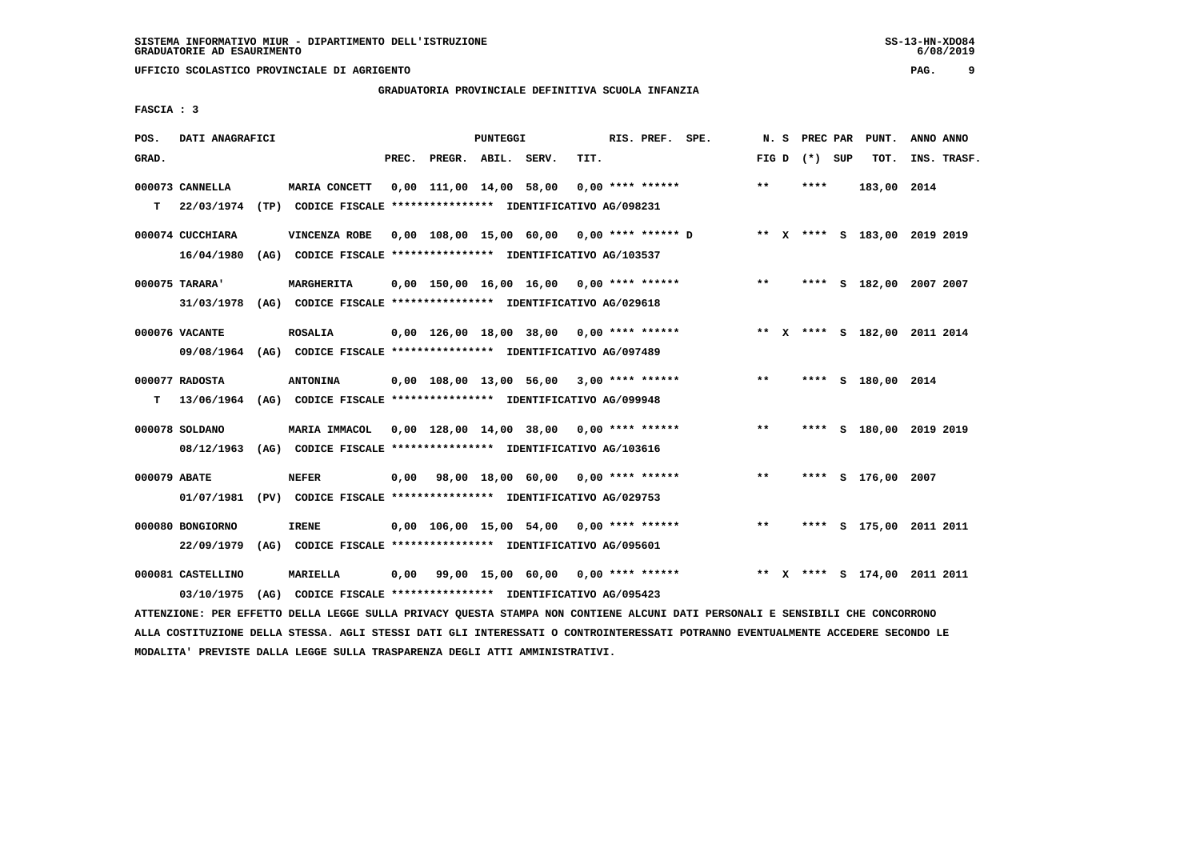SISTEMA INFORMATIVO MIUR - DIPARTIMENTO DELL'ISTRUZIONE
GRADUATORIE AD ESAURIMENTO

UFFICIO SCOLASTICO PROVINCIALE DI AGRIGENTO

GRADUATORIA PROVINCIALE DEFINITIVA SCUOLA INFANZIA

FASCIA : 3

| POS. GRAD. | DATI ANAGRAFICI | | PREC. | PREGR. | ABIL. | SERV. | TIT. | RIS. PREF. | SPE. | N. S FIG D | PREC PAR (*) SUP | PUNT. TOT. | ANNO INS. | ANNO TRASF. |
|---|---|---|---|---|---|---|---|---|---|---|---|---|---|---|
| 000073 | CANNELLA | MARIA CONCETT | 0,00 | 111,00 | 14,00 | 58,00 | 0,00 | **** ****** | | ** | **** | 183,00 | 2014 | |
| T | 22/03/1974 (TP) | CODICE FISCALE **************** IDENTIFICATIVO AG/098231 | | | | | | | | | | | | |
| 000074 | CUCCHIARA | VINCENZA ROBE | 0,00 | 108,00 | 15,00 | 60,00 | 0,00 | **** ****** | D | ** X | **** S | 183,00 | 2019 | 2019 |
| | 16/04/1980 (AG) | CODICE FISCALE **************** IDENTIFICATIVO AG/103537 | | | | | | | | | | | | |
| 000075 | TARARA' | MARGHERITA | 0,00 | 150,00 | 16,00 | 16,00 | 0,00 | **** ****** | | ** | **** S | 182,00 | 2007 | 2007 |
| | 31/03/1978 (AG) | CODICE FISCALE **************** IDENTIFICATIVO AG/029618 | | | | | | | | | | | | |
| 000076 | VACANTE | ROSALIA | 0,00 | 126,00 | 18,00 | 38,00 | 0,00 | **** ****** | | ** X | **** S | 182,00 | 2011 | 2014 |
| | 09/08/1964 (AG) | CODICE FISCALE **************** IDENTIFICATIVO AG/097489 | | | | | | | | | | | | |
| 000077 | RADOSTA | ANTONINA | 0,00 | 108,00 | 13,00 | 56,00 | 3,00 | **** ****** | | ** | **** S | 180,00 | 2014 | |
| T | 13/06/1964 (AG) | CODICE FISCALE **************** IDENTIFICATIVO AG/099948 | | | | | | | | | | | | |
| 000078 | SOLDANO | MARIA IMMACOL | 0,00 | 128,00 | 14,00 | 38,00 | 0,00 | **** ****** | | ** | **** S | 180,00 | 2019 | 2019 |
| | 08/12/1963 (AG) | CODICE FISCALE **************** IDENTIFICATIVO AG/103616 | | | | | | | | | | | | |
| 000079 | ABATE | NEFER | 0,00 | 98,00 | 18,00 | 60,00 | 0,00 | **** ****** | | ** | **** S | 176,00 | 2007 | |
| | 01/07/1981 (PV) | CODICE FISCALE **************** IDENTIFICATIVO AG/029753 | | | | | | | | | | | | |
| 000080 | BONGIORNO | IRENE | 0,00 | 106,00 | 15,00 | 54,00 | 0,00 | **** ****** | | ** | **** S | 175,00 | 2011 | 2011 |
| | 22/09/1979 (AG) | CODICE FISCALE **************** IDENTIFICATIVO AG/095601 | | | | | | | | | | | | |
| 000081 | CASTELLINO | MARIELLA | 0,00 | 99,00 | 15,00 | 60,00 | 0,00 | **** ****** | | ** X | **** S | 174,00 | 2011 | 2011 |
| | 03/10/1975 (AG) | CODICE FISCALE **************** IDENTIFICATIVO AG/095423 | | | | | | | | | | | | |

ATTENZIONE: PER EFFETTO DELLA LEGGE SULLA PRIVACY QUESTA STAMPA NON CONTIENE ALCUNI DATI PERSONALI E SENSIBILI CHE CONCORRONO ALLA COSTITUZIONE DELLA STESSA. AGLI STESSI DATI GLI INTERESSATI O CONTROINTERESSATI POTRANNO EVENTUALMENTE ACCEDERE SECONDO LE MODALITA' PREVISTE DALLA LEGGE SULLA TRASPARENZA DEGLI ATTI AMMINISTRATIVI.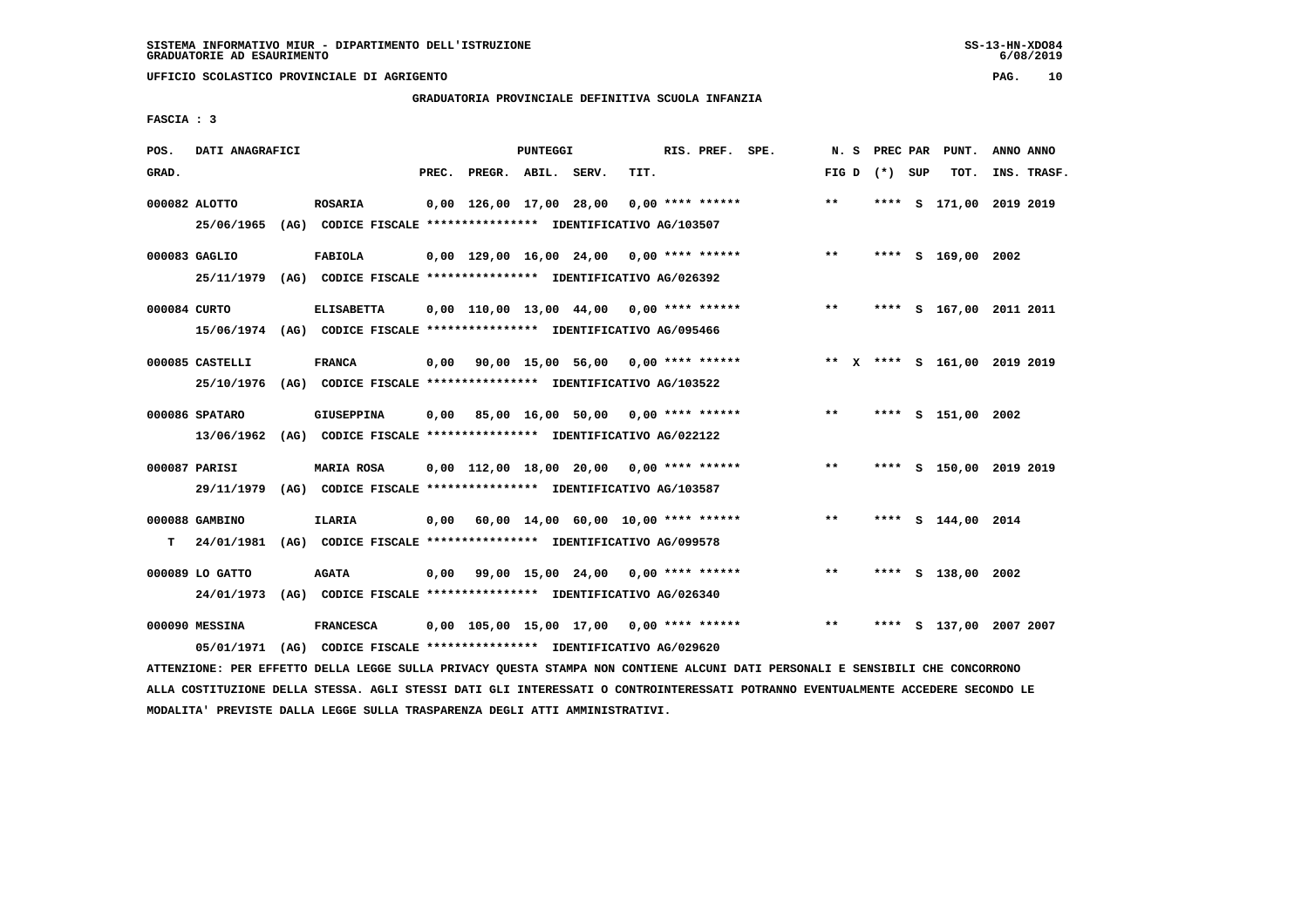UFFICIO SCOLASTICO PROVINCIALE DI AGRIGENTO

GRADUATORIA PROVINCIALE DEFINITIVA SCUOLA INFANZIA

FASCIA : 3

| POS. GRAD. | DATI ANAGRAFICI | | PREC. | PREGR. | ABIL. | SERV. | TIT. | RIS. PREF. | SPE. | N. S FIG D | PREC PAR (*) | SUP | PUNT. TOT. | ANNO INS. | ANNO TRASF. |
|---|---|---|---|---|---|---|---|---|---|---|---|---|---|---|---|
| 000082 | ALOTTO | ROSARIA | 0,00 | 126,00 | 17,00 | 28,00 | 0,00 | **** ****** | | ** | **** | S | 171,00 | 2019 | 2019 |
| | 25/06/1965 (AG) CODICE FISCALE **************** IDENTIFICATIVO AG/103507 | | | | | | | | | | | | | | |
| 000083 | GAGLIO | FABIOLA | 0,00 | 129,00 | 16,00 | 24,00 | 0,00 | **** ****** | | ** | **** | S | 169,00 | 2002 | |
| | 25/11/1979 (AG) CODICE FISCALE **************** IDENTIFICATIVO AG/026392 | | | | | | | | | | | | | | |
| 000084 | CURTO | ELISABETTA | 0,00 | 110,00 | 13,00 | 44,00 | 0,00 | **** ****** | | ** | **** | S | 167,00 | 2011 | 2011 |
| | 15/06/1974 (AG) CODICE FISCALE **************** IDENTIFICATIVO AG/095466 | | | | | | | | | | | | | | |
| 000085 | CASTELLI | FRANCA | 0,00 | 90,00 | 15,00 | 56,00 | 0,00 | **** ****** | | ** X | **** | S | 161,00 | 2019 | 2019 |
| | 25/10/1976 (AG) CODICE FISCALE **************** IDENTIFICATIVO AG/103522 | | | | | | | | | | | | | | |
| 000086 | SPATARO | GIUSEPPINA | 0,00 | 85,00 | 16,00 | 50,00 | 0,00 | **** ****** | | ** | **** | S | 151,00 | 2002 | |
| | 13/06/1962 (AG) CODICE FISCALE **************** IDENTIFICATIVO AG/022122 | | | | | | | | | | | | | | |
| 000087 | PARISI | MARIA ROSA | 0,00 | 112,00 | 18,00 | 20,00 | 0,00 | **** ****** | | ** | **** | S | 150,00 | 2019 | 2019 |
| | 29/11/1979 (AG) CODICE FISCALE **************** IDENTIFICATIVO AG/103587 | | | | | | | | | | | | | | |
| 000088 | GAMBINO | ILARIA | 0,00 | 60,00 | 14,00 | 60,00 | 10,00 | **** ****** | | ** | **** | S | 144,00 | 2014 | |
| T | 24/01/1981 (AG) CODICE FISCALE **************** IDENTIFICATIVO AG/099578 | | | | | | | | | | | | | | |
| 000089 | LO GATTO | AGATA | 0,00 | 99,00 | 15,00 | 24,00 | 0,00 | **** ****** | | ** | **** | S | 138,00 | 2002 | |
| | 24/01/1973 (AG) CODICE FISCALE **************** IDENTIFICATIVO AG/026340 | | | | | | | | | | | | | | |
| 000090 | MESSINA | FRANCESCA | 0,00 | 105,00 | 15,00 | 17,00 | 0,00 | **** ****** | | ** | **** | S | 137,00 | 2007 | 2007 |
| | 05/01/1971 (AG) CODICE FISCALE **************** IDENTIFICATIVO AG/029620 | | | | | | | | | | | | | | |

ATTENZIONE: PER EFFETTO DELLA LEGGE SULLA PRIVACY QUESTA STAMPA NON CONTIENE ALCUNI DATI PERSONALI E SENSIBILI CHE CONCORRONO ALLA COSTITUZIONE DELLA STESSA. AGLI STESSI DATI GLI INTERESSATI O CONTROINTERESSATI POTRANNO EVENTUALMENTE ACCEDERE SECONDO LE MODALITA' PREVISTE DALLA LEGGE SULLA TRASPARENZA DEGLI ATTI AMMINISTRATIVI.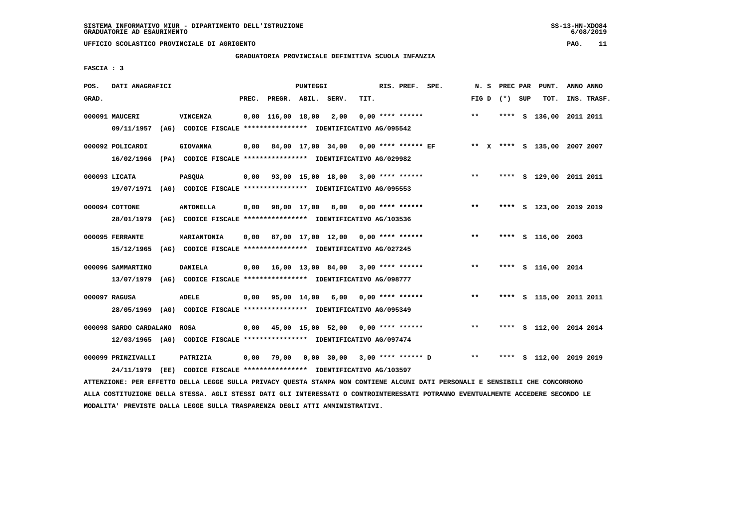SISTEMA INFORMATIVO MIUR - DIPARTIMENTO DELL'ISTRUZIONE
GRADUATORIE AD ESAURIMENTO

UFFICIO SCOLASTICO PROVINCIALE DI AGRIGENTO

GRADUATORIA PROVINCIALE DEFINITIVA SCUOLA INFANZIA

FASCIA : 3

| POS. GRAD. | DATI ANAGRAFICI | | PREC. | PREGR. | ABIL. | SERV. | TIT. | RIS. PREF. | SPE. | N. S FIG D | PREC PAR (*) SUP | PUNT. TOT. | ANNO INS. | ANNO TRASF. |
|---|---|---|---|---|---|---|---|---|---|---|---|---|---|---|
| 000091 | MAUCERI | VINCENZA | 0,00 | 116,00 | 18,00 | 2,00 | 0,00 | **** ****** | | ** | **** S | 136,00 | 2011 | 2011 |
| | 09/11/1957 (AG) CODICE FISCALE **************** IDENTIFICATIVO AG/095542 | | | | | | | | | | | | | |
| 000092 | POLICARDI | GIOVANNA | 0,00 | 84,00 | 17,00 | 34,00 | 0,00 | **** ****** | EF | ** X | **** S | 135,00 | 2007 | 2007 |
| | 16/02/1966 (PA) CODICE FISCALE **************** IDENTIFICATIVO AG/029982 | | | | | | | | | | | | | |
| 000093 | LICATA | PASQUA | 0,00 | 93,00 | 15,00 | 18,00 | 3,00 | **** ****** | | ** | **** S | 129,00 | 2011 | 2011 |
| | 19/07/1971 (AG) CODICE FISCALE **************** IDENTIFICATIVO AG/095553 | | | | | | | | | | | | | |
| 000094 | COTTONE | ANTONELLA | 0,00 | 98,00 | 17,00 | 8,00 | 0,00 | **** ****** | | ** | **** S | 123,00 | 2019 | 2019 |
| | 28/01/1979 (AG) CODICE FISCALE **************** IDENTIFICATIVO AG/103536 | | | | | | | | | | | | | |
| 000095 | FERRANTE | MARIANTONIA | 0,00 | 87,00 | 17,00 | 12,00 | 0,00 | **** ****** | | ** | **** S | 116,00 | 2003 | |
| | 15/12/1965 (AG) CODICE FISCALE **************** IDENTIFICATIVO AG/027245 | | | | | | | | | | | | | |
| 000096 | SAMMARTINO | DANIELA | 0,00 | 16,00 | 13,00 | 84,00 | 3,00 | **** ****** | | ** | **** S | 116,00 | 2014 | |
| | 13/07/1979 (AG) CODICE FISCALE **************** IDENTIFICATIVO AG/098777 | | | | | | | | | | | | | |
| 000097 | RAGUSA | ADELE | 0,00 | 95,00 | 14,00 | 6,00 | 0,00 | **** ****** | | ** | **** S | 115,00 | 2011 | 2011 |
| | 28/05/1969 (AG) CODICE FISCALE **************** IDENTIFICATIVO AG/095349 | | | | | | | | | | | | | |
| 000098 | SARDO CARDALANO | ROSA | 0,00 | 45,00 | 15,00 | 52,00 | 0,00 | **** ****** | | ** | **** S | 112,00 | 2014 | 2014 |
| | 12/03/1965 (AG) CODICE FISCALE **************** IDENTIFICATIVO AG/097474 | | | | | | | | | | | | | |
| 000099 | PRINZIVALLI | PATRIZIA | 0,00 | 79,00 | 0,00 | 30,00 | 3,00 | **** ****** | D | ** | **** S | 112,00 | 2019 | 2019 |
| | 24/11/1979 (EE) CODICE FISCALE **************** IDENTIFICATIVO AG/103597 | | | | | | | | | | | | | |

ATTENZIONE: PER EFFETTO DELLA LEGGE SULLA PRIVACY QUESTA STAMPA NON CONTIENE ALCUNI DATI PERSONALI E SENSIBILI CHE CONCORRONO ALLA COSTITUZIONE DELLA STESSA. AGLI STESSI DATI GLI INTERESSATI O CONTROINTERESSATI POTRANNO EVENTUALMENTE ACCEDERE SECONDO LE MODALITA' PREVISTE DALLA LEGGE SULLA TRASPARENZA DEGLI ATTI AMMINISTRATIVI.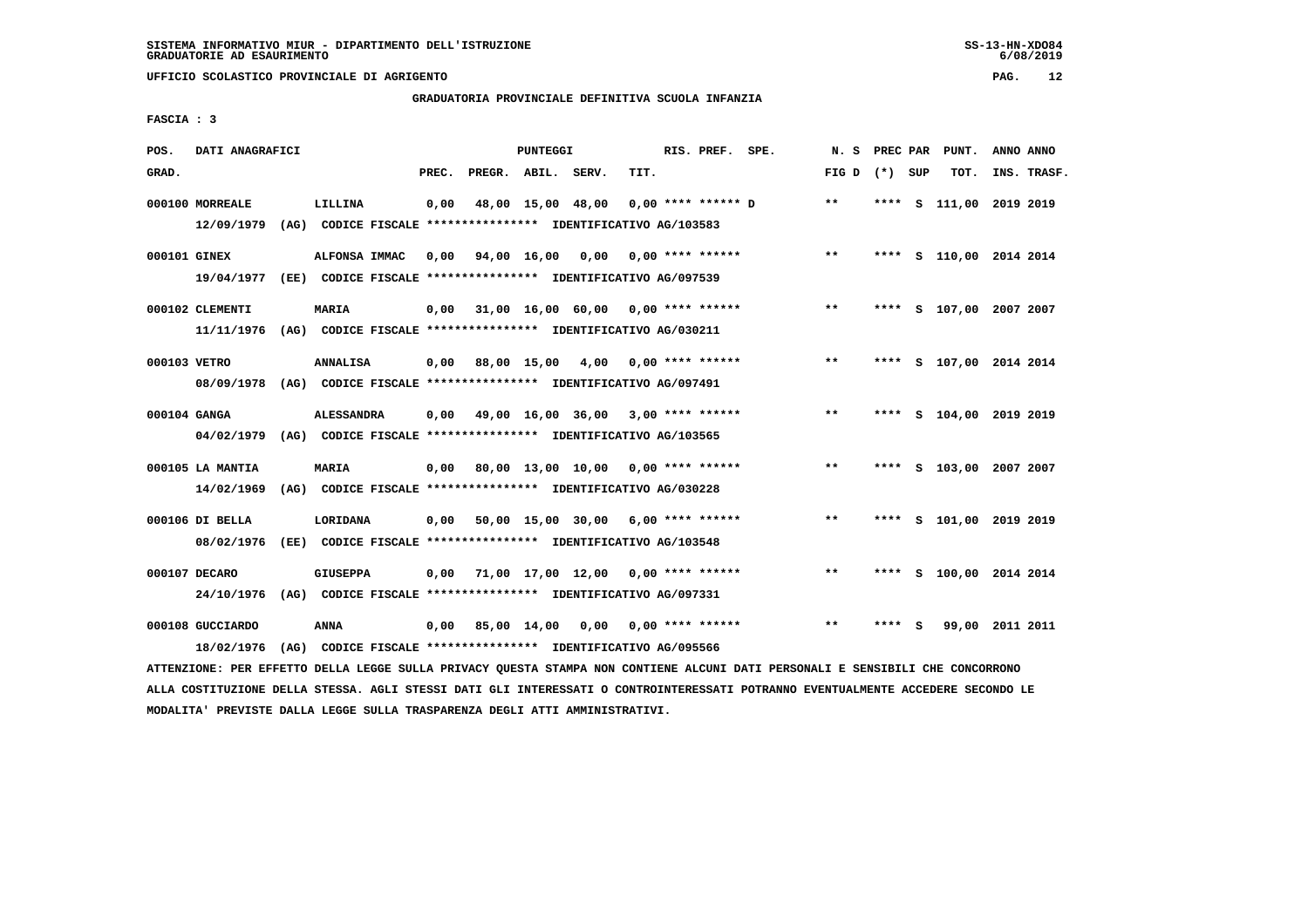SISTEMA INFORMATIVO MIUR - DIPARTIMENTO DELL'ISTRUZIONE
GRADUATORIE AD ESAURIMENTO

UFFICIO SCOLASTICO PROVINCIALE DI AGRIGENTO

GRADUATORIA PROVINCIALE DEFINITIVA SCUOLA INFANZIA

FASCIA : 3

| POS. GRAD. | DATI ANAGRAFICI | | PREC. | PREGR. | ABIL. | SERV. | TIT. | RIS. PREF. | SPE. | N. S FIG D | PREC PAR (*) SUP | PUNT. TOT. | ANNO INS. | ANNO TRASF. |
|---|---|---|---|---|---|---|---|---|---|---|---|---|---|---|
| 000100 | MORREALE | LILLINA | 0,00 | 48,00 | 15,00 | 48,00 | 0,00 | **** ****** D | | ** | **** S | 111,00 | 2019 | 2019 |
| | 12/09/1979 (AG) CODICE FISCALE **************** IDENTIFICATIVO AG/103583 | | | | | | | | | | | | | |
| 000101 | GINEX | ALFONSA IMMAC | 0,00 | 94,00 | 16,00 | 0,00 | 0,00 | **** ****** | | ** | **** S | 110,00 | 2014 | 2014 |
| | 19/04/1977 (EE) CODICE FISCALE **************** IDENTIFICATIVO AG/097539 | | | | | | | | | | | | | |
| 000102 | CLEMENTI | MARIA | 0,00 | 31,00 | 16,00 | 60,00 | 0,00 | **** ****** | | ** | **** S | 107,00 | 2007 | 2007 |
| | 11/11/1976 (AG) CODICE FISCALE **************** IDENTIFICATIVO AG/030211 | | | | | | | | | | | | | |
| 000103 | VETRO | ANNALISA | 0,00 | 88,00 | 15,00 | 4,00 | 0,00 | **** ****** | | ** | **** S | 107,00 | 2014 | 2014 |
| | 08/09/1978 (AG) CODICE FISCALE **************** IDENTIFICATIVO AG/097491 | | | | | | | | | | | | | |
| 000104 | GANGA | ALESSANDRA | 0,00 | 49,00 | 16,00 | 36,00 | 3,00 | **** ****** | | ** | **** S | 104,00 | 2019 | 2019 |
| | 04/02/1979 (AG) CODICE FISCALE **************** IDENTIFICATIVO AG/103565 | | | | | | | | | | | | | |
| 000105 | LA MANTIA | MARIA | 0,00 | 80,00 | 13,00 | 10,00 | 0,00 | **** ****** | | ** | **** S | 103,00 | 2007 | 2007 |
| | 14/02/1969 (AG) CODICE FISCALE **************** IDENTIFICATIVO AG/030228 | | | | | | | | | | | | | |
| 000106 | DI BELLA | LORIDANA | 0,00 | 50,00 | 15,00 | 30,00 | 6,00 | **** ****** | | ** | **** S | 101,00 | 2019 | 2019 |
| | 08/02/1976 (EE) CODICE FISCALE **************** IDENTIFICATIVO AG/103548 | | | | | | | | | | | | | |
| 000107 | DECARO | GIUSEPPA | 0,00 | 71,00 | 17,00 | 12,00 | 0,00 | **** ****** | | ** | **** S | 100,00 | 2014 | 2014 |
| | 24/10/1976 (AG) CODICE FISCALE **************** IDENTIFICATIVO AG/097331 | | | | | | | | | | | | | |
| 000108 | GUCCIARDO | ANNA | 0,00 | 85,00 | 14,00 | 0,00 | 0,00 | **** ****** | | ** | **** S | 99,00 | 2011 | 2011 |
| | 18/02/1976 (AG) CODICE FISCALE **************** IDENTIFICATIVO AG/095566 | | | | | | | | | | | | | |

ATTENZIONE: PER EFFETTO DELLA LEGGE SULLA PRIVACY QUESTA STAMPA NON CONTIENE ALCUNI DATI PERSONALI E SENSIBILI CHE CONCORRONO ALLA COSTITUZIONE DELLA STESSA. AGLI STESSI DATI GLI INTERESSATI O CONTROINTERESSATI POTRANNO EVENTUALMENTE ACCEDERE SECONDO LE MODALITA' PREVISTE DALLA LEGGE SULLA TRASPARENZA DEGLI ATTI AMMINISTRATIVI.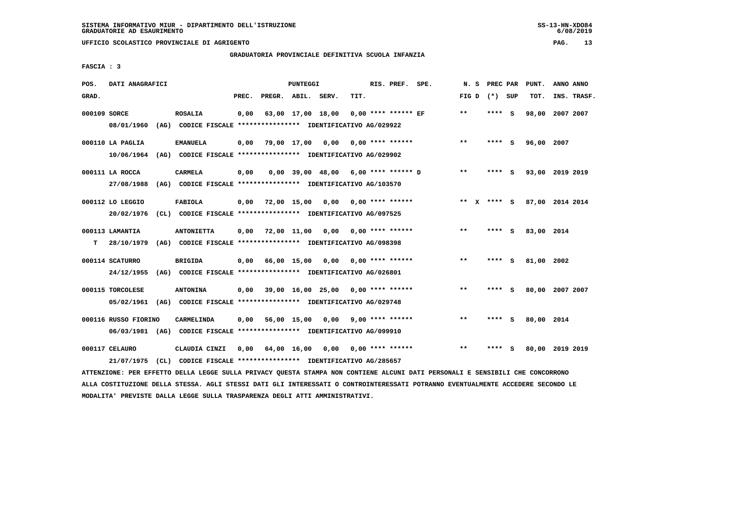SISTEMA INFORMATIVO MIUR - DIPARTIMENTO DELL'ISTRUZIONE
GRADUATORIE AD ESAURIMENTO

UFFICIO SCOLASTICO PROVINCIALE DI AGRIGENTO

GRADUATORIA PROVINCIALE DEFINITIVA SCUOLA INFANZIA

FASCIA : 3

| POS. GRAD. | DATI ANAGRAFICI | | PREC. | PREGR. | ABIL. | SERV. | TIT. | RIS. PREF. SPE. | N. S FIG D | PREC PAR (*) SUP | PUNT. TOT. | ANNO INS. | ANNO TRASF. |
|---|---|---|---|---|---|---|---|---|---|---|---|---|---|
| 000109 | SORCE | ROSALIA | 0,00 | 63,00 | 17,00 | 18,00 | 0,00 | **** ****** EF | ** | **** S | 98,00 | 2007 | 2007 |
| | 08/01/1960 (AG) CODICE FISCALE **************** IDENTIFICATIVO AG/029922 | | | | | | | | | | | | |
| 000110 | LA PAGLIA | EMANUELA | 0,00 | 79,00 | 17,00 | 0,00 | 0,00 | **** ****** | ** | **** S | 96,00 | 2007 | |
| | 10/06/1964 (AG) CODICE FISCALE **************** IDENTIFICATIVO AG/029902 | | | | | | | | | | | | |
| 000111 | LA ROCCA | CARMELA | 0,00 | 0,00 | 39,00 | 48,00 | 6,00 | **** ****** D | ** | **** S | 93,00 | 2019 | 2019 |
| | 27/08/1988 (AG) CODICE FISCALE **************** IDENTIFICATIVO AG/103570 | | | | | | | | | | | | |
| 000112 | LO LEGGIO | FABIOLA | 0,00 | 72,00 | 15,00 | 0,00 | 0,00 | **** ****** | ** X | **** S | 87,00 | 2014 | 2014 |
| | 20/02/1976 (CL) CODICE FISCALE **************** IDENTIFICATIVO AG/097525 | | | | | | | | | | | | |
| 000113 | LAMANTIA | ANTONIETTA | 0,00 | 72,00 | 11,00 | 0,00 | 0,00 | **** ****** | ** | **** S | 83,00 | 2014 | |
| T | 28/10/1979 (AG) CODICE FISCALE **************** IDENTIFICATIVO AG/098398 | | | | | | | | | | | | |
| 000114 | SCATURRO | BRIGIDA | 0,00 | 66,00 | 15,00 | 0,00 | 0,00 | **** ****** | ** | **** S | 81,00 | 2002 | |
| | 24/12/1955 (AG) CODICE FISCALE **************** IDENTIFICATIVO AG/026801 | | | | | | | | | | | | |
| 000115 | TORCOLESE | ANTONINA | 0,00 | 39,00 | 16,00 | 25,00 | 0,00 | **** ****** | ** | **** S | 80,00 | 2007 | 2007 |
| | 05/02/1961 (AG) CODICE FISCALE **************** IDENTIFICATIVO AG/029748 | | | | | | | | | | | | |
| 000116 | RUSSO FIORINO | CARMELINDA | 0,00 | 56,00 | 15,00 | 0,00 | 9,00 | **** ****** | ** | **** S | 80,00 | 2014 | |
| | 06/03/1981 (AG) CODICE FISCALE **************** IDENTIFICATIVO AG/099910 | | | | | | | | | | | | |
| 000117 | CELAURO | CLAUDIA CINZI | 0,00 | 64,00 | 16,00 | 0,00 | 0,00 | **** ****** | ** | **** S | 80,00 | 2019 | 2019 |
| | 21/07/1975 (CL) CODICE FISCALE **************** IDENTIFICATIVO AG/285657 | | | | | | | | | | | | |

ATTENZIONE: PER EFFETTO DELLA LEGGE SULLA PRIVACY QUESTA STAMPA NON CONTIENE ALCUNI DATI PERSONALI E SENSIBILI CHE CONCORRONO ALLA COSTITUZIONE DELLA STESSA. AGLI STESSI DATI GLI INTERESSATI O CONTROINTERESSATI POTRANNO EVENTUALMENTE ACCEDERE SECONDO LE MODALITA' PREVISTE DALLA LEGGE SULLA TRASPARENZA DEGLI ATTI AMMINISTRATIVI.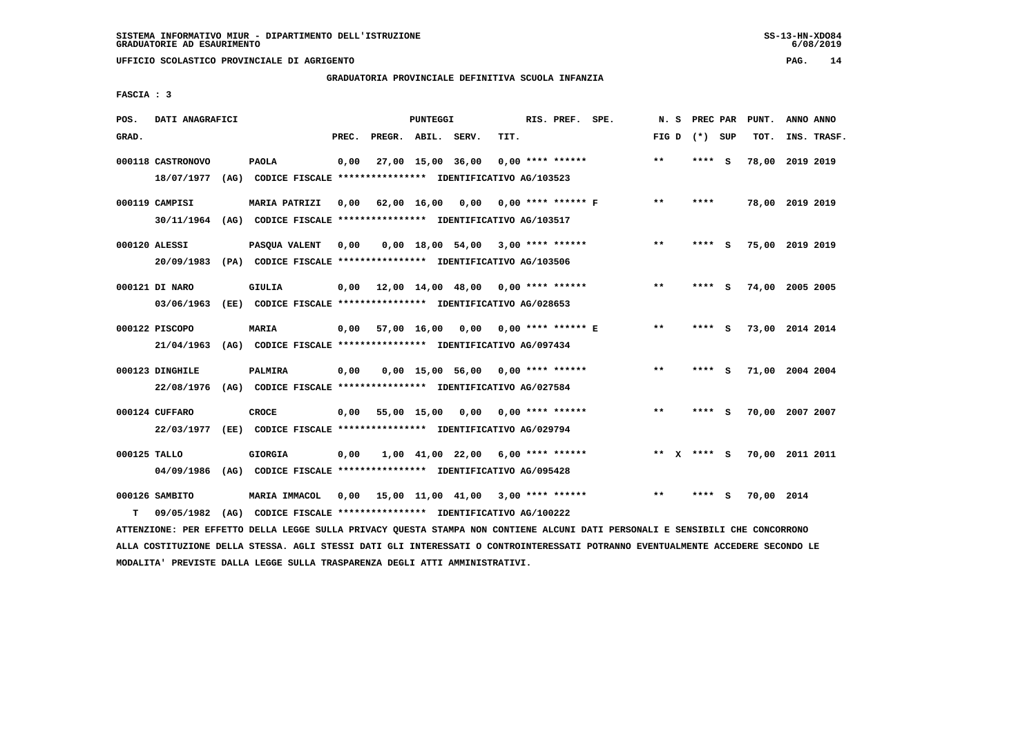SISTEMA INFORMATIVO MIUR - DIPARTIMENTO DELL'ISTRUZIONE
GRADUATORIE AD ESAURIMENTO

UFFICIO SCOLASTICO PROVINCIALE DI AGRIGENTO

GRADUATORIA PROVINCIALE DEFINITIVA SCUOLA INFANZIA

FASCIA : 3

| POS. GRAD. | DATI ANAGRAFICI | | PREC. | PREGR. | ABIL. | SERV. | TIT. | RIS. PREF. | SPE. | N. S FIG D | PREC PAR (*) | SUP | PUNT. TOT. | ANNO INS. | ANNO TRASF. |
|---|---|---|---|---|---|---|---|---|---|---|---|---|---|---|---|
| 000118 | CASTRONOVO | PAOLA | 0,00 | 27,00 | 15,00 | 36,00 | 0,00 | **** ****** | | ** | **** | S | 78,00 | 2019 | 2019 |
| | 18/07/1977 (AG) CODICE FISCALE **************** IDENTIFICATIVO AG/103523 | | | | | | | | | | | | | | |
| 000119 | CAMPISI | MARIA PATRIZI | 0,00 | 62,00 | 16,00 | 0,00 | 0,00 | **** ****** F | | ** | **** | | 78,00 | 2019 | 2019 |
| | 30/11/1964 (AG) CODICE FISCALE **************** IDENTIFICATIVO AG/103517 | | | | | | | | | | | | | | |
| 000120 | ALESSI | PASQUA VALENT | 0,00 | 0,00 | 18,00 | 54,00 | 3,00 | **** ****** | | ** | **** | S | 75,00 | 2019 | 2019 |
| | 20/09/1983 (PA) CODICE FISCALE **************** IDENTIFICATIVO AG/103506 | | | | | | | | | | | | | | |
| 000121 | DI NARO | GIULIA | 0,00 | 12,00 | 14,00 | 48,00 | 0,00 | **** ****** | | ** | **** | S | 74,00 | 2005 | 2005 |
| | 03/06/1963 (EE) CODICE FISCALE **************** IDENTIFICATIVO AG/028653 | | | | | | | | | | | | | | |
| 000122 | PISCOPO | MARIA | 0,00 | 57,00 | 16,00 | 0,00 | 0,00 | **** ****** E | | ** | **** | S | 73,00 | 2014 | 2014 |
| | 21/04/1963 (AG) CODICE FISCALE **************** IDENTIFICATIVO AG/097434 | | | | | | | | | | | | | | |
| 000123 | DINGHILE | PALMIRA | 0,00 | 0,00 | 15,00 | 56,00 | 0,00 | **** ****** | | ** | **** | S | 71,00 | 2004 | 2004 |
| | 22/08/1976 (AG) CODICE FISCALE **************** IDENTIFICATIVO AG/027584 | | | | | | | | | | | | | | |
| 000124 | CUFFARO | CROCE | 0,00 | 55,00 | 15,00 | 0,00 | 0,00 | **** ****** | | ** | **** | S | 70,00 | 2007 | 2007 |
| | 22/03/1977 (EE) CODICE FISCALE **************** IDENTIFICATIVO AG/029794 | | | | | | | | | | | | | | |
| 000125 | TALLO | GIORGIA | 0,00 | 1,00 | 41,00 | 22,00 | 6,00 | **** ****** | | ** X | **** | S | 70,00 | 2011 | 2011 |
| | 04/09/1986 (AG) CODICE FISCALE **************** IDENTIFICATIVO AG/095428 | | | | | | | | | | | | | | |
| 000126 | SAMBITO | MARIA IMMACOL | 0,00 | 15,00 | 11,00 | 41,00 | 3,00 | **** ****** | | ** | **** | S | 70,00 | 2014 | |
| T | 09/05/1982 (AG) CODICE FISCALE **************** IDENTIFICATIVO AG/100222 | | | | | | | | | | | | | | |

ATTENZIONE: PER EFFETTO DELLA LEGGE SULLA PRIVACY QUESTA STAMPA NON CONTIENE ALCUNI DATI PERSONALI E SENSIBILI CHE CONCORRONO ALLA COSTITUZIONE DELLA STESSA. AGLI STESSI DATI GLI INTERESSATI O CONTROINTERESSATI POTRANNO EVENTUALMENTE ACCEDERE SECONDO LE MODALITA' PREVISTE DALLA LEGGE SULLA TRASPARENZA DEGLI ATTI AMMINISTRATIVI.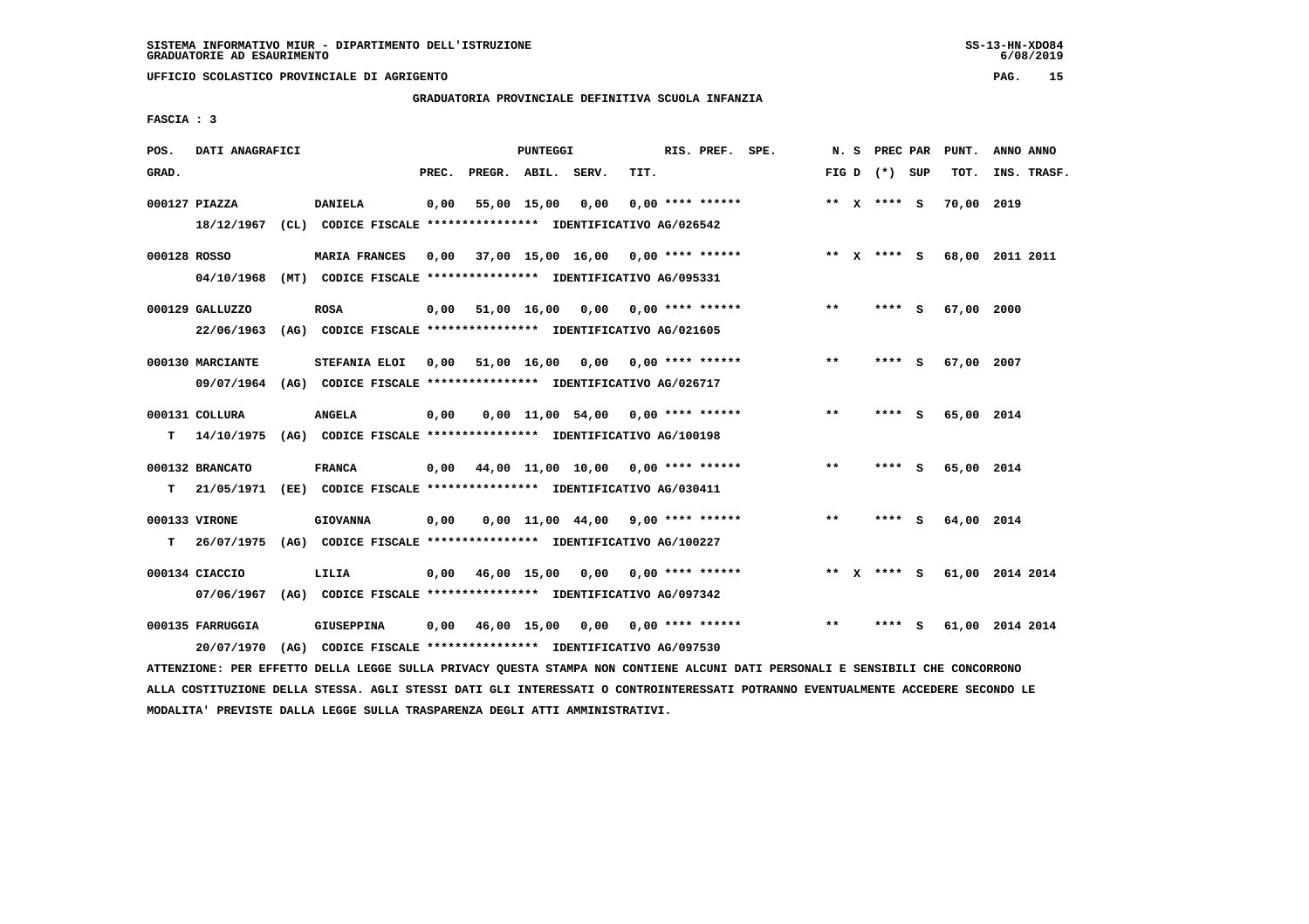SISTEMA INFORMATIVO MIUR - DIPARTIMENTO DELL'ISTRUZIONE
GRADUATORIE AD ESAURIMENTO

UFFICIO SCOLASTICO PROVINCIALE DI AGRIGENTO

GRADUATORIA PROVINCIALE DEFINITIVA SCUOLA INFANZIA

FASCIA : 3

| POS. GRAD. | DATI ANAGRAFICI | | PREC. | PREGR. | ABIL. | SERV. | TIT. | RIS. PREF. SPE. | N. S FIG D | PREC PAR (*) SUP | PUNT. TOT. | ANNO ANNO INS. TRASF. |
|---|---|---|---|---|---|---|---|---|---|---|---|---|
| 000127 | PIAZZA | DANIELA | 0,00 | 55,00 | 15,00 | 0,00 | 0,00 | **** ****** | ** X | **** S | 70,00 | 2019 |
| | 18/12/1967 (CL) CODICE FISCALE **************** IDENTIFICATIVO AG/026542 | | | | | | | | | | | |
| 000128 | ROSSO | MARIA FRANCES | 0,00 | 37,00 | 15,00 | 16,00 | 0,00 | **** ****** | ** X | **** S | 68,00 | 2011 2011 |
| | 04/10/1968 (MT) CODICE FISCALE **************** IDENTIFICATIVO AG/095331 | | | | | | | | | | | |
| 000129 | GALLUZZO | ROSA | 0,00 | 51,00 | 16,00 | 0,00 | 0,00 | **** ****** | ** | **** S | 67,00 | 2000 |
| | 22/06/1963 (AG) CODICE FISCALE **************** IDENTIFICATIVO AG/021605 | | | | | | | | | | | |
| 000130 | MARCIANTE | STEFANIA ELOI | 0,00 | 51,00 | 16,00 | 0,00 | 0,00 | **** ****** | ** | **** S | 67,00 | 2007 |
| | 09/07/1964 (AG) CODICE FISCALE **************** IDENTIFICATIVO AG/026717 | | | | | | | | | | | |
| 000131 | COLLURA | ANGELA | 0,00 | 0,00 | 11,00 | 54,00 | 0,00 | **** ****** | ** | **** S | 65,00 | 2014 |
| T | 14/10/1975 (AG) CODICE FISCALE **************** IDENTIFICATIVO AG/100198 | | | | | | | | | | | |
| 000132 | BRANCATO | FRANCA | 0,00 | 44,00 | 11,00 | 10,00 | 0,00 | **** ****** | ** | **** S | 65,00 | 2014 |
| T | 21/05/1971 (EE) CODICE FISCALE **************** IDENTIFICATIVO AG/030411 | | | | | | | | | | | |
| 000133 | VIRONE | GIOVANNA | 0,00 | 0,00 | 11,00 | 44,00 | 9,00 | **** ****** | ** | **** S | 64,00 | 2014 |
| T | 26/07/1975 (AG) CODICE FISCALE **************** IDENTIFICATIVO AG/100227 | | | | | | | | | | | |
| 000134 | CIACCIO | LILIA | 0,00 | 46,00 | 15,00 | 0,00 | 0,00 | **** ****** | ** X | **** S | 61,00 | 2014 2014 |
| | 07/06/1967 (AG) CODICE FISCALE **************** IDENTIFICATIVO AG/097342 | | | | | | | | | | | |
| 000135 | FARRUGGIA | GIUSEPPINA | 0,00 | 46,00 | 15,00 | 0,00 | 0,00 | **** ****** | ** | **** S | 61,00 | 2014 2014 |
| | 20/07/1970 (AG) CODICE FISCALE **************** IDENTIFICATIVO AG/097530 | | | | | | | | | | | |

ATTENZIONE: PER EFFETTO DELLA LEGGE SULLA PRIVACY QUESTA STAMPA NON CONTIENE ALCUNI DATI PERSONALI E SENSIBILI CHE CONCORRONO ALLA COSTITUZIONE DELLA STESSA. AGLI STESSI DATI GLI INTERESSATI O CONTROINTERESSATI POTRANNO EVENTUALMENTE ACCEDERE SECONDO LE MODALITA' PREVISTE DALLA LEGGE SULLA TRASPARENZA DEGLI ATTI AMMINISTRATIVI.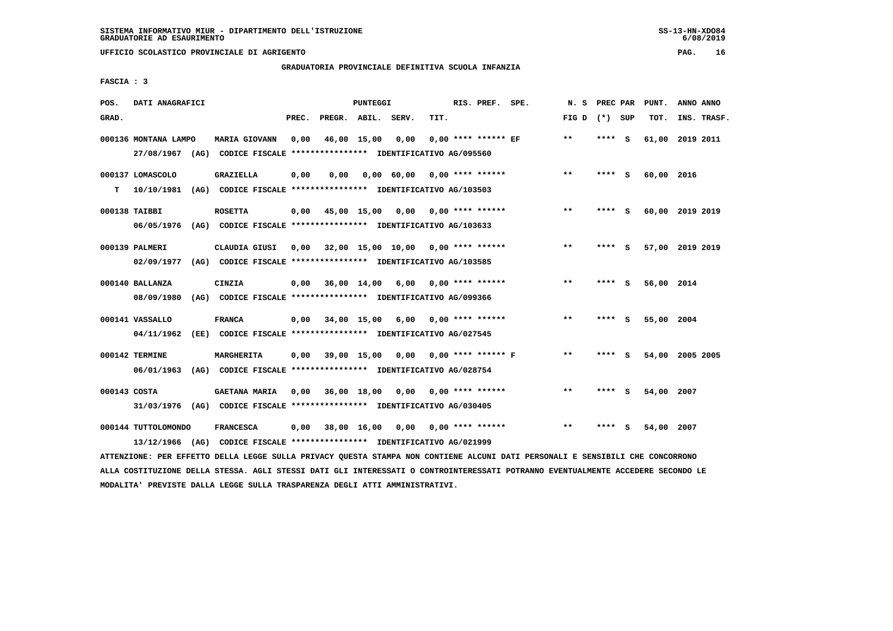SISTEMA INFORMATIVO MIUR - DIPARTIMENTO DELL'ISTRUZIONE
GRADUATORIE AD ESAURIMENTO

UFFICIO SCOLASTICO PROVINCIALE DI AGRIGENTO

GRADUATORIA PROVINCIALE DEFINITIVA SCUOLA INFANZIA

FASCIA : 3

| POS. GRAD. | DATI ANAGRAFICI | | PREC. | PREGR. | ABIL. | SERV. | TIT. | RIS. PREF. SPE. | N. S FIG D | PREC PAR (*) SUP | PUNT. TOT. | ANNO ANNO INS. TRASF. |
|---|---|---|---|---|---|---|---|---|---|---|---|---|
| 000136 | MONTANA LAMPO | MARIA GIOVANN | 0,00 | 46,00 | 15,00 | 0,00 | 0,00 | **** ****** EF | ** | **** S | 61,00 | 2019 2011 |
| | 27/08/1967 (AG) CODICE FISCALE **************** IDENTIFICATIVO AG/095560 | | | | | | | | | | | |
| 000137 | LOMASCOLO | GRAZIELLA | 0,00 | 0,00 | 0,00 | 60,00 | 0,00 | **** ****** | ** | **** S | 60,00 | 2016 |
| T | 10/10/1981 (AG) CODICE FISCALE **************** IDENTIFICATIVO AG/103503 | | | | | | | | | | | |
| 000138 | TAIBBI | ROSETTA | 0,00 | 45,00 | 15,00 | 0,00 | 0,00 | **** ****** | ** | **** S | 60,00 | 2019 2019 |
| | 06/05/1976 (AG) CODICE FISCALE **************** IDENTIFICATIVO AG/103633 | | | | | | | | | | | |
| 000139 | PALMERI | CLAUDIA GIUSI | 0,00 | 32,00 | 15,00 | 10,00 | 0,00 | **** ****** | ** | **** S | 57,00 | 2019 2019 |
| | 02/09/1977 (AG) CODICE FISCALE **************** IDENTIFICATIVO AG/103585 | | | | | | | | | | | |
| 000140 | BALLANZA | CINZIA | 0,00 | 36,00 | 14,00 | 6,00 | 0,00 | **** ****** | ** | **** S | 56,00 | 2014 |
| | 08/09/1980 (AG) CODICE FISCALE **************** IDENTIFICATIVO AG/099366 | | | | | | | | | | | |
| 000141 | VASSALLO | FRANCA | 0,00 | 34,00 | 15,00 | 6,00 | 0,00 | **** ****** | ** | **** S | 55,00 | 2004 |
| | 04/11/1962 (EE) CODICE FISCALE **************** IDENTIFICATIVO AG/027545 | | | | | | | | | | | |
| 000142 | TERMINE | MARGHERITA | 0,00 | 39,00 | 15,00 | 0,00 | 0,00 | **** ****** F | ** | **** S | 54,00 | 2005 2005 |
| | 06/01/1963 (AG) CODICE FISCALE **************** IDENTIFICATIVO AG/028754 | | | | | | | | | | | |
| 000143 | COSTA | GAETANA MARIA | 0,00 | 36,00 | 18,00 | 0,00 | 0,00 | **** ****** | ** | **** S | 54,00 | 2007 |
| | 31/03/1976 (AG) CODICE FISCALE **************** IDENTIFICATIVO AG/030405 | | | | | | | | | | | |
| 000144 | TUTTOLOMONDO | FRANCESCA | 0,00 | 38,00 | 16,00 | 0,00 | 0,00 | **** ****** | ** | **** S | 54,00 | 2007 |
| | 13/12/1966 (AG) CODICE FISCALE **************** IDENTIFICATIVO AG/021999 | | | | | | | | | | | |

ATTENZIONE: PER EFFETTO DELLA LEGGE SULLA PRIVACY QUESTA STAMPA NON CONTIENE ALCUNI DATI PERSONALI E SENSIBILI CHE CONCORRONO ALLA COSTITUZIONE DELLA STESSA. AGLI STESSI DATI GLI INTERESSATI O CONTROINTERESSATI POTRANNO EVENTUALMENTE ACCEDERE SECONDO LE MODALITA' PREVISTE DALLA LEGGE SULLA TRASPARENZA DEGLI ATTI AMMINISTRATIVI.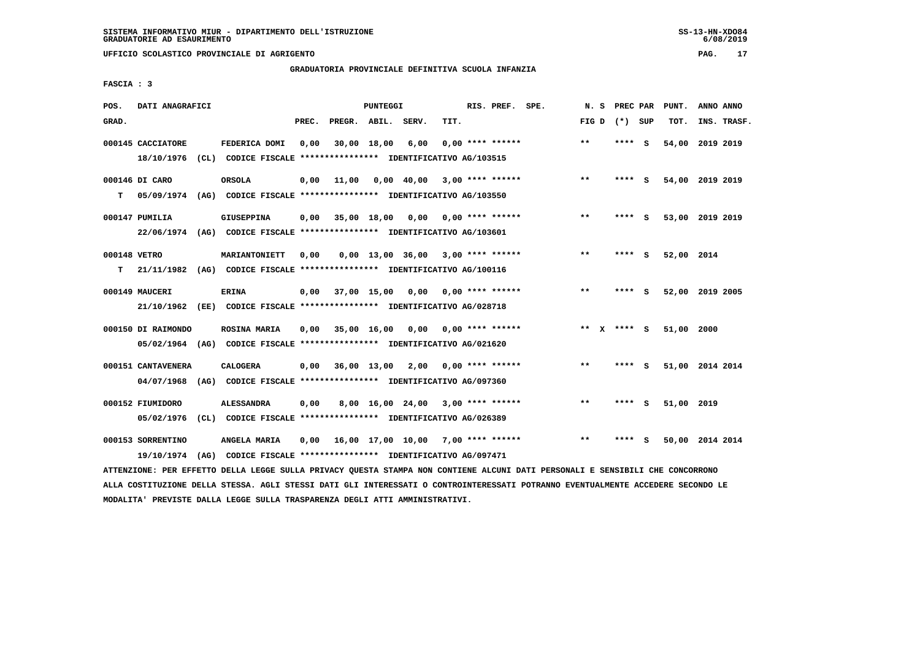SISTEMA INFORMATIVO MIUR - DIPARTIMENTO DELL'ISTRUZIONE
GRADUATORIE AD ESAURIMENTO

UFFICIO SCOLASTICO PROVINCIALE DI AGRIGENTO

GRADUATORIA PROVINCIALE DEFINITIVA SCUOLA INFANZIA

FASCIA : 3

| POS. GRAD. | DATI ANAGRAFICI | | PREC. | PREGR. | ABIL. | SERV. | TIT. | RIS. PREF. SPE. | N. S FIG D | PREC PAR (*) SUP | PUNT. TOT. | ANNO ANNO INS. TRASF. |
|---|---|---|---|---|---|---|---|---|---|---|---|---|
| 000145 | CACCIATORE | FEDERICA DOMI | 0,00 | 30,00 | 18,00 | 6,00 | 0,00 | **** ****** | ** | **** S | 54,00 | 2019 2019 |
| | 18/10/1976 (CL) CODICE FISCALE **************** IDENTIFICATIVO AG/103515 | | | | | | | | | | | |
| 000146 | DI CARO | ORSOLA | 0,00 | 11,00 | 0,00 | 40,00 | 3,00 | **** ****** | ** | **** S | 54,00 | 2019 2019 |
| T | 05/09/1974 (AG) CODICE FISCALE **************** IDENTIFICATIVO AG/103550 | | | | | | | | | | | |
| 000147 | PUMILIA | GIUSEPPINA | 0,00 | 35,00 | 18,00 | 0,00 | 0,00 | **** ****** | ** | **** S | 53,00 | 2019 2019 |
| | 22/06/1974 (AG) CODICE FISCALE **************** IDENTIFICATIVO AG/103601 | | | | | | | | | | | |
| 000148 | VETRO | MARIANTONIETT | 0,00 | 0,00 | 13,00 | 36,00 | 3,00 | **** ****** | ** | **** S | 52,00 | 2014 |
| T | 21/11/1982 (AG) CODICE FISCALE **************** IDENTIFICATIVO AG/100116 | | | | | | | | | | | |
| 000149 | MAUCERI | ERINA | 0,00 | 37,00 | 15,00 | 0,00 | 0,00 | **** ****** | ** | **** S | 52,00 | 2019 2005 |
| | 21/10/1962 (EE) CODICE FISCALE **************** IDENTIFICATIVO AG/028718 | | | | | | | | | | | |
| 000150 | DI RAIMONDO | ROSINA MARIA | 0,00 | 35,00 | 16,00 | 0,00 | 0,00 | **** ****** | ** X | **** S | 51,00 | 2000 |
| | 05/02/1964 (AG) CODICE FISCALE **************** IDENTIFICATIVO AG/021620 | | | | | | | | | | | |
| 000151 | CANTAVENERA | CALOGERA | 0,00 | 36,00 | 13,00 | 2,00 | 0,00 | **** ****** | ** | **** S | 51,00 | 2014 2014 |
| | 04/07/1968 (AG) CODICE FISCALE **************** IDENTIFICATIVO AG/097360 | | | | | | | | | | | |
| 000152 | FIUMIDORO | ALESSANDRA | 0,00 | 8,00 | 16,00 | 24,00 | 3,00 | **** ****** | ** | **** S | 51,00 | 2019 |
| | 05/02/1976 (CL) CODICE FISCALE **************** IDENTIFICATIVO AG/026389 | | | | | | | | | | | |
| 000153 | SORRENTINO | ANGELA MARIA | 0,00 | 16,00 | 17,00 | 10,00 | 7,00 | **** ****** | ** | **** S | 50,00 | 2014 2014 |
| | 19/10/1974 (AG) CODICE FISCALE **************** IDENTIFICATIVO AG/097471 | | | | | | | | | | | |

ATTENZIONE: PER EFFETTO DELLA LEGGE SULLA PRIVACY QUESTA STAMPA NON CONTIENE ALCUNI DATI PERSONALI E SENSIBILI CHE CONCORRONO ALLA COSTITUZIONE DELLA STESSA. AGLI STESSI DATI GLI INTERESSATI O CONTROINTERESSATI POTRANNO EVENTUALMENTE ACCEDERE SECONDO LE MODALITA' PREVISTE DALLA LEGGE SULLA TRASPARENZA DEGLI ATTI AMMINISTRATIVI.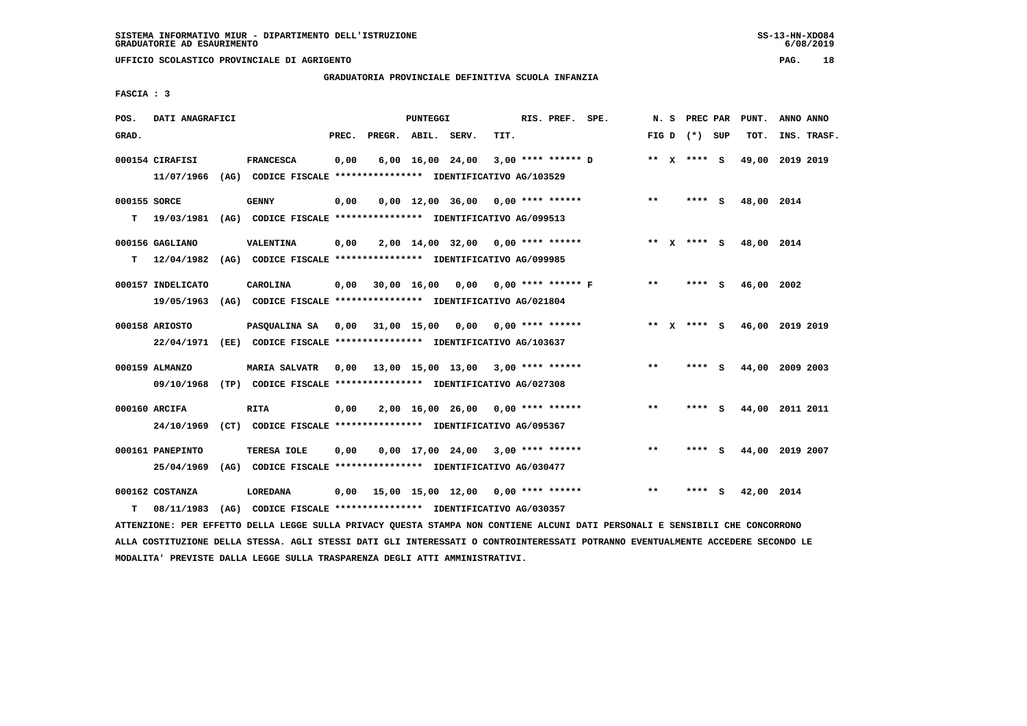SISTEMA INFORMATIVO MIUR - DIPARTIMENTO DELL'ISTRUZIONE
GRADUATORIE AD ESAURIMENTO

UFFICIO SCOLASTICO PROVINCIALE DI AGRIGENTO

GRADUATORIA PROVINCIALE DEFINITIVA SCUOLA INFANZIA

FASCIA : 3

| POS. GRAD. | DATI ANAGRAFICI | | PREC. | PREGR. | ABIL. | SERV. | TIT. | RIS. PREF. SPE. | N. S FIG D | PREC PAR (*) SUP | PUNT. TOT. | ANNO ANNO INS. TRASF. |
|---|---|---|---|---|---|---|---|---|---|---|---|---|
| 000154 | CIRAFISI | FRANCESCA | 0,00 | 6,00 | 16,00 | 24,00 | 3,00 | **** ****** D | ** X | **** S | 49,00 | 2019 2019 |
| | 11/07/1966 (AG) CODICE FISCALE **************** IDENTIFICATIVO AG/103529 | | | | | | | | | | | |
| 000155 | SORCE | GENNY | 0,00 | 0,00 | 12,00 | 36,00 | 0,00 | **** ****** | ** | **** S | 48,00 | 2014 |
| T | 19/03/1981 (AG) CODICE FISCALE **************** IDENTIFICATIVO AG/099513 | | | | | | | | | | | |
| 000156 | GAGLIANO | VALENTINA | 0,00 | 2,00 | 14,00 | 32,00 | 0,00 | **** ****** | ** X | **** S | 48,00 | 2014 |
| T | 12/04/1982 (AG) CODICE FISCALE **************** IDENTIFICATIVO AG/099985 | | | | | | | | | | | |
| 000157 | INDELICATO | CAROLINA | 0,00 | 30,00 | 16,00 | 0,00 | 0,00 | **** ****** F | ** | **** S | 46,00 | 2002 |
| | 19/05/1963 (AG) CODICE FISCALE **************** IDENTIFICATIVO AG/021804 | | | | | | | | | | | |
| 000158 | ARIOSTO | PASQUALINA SA | 0,00 | 31,00 | 15,00 | 0,00 | 0,00 | **** ****** | ** X | **** S | 46,00 | 2019 2019 |
| | 22/04/1971 (EE) CODICE FISCALE **************** IDENTIFICATIVO AG/103637 | | | | | | | | | | | |
| 000159 | ALMANZO | MARIA SALVATR | 0,00 | 13,00 | 15,00 | 13,00 | 3,00 | **** ****** | ** | **** S | 44,00 | 2009 2003 |
| | 09/10/1968 (TP) CODICE FISCALE **************** IDENTIFICATIVO AG/027308 | | | | | | | | | | | |
| 000160 | ARCIFA | RITA | 0,00 | 2,00 | 16,00 | 26,00 | 0,00 | **** ****** | ** | **** S | 44,00 | 2011 2011 |
| | 24/10/1969 (CT) CODICE FISCALE **************** IDENTIFICATIVO AG/095367 | | | | | | | | | | | |
| 000161 | PANEPINTO | TERESA IOLE | 0,00 | 0,00 | 17,00 | 24,00 | 3,00 | **** ****** | ** | **** S | 44,00 | 2019 2007 |
| | 25/04/1969 (AG) CODICE FISCALE **************** IDENTIFICATIVO AG/030477 | | | | | | | | | | | |
| 000162 | COSTANZA | LOREDANA | 0,00 | 15,00 | 15,00 | 12,00 | 0,00 | **** ****** | ** | **** S | 42,00 | 2014 |
| T | 08/11/1983 (AG) CODICE FISCALE **************** IDENTIFICATIVO AG/030357 | | | | | | | | | | | |

ATTENZIONE: PER EFFETTO DELLA LEGGE SULLA PRIVACY QUESTA STAMPA NON CONTIENE ALCUNI DATI PERSONALI E SENSIBILI CHE CONCORRONO ALLA COSTITUZIONE DELLA STESSA. AGLI STESSI DATI GLI INTERESSATI O CONTROINTERESSATI POTRANNO EVENTUALMENTE ACCEDERE SECONDO LE MODALITA' PREVISTE DALLA LEGGE SULLA TRASPARENZA DEGLI ATTI AMMINISTRATIVI.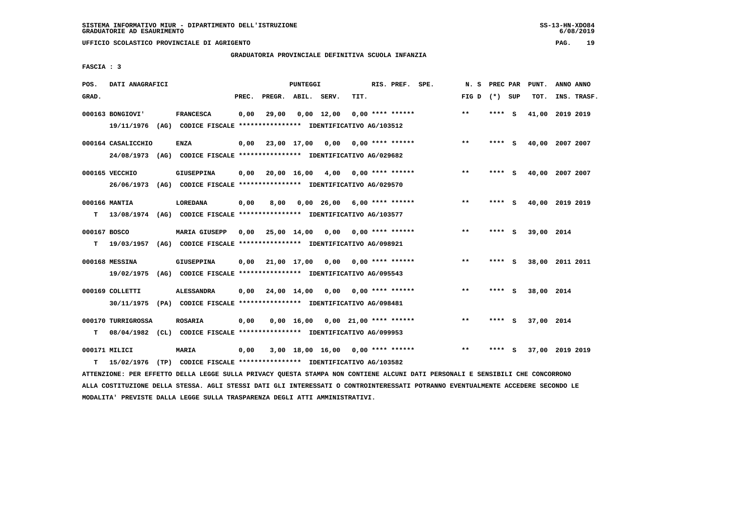SISTEMA INFORMATIVO MIUR - DIPARTIMENTO DELL'ISTRUZIONE
GRADUATORIE AD ESAURIMENTO

UFFICIO SCOLASTICO PROVINCIALE DI AGRIGENTO

GRADUATORIA PROVINCIALE DEFINITIVA SCUOLA INFANZIA

FASCIA : 3

| POS. GRAD. | DATI ANAGRAFICI | | PREC. | PREGR. | ABIL. | SERV. | TIT. | RIS. PREF. | SPE. | N. S FIG D | PREC PAR (*) | SUP | PUNT. TOT. | ANNO INS. | ANNO TRASF. |
|---|---|---|---|---|---|---|---|---|---|---|---|---|---|---|---|
| 000163 | BONGIOVI' | FRANCESCA | 0,00 | 29,00 | 0,00 | 12,00 | 0,00 | **** ****** | | ** | **** | S | 41,00 | 2019 | 2019 |
| | 19/11/1976 (AG) CODICE FISCALE **************** IDENTIFICATIVO AG/103512 | | | | | | | | | | | | | | |
| 000164 | CASALICCHIO | ENZA | 0,00 | 23,00 | 17,00 | 0,00 | 0,00 | **** ****** | | ** | **** | S | 40,00 | 2007 | 2007 |
| | 24/08/1973 (AG) CODICE FISCALE **************** IDENTIFICATIVO AG/029682 | | | | | | | | | | | | | | |
| 000165 | VECCHIO | GIUSEPPINA | 0,00 | 20,00 | 16,00 | 4,00 | 0,00 | **** ****** | | ** | **** | S | 40,00 | 2007 | 2007 |
| | 26/06/1973 (AG) CODICE FISCALE **************** IDENTIFICATIVO AG/029570 | | | | | | | | | | | | | | |
| 000166 | MANTIA | LOREDANA | 0,00 | 8,00 | 0,00 | 26,00 | 6,00 | **** ****** | | ** | **** | S | 40,00 | 2019 | 2019 |
| T | 13/08/1974 (AG) CODICE FISCALE **************** IDENTIFICATIVO AG/103577 | | | | | | | | | | | | | | |
| 000167 | BOSCO | MARIA GIUSEPP | 0,00 | 25,00 | 14,00 | 0,00 | 0,00 | **** ****** | | ** | **** | S | 39,00 | 2014 | |
| T | 19/03/1957 (AG) CODICE FISCALE **************** IDENTIFICATIVO AG/098921 | | | | | | | | | | | | | | |
| 000168 | MESSINA | GIUSEPPINA | 0,00 | 21,00 | 17,00 | 0,00 | 0,00 | **** ****** | | ** | **** | S | 38,00 | 2011 | 2011 |
| | 19/02/1975 (AG) CODICE FISCALE **************** IDENTIFICATIVO AG/095543 | | | | | | | | | | | | | | |
| 000169 | COLLETTI | ALESSANDRA | 0,00 | 24,00 | 14,00 | 0,00 | 0,00 | **** ****** | | ** | **** | S | 38,00 | 2014 | |
| | 30/11/1975 (PA) CODICE FISCALE **************** IDENTIFICATIVO AG/098481 | | | | | | | | | | | | | | |
| 000170 | TURRIGROSSA | ROSARIA | 0,00 | 0,00 | 16,00 | 0,00 | 21,00 | **** ****** | | ** | **** | S | 37,00 | 2014 | |
| T | 08/04/1982 (CL) CODICE FISCALE **************** IDENTIFICATIVO AG/099953 | | | | | | | | | | | | | | |
| 000171 | MILICI | MARIA | 0,00 | 3,00 | 18,00 | 16,00 | 0,00 | **** ****** | | ** | **** | S | 37,00 | 2019 | 2019 |
| T | 15/02/1976 (TP) CODICE FISCALE **************** IDENTIFICATIVO AG/103582 | | | | | | | | | | | | | | |

ATTENZIONE: PER EFFETTO DELLA LEGGE SULLA PRIVACY QUESTA STAMPA NON CONTIENE ALCUNI DATI PERSONALI E SENSIBILI CHE CONCORRONO ALLA COSTITUZIONE DELLA STESSA. AGLI STESSI DATI GLI INTERESSATI O CONTROINTERESSATI POTRANNO EVENTUALMENTE ACCEDERE SECONDO LE MODALITA' PREVISTE DALLA LEGGE SULLA TRASPARENZA DEGLI ATTI AMMINISTRATIVI.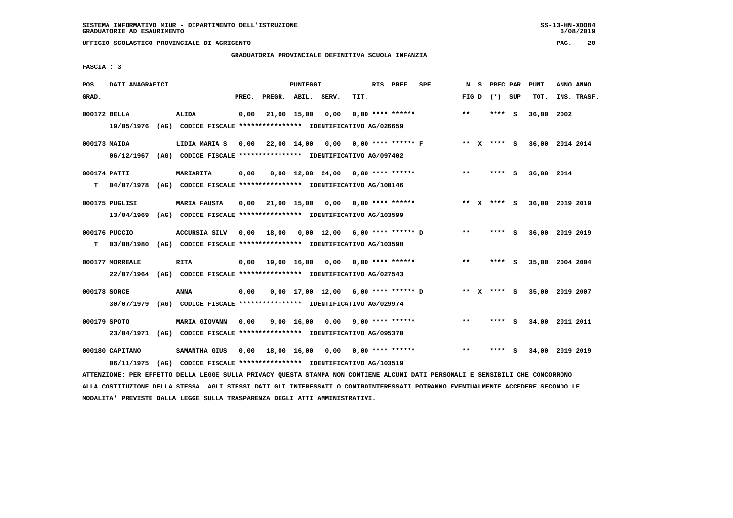SISTEMA INFORMATIVO MIUR - DIPARTIMENTO DELL'ISTRUZIONE
GRADUATORIE AD ESAURIMENTO

UFFICIO SCOLASTICO PROVINCIALE DI AGRIGENTO

GRADUATORIA PROVINCIALE DEFINITIVA SCUOLA INFANZIA

FASCIA : 3

| POS. GRAD. | DATI ANAGRAFICI | | PREC. | PREGR. | ABIL. | SERV. | TIT. | RIS. PREF. SPE. | N. S FIG D | PREC PAR (*) SUP | PUNT. TOT. | ANNO ANNO INS. TRASF. |
|---|---|---|---|---|---|---|---|---|---|---|---|---|
| 000172 BELLA | ALIDA | | 0,00 | 21,00 | 15,00 | 0,00 | 0,00 | **** ****** | ** | **** S | 36,00 | 2002 |
| | 19/05/1976 (AG) CODICE FISCALE **************** IDENTIFICATIVO AG/026659 | | | | | | | | | | | |
| 000173 MAIDA | LIDIA MARIA S | | 0,00 | 22,00 | 14,00 | 0,00 | 0,00 | **** ****** F | ** X | **** S | 36,00 | 2014 2014 |
| | 06/12/1967 (AG) CODICE FISCALE **************** IDENTIFICATIVO AG/097402 | | | | | | | | | | | |
| 000174 PATTI | MARIARITA | | 0,00 | 0,00 | 12,00 | 24,00 | 0,00 | **** ****** | ** | **** S | 36,00 | 2014 |
| T | 04/07/1978 (AG) CODICE FISCALE **************** IDENTIFICATIVO AG/100146 | | | | | | | | | | | |
| 000175 PUGLISI | MARIA FAUSTA | | 0,00 | 21,00 | 15,00 | 0,00 | 0,00 | **** ****** | ** X | **** S | 36,00 | 2019 2019 |
| | 13/04/1969 (AG) CODICE FISCALE **************** IDENTIFICATIVO AG/103599 | | | | | | | | | | | |
| 000176 PUCCIO | ACCURSIA SILV | | 0,00 | 18,00 | 0,00 | 12,00 | 6,00 | **** ****** D | ** | **** S | 36,00 | 2019 2019 |
| T | 03/08/1980 (AG) CODICE FISCALE **************** IDENTIFICATIVO AG/103598 | | | | | | | | | | | |
| 000177 MORREALE | RITA | | 0,00 | 19,00 | 16,00 | 0,00 | 0,00 | **** ****** | ** | **** S | 35,00 | 2004 2004 |
| | 22/07/1964 (AG) CODICE FISCALE **************** IDENTIFICATIVO AG/027543 | | | | | | | | | | | |
| 000178 SORCE | ANNA | | 0,00 | 0,00 | 17,00 | 12,00 | 6,00 | **** ****** D | ** X | **** S | 35,00 | 2019 2007 |
| | 30/07/1979 (AG) CODICE FISCALE **************** IDENTIFICATIVO AG/029974 | | | | | | | | | | | |
| 000179 SPOTO | MARIA GIOVANN | | 0,00 | 9,00 | 16,00 | 0,00 | 9,00 | **** ****** | ** | **** S | 34,00 | 2011 2011 |
| | 23/04/1971 (AG) CODICE FISCALE **************** IDENTIFICATIVO AG/095370 | | | | | | | | | | | |
| 000180 CAPITANO | SAMANTHA GIUS | | 0,00 | 18,00 | 16,00 | 0,00 | 0,00 | **** ****** | ** | **** S | 34,00 | 2019 2019 |
| | 06/11/1975 (AG) CODICE FISCALE **************** IDENTIFICATIVO AG/103519 | | | | | | | | | | | |

ATTENZIONE: PER EFFETTO DELLA LEGGE SULLA PRIVACY QUESTA STAMPA NON CONTIENE ALCUNI DATI PERSONALI E SENSIBILI CHE CONCORRONO ALLA COSTITUZIONE DELLA STESSA. AGLI STESSI DATI GLI INTERESSATI O CONTROINTERESSATI POTRANNO EVENTUALMENTE ACCEDERE SECONDO LE MODALITA' PREVISTE DALLA LEGGE SULLA TRASPARENZA DEGLI ATTI AMMINISTRATIVI.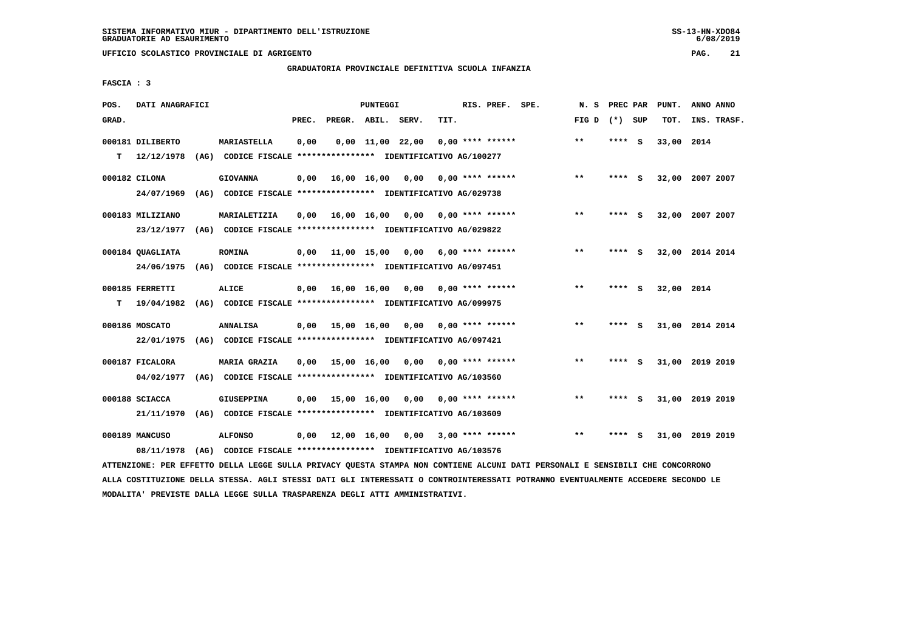SISTEMA INFORMATIVO MIUR - DIPARTIMENTO DELL'ISTRUZIONE
GRADUATORIE AD ESAURIMENTO

UFFICIO SCOLASTICO PROVINCIALE DI AGRIGENTO

GRADUATORIA PROVINCIALE DEFINITIVA SCUOLA INFANZIA

FASCIA : 3

| POS. GRAD. | DATI ANAGRAFICI | | PREC. | PREGR. | ABIL. | SERV. | TIT. | RIS. PREF. | SPE. | N. S FIG D | PREC PAR (*) | SUP | PUNT. TOT. | ANNO INS. | ANNO TRASF. |
|---|---|---|---|---|---|---|---|---|---|---|---|---|---|---|---|
| 000181 | DILIBERTO | MARIASTELLA | 0,00 | 0,00 | 11,00 | 22,00 | 0,00 | **** ****** | | ** | **** | S | 33,00 | 2014 | |
| T | 12/12/1978 (AG) CODICE FISCALE **************** IDENTIFICATIVO AG/100277 | | | | | | | | | | | | | | |
| 000182 | CILONA | GIOVANNA | 0,00 | 16,00 | 16,00 | 0,00 | 0,00 | **** ****** | | ** | **** | S | 32,00 | 2007 | 2007 |
| | 24/07/1969 (AG) CODICE FISCALE **************** IDENTIFICATIVO AG/029738 | | | | | | | | | | | | | | |
| 000183 | MILIZIANO | MARIALETIZIA | 0,00 | 16,00 | 16,00 | 0,00 | 0,00 | **** ****** | | ** | **** | S | 32,00 | 2007 | 2007 |
| | 23/12/1977 (AG) CODICE FISCALE **************** IDENTIFICATIVO AG/029822 | | | | | | | | | | | | | | |
| 000184 | QUAGLIATA | ROMINA | 0,00 | 11,00 | 15,00 | 0,00 | 6,00 | **** ****** | | ** | **** | S | 32,00 | 2014 | 2014 |
| | 24/06/1975 (AG) CODICE FISCALE **************** IDENTIFICATIVO AG/097451 | | | | | | | | | | | | | | |
| 000185 | FERRETTI | ALICE | 0,00 | 16,00 | 16,00 | 0,00 | 0,00 | **** ****** | | ** | **** | S | 32,00 | 2014 | |
| T | 19/04/1982 (AG) CODICE FISCALE **************** IDENTIFICATIVO AG/099975 | | | | | | | | | | | | | | |
| 000186 | MOSCATO | ANNALISA | 0,00 | 15,00 | 16,00 | 0,00 | 0,00 | **** ****** | | ** | **** | S | 31,00 | 2014 | 2014 |
| | 22/01/1975 (AG) CODICE FISCALE **************** IDENTIFICATIVO AG/097421 | | | | | | | | | | | | | | |
| 000187 | FICALORA | MARIA GRAZIA | 0,00 | 15,00 | 16,00 | 0,00 | 0,00 | **** ****** | | ** | **** | S | 31,00 | 2019 | 2019 |
| | 04/02/1977 (AG) CODICE FISCALE **************** IDENTIFICATIVO AG/103560 | | | | | | | | | | | | | | |
| 000188 | SCIACCA | GIUSEPPINA | 0,00 | 15,00 | 16,00 | 0,00 | 0,00 | **** ****** | | ** | **** | S | 31,00 | 2019 | 2019 |
| | 21/11/1970 (AG) CODICE FISCALE **************** IDENTIFICATIVO AG/103609 | | | | | | | | | | | | | | |
| 000189 | MANCUSO | ALFONSO | 0,00 | 12,00 | 16,00 | 0,00 | 3,00 | **** ****** | | ** | **** | S | 31,00 | 2019 | 2019 |
| | 08/11/1978 (AG) CODICE FISCALE **************** IDENTIFICATIVO AG/103576 | | | | | | | | | | | | | | |

ATTENZIONE: PER EFFETTO DELLA LEGGE SULLA PRIVACY QUESTA STAMPA NON CONTIENE ALCUNI DATI PERSONALI E SENSIBILI CHE CONCORRONO ALLA COSTITUZIONE DELLA STESSA. AGLI STESSI DATI GLI INTERESSATI O CONTROINTERESSATI POTRANNO EVENTUALMENTE ACCEDERE SECONDO LE MODALITA' PREVISTE DALLA LEGGE SULLA TRASPARENZA DEGLI ATTI AMMINISTRATIVI.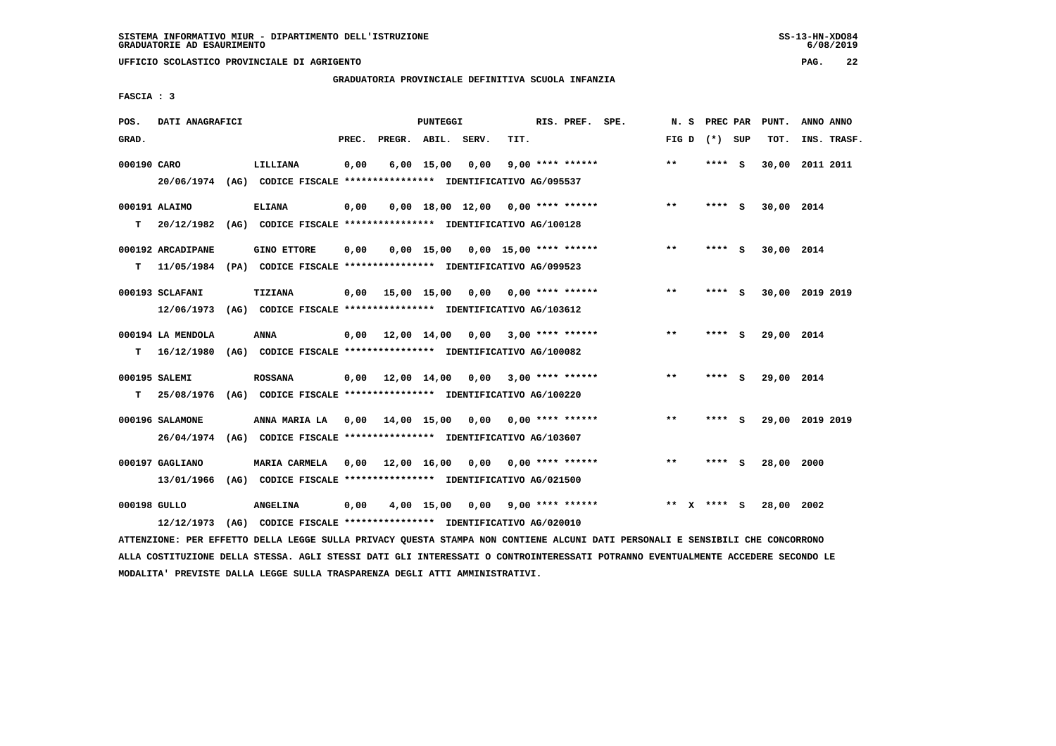SISTEMA INFORMATIVO MIUR - DIPARTIMENTO DELL'ISTRUZIONE
GRADUATORIE AD ESAURIMENTO

UFFICIO SCOLASTICO PROVINCIALE DI AGRIGENTO

GRADUATORIA PROVINCIALE DEFINITIVA SCUOLA INFANZIA

FASCIA : 3

| POS. GRAD. | DATI ANAGRAFICI | | PREC. | PREGR. | ABIL. | SERV. | TIT. | RIS. PREF. | SPE. | N. S FIG D | PREC PAR (*) SUP | PUNT. TOT. | ANNO ANNO INS. TRASF. |
|---|---|---|---|---|---|---|---|---|---|---|---|---|---|
| 000190 CARO | LILLIANA | | 0,00 | 6,00 | 15,00 | 0,00 | 9,00 | **** ****** | | ** | **** S | 30,00 | 2011 2011 |
| | 20/06/1974 (AG) CODICE FISCALE **************** IDENTIFICATIVO AG/095537 | | | | | | | | | | | | |
| 000191 ALAIMO | ELIANA | | 0,00 | 0,00 | 18,00 | 12,00 | 0,00 | **** ****** | | ** | **** S | 30,00 | 2014 |
| T | 20/12/1982 (AG) CODICE FISCALE **************** IDENTIFICATIVO AG/100128 | | | | | | | | | | | | |
| 000192 ARCADIPANE | GINO ETTORE | | 0,00 | 0,00 | 15,00 | 0,00 | 15,00 | **** ****** | | ** | **** S | 30,00 | 2014 |
| T | 11/05/1984 (PA) CODICE FISCALE **************** IDENTIFICATIVO AG/099523 | | | | | | | | | | | | |
| 000193 SCLAFANI | TIZIANA | | 0,00 | 15,00 | 15,00 | 0,00 | 0,00 | **** ****** | | ** | **** S | 30,00 | 2019 2019 |
| | 12/06/1973 (AG) CODICE FISCALE **************** IDENTIFICATIVO AG/103612 | | | | | | | | | | | | |
| 000194 LA MENDOLA | ANNA | | 0,00 | 12,00 | 14,00 | 0,00 | 3,00 | **** ****** | | ** | **** S | 29,00 | 2014 |
| T | 16/12/1980 (AG) CODICE FISCALE **************** IDENTIFICATIVO AG/100082 | | | | | | | | | | | | |
| 000195 SALEMI | ROSSANA | | 0,00 | 12,00 | 14,00 | 0,00 | 3,00 | **** ****** | | ** | **** S | 29,00 | 2014 |
| T | 25/08/1976 (AG) CODICE FISCALE **************** IDENTIFICATIVO AG/100220 | | | | | | | | | | | | |
| 000196 SALAMONE | ANNA MARIA LA | | 0,00 | 14,00 | 15,00 | 0,00 | 0,00 | **** ****** | | ** | **** S | 29,00 | 2019 2019 |
| | 26/04/1974 (AG) CODICE FISCALE **************** IDENTIFICATIVO AG/103607 | | | | | | | | | | | | |
| 000197 GAGLIANO | MARIA CARMELA | | 0,00 | 12,00 | 16,00 | 0,00 | 0,00 | **** ****** | | ** | **** S | 28,00 | 2000 |
| | 13/01/1966 (AG) CODICE FISCALE **************** IDENTIFICATIVO AG/021500 | | | | | | | | | | | | |
| 000198 GULLO | ANGELINA | | 0,00 | 4,00 | 15,00 | 0,00 | 9,00 | **** ****** | | ** X | **** S | 28,00 | 2002 |
| | 12/12/1973 (AG) CODICE FISCALE **************** IDENTIFICATIVO AG/020010 | | | | | | | | | | | | |

ATTENZIONE: PER EFFETTO DELLA LEGGE SULLA PRIVACY QUESTA STAMPA NON CONTIENE ALCUNI DATI PERSONALI E SENSIBILI CHE CONCORRONO ALLA COSTITUZIONE DELLA STESSA. AGLI STESSI DATI GLI INTERESSATI O CONTROINTERESSATI POTRANNO EVENTUALMENTE ACCEDERE SECONDO LE MODALITA' PREVISTE DALLA LEGGE SULLA TRASPARENZA DEGLI ATTI AMMINISTRATIVI.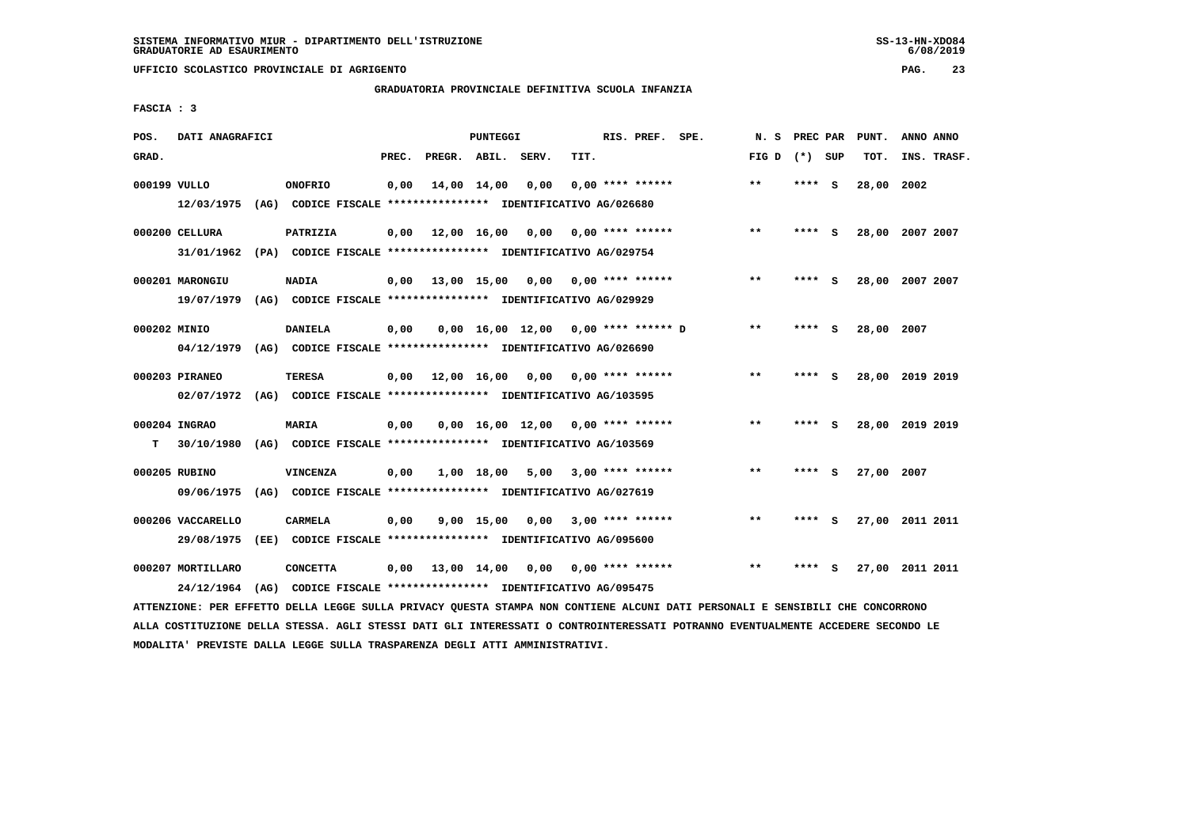SISTEMA INFORMATIVO MIUR - DIPARTIMENTO DELL'ISTRUZIONE
GRADUATORIE AD ESAURIMENTO

UFFICIO SCOLASTICO PROVINCIALE DI AGRIGENTO

GRADUATORIA PROVINCIALE DEFINITIVA SCUOLA INFANZIA

FASCIA : 3

| POS. GRAD. | DATI ANAGRAFICI | | PREC. | PREGR. | ABIL. | SERV. | TIT. | RIS. PREF. SPE. | N. S FIG D | PREC PAR (*) SUP | PUNT. TOT. | ANNO ANNO INS. TRASF. |
|---|---|---|---|---|---|---|---|---|---|---|---|---|
| 000199 | VULLO | ONOFRIO | 0,00 | 14,00 | 14,00 | 0,00 | 0,00 | **** ****** | ** | **** S | 28,00 | 2002 |
| | 12/03/1975 (AG) CODICE FISCALE **************** IDENTIFICATIVO AG/026680 | | | | | | | | | | | |
| 000200 | CELLURA | PATRIZIA | 0,00 | 12,00 | 16,00 | 0,00 | 0,00 | **** ****** | ** | **** S | 28,00 | 2007 2007 |
| | 31/01/1962 (PA) CODICE FISCALE **************** IDENTIFICATIVO AG/029754 | | | | | | | | | | | |
| 000201 | MARONGIU | NADIA | 0,00 | 13,00 | 15,00 | 0,00 | 0,00 | **** ****** | ** | **** S | 28,00 | 2007 2007 |
| | 19/07/1979 (AG) CODICE FISCALE **************** IDENTIFICATIVO AG/029929 | | | | | | | | | | | |
| 000202 | MINIO | DANIELA | 0,00 | 0,00 | 16,00 | 12,00 | 0,00 | **** ****** D | ** | **** S | 28,00 | 2007 |
| | 04/12/1979 (AG) CODICE FISCALE **************** IDENTIFICATIVO AG/026690 | | | | | | | | | | | |
| 000203 | PIRANEO | TERESA | 0,00 | 12,00 | 16,00 | 0,00 | 0,00 | **** ****** | ** | **** S | 28,00 | 2019 2019 |
| | 02/07/1972 (AG) CODICE FISCALE **************** IDENTIFICATIVO AG/103595 | | | | | | | | | | | |
| 000204 | INGRAO | MARIA | 0,00 | 0,00 | 16,00 | 12,00 | 0,00 | **** ****** | ** | **** S | 28,00 | 2019 2019 |
| T | 30/10/1980 (AG) CODICE FISCALE **************** IDENTIFICATIVO AG/103569 | | | | | | | | | | | |
| 000205 | RUBINO | VINCENZA | 0,00 | 1,00 | 18,00 | 5,00 | 3,00 | **** ****** | ** | **** S | 27,00 | 2007 |
| | 09/06/1975 (AG) CODICE FISCALE **************** IDENTIFICATIVO AG/027619 | | | | | | | | | | | |
| 000206 | VACCARELLO | CARMELA | 0,00 | 9,00 | 15,00 | 0,00 | 3,00 | **** ****** | ** | **** S | 27,00 | 2011 2011 |
| | 29/08/1975 (EE) CODICE FISCALE **************** IDENTIFICATIVO AG/095600 | | | | | | | | | | | |
| 000207 | MORTILLARO | CONCETTA | 0,00 | 13,00 | 14,00 | 0,00 | 0,00 | **** ****** | ** | **** S | 27,00 | 2011 2011 |
| | 24/12/1964 (AG) CODICE FISCALE **************** IDENTIFICATIVO AG/095475 | | | | | | | | | | | |

ATTENZIONE: PER EFFETTO DELLA LEGGE SULLA PRIVACY QUESTA STAMPA NON CONTIENE ALCUNI DATI PERSONALI E SENSIBILI CHE CONCORRONO ALLA COSTITUZIONE DELLA STESSA. AGLI STESSI DATI GLI INTERESSATI O CONTROINTERESSATI POTRANNO EVENTUALMENTE ACCEDERE SECONDO LE MODALITA' PREVISTE DALLA LEGGE SULLA TRASPARENZA DEGLI ATTI AMMINISTRATIVI.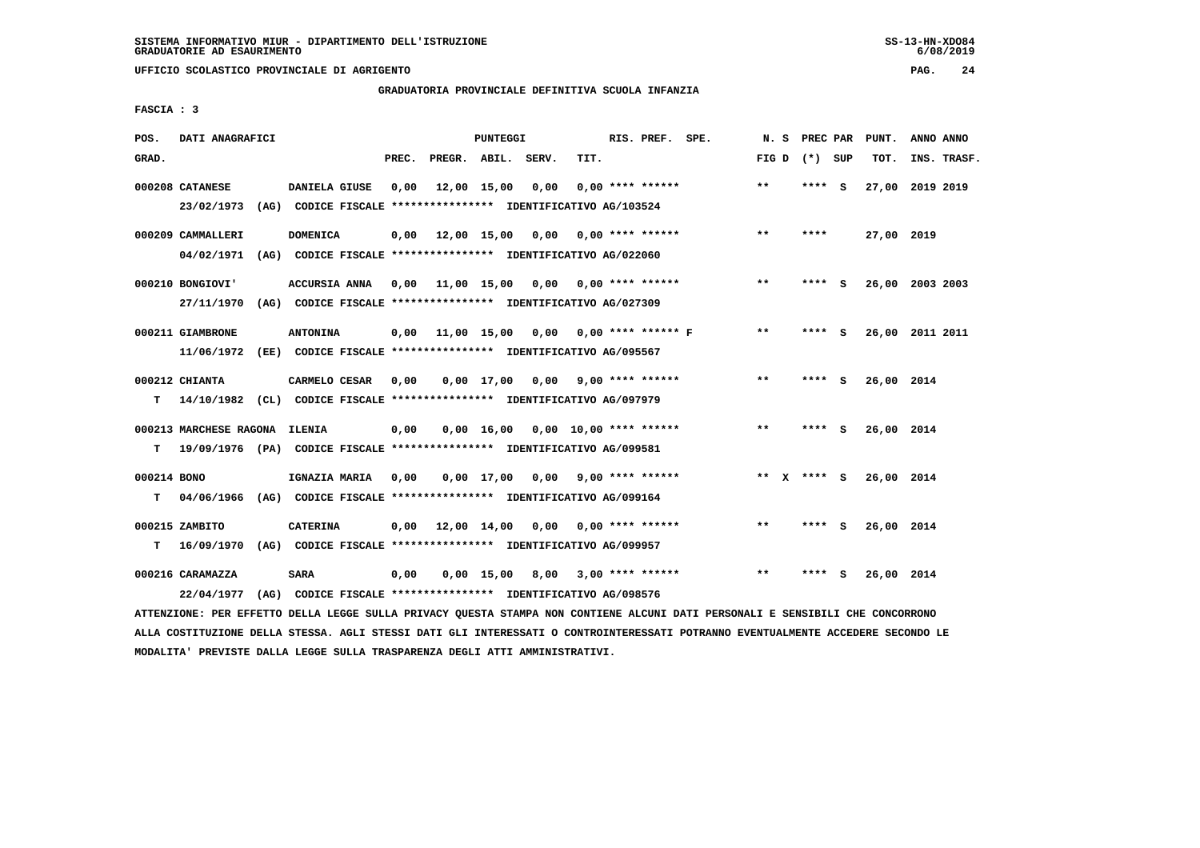SISTEMA INFORMATIVO MIUR - DIPARTIMENTO DELL'ISTRUZIONE
GRADUATORIE AD ESAURIMENTO

UFFICIO SCOLASTICO PROVINCIALE DI AGRIGENTO

GRADUATORIA PROVINCIALE DEFINITIVA SCUOLA INFANZIA

FASCIA : 3

| POS. GRAD. | DATI ANAGRAFICI | | PREC. | PREGR. | ABIL. | SERV. | TIT. | RIS. PREF. SPE. | N. S FIG D | PREC PAR (*) SUP | PUNT. TOT. | ANNO ANNO INS. TRASF. |
|---|---|---|---|---|---|---|---|---|---|---|---|---|
| 000208 | CATANESE | DANIELA GIUSE | 0,00 | 12,00 | 15,00 | 0,00 | 0,00 | **** ****** | ** | **** S | 27,00 | 2019 2019 |
| | 23/02/1973 (AG) CODICE FISCALE **************** IDENTIFICATIVO AG/103524 | | | | | | | | | | | |
| 000209 | CAMMALLERI | DOMENICA | 0,00 | 12,00 | 15,00 | 0,00 | 0,00 | **** ****** | ** | **** | 27,00 | 2019 |
| | 04/02/1971 (AG) CODICE FISCALE **************** IDENTIFICATIVO AG/022060 | | | | | | | | | | | |
| 000210 | BONGIOVI' | ACCURSIA ANNA | 0,00 | 11,00 | 15,00 | 0,00 | 0,00 | **** ****** | ** | **** S | 26,00 | 2003 2003 |
| | 27/11/1970 (AG) CODICE FISCALE **************** IDENTIFICATIVO AG/027309 | | | | | | | | | | | |
| 000211 | GIAMBRONE | ANTONINA | 0,00 | 11,00 | 15,00 | 0,00 | 0,00 | **** ****** F | ** | **** S | 26,00 | 2011 2011 |
| | 11/06/1972 (EE) CODICE FISCALE **************** IDENTIFICATIVO AG/095567 | | | | | | | | | | | |
| 000212 | CHIANTA | CARMELO CESAR | 0,00 | 0,00 | 17,00 | 0,00 | 9,00 | **** ****** | ** | **** S | 26,00 | 2014 |
| T | 14/10/1982 (CL) CODICE FISCALE **************** IDENTIFICATIVO AG/097979 | | | | | | | | | | | |
| 000213 | MARCHESE RAGONA | ILENIA | 0,00 | 0,00 | 16,00 | 0,00 | 10,00 | **** ****** | ** | **** S | 26,00 | 2014 |
| T | 19/09/1976 (PA) CODICE FISCALE **************** IDENTIFICATIVO AG/099581 | | | | | | | | | | | |
| 000214 | BONO | IGNAZIA MARIA | 0,00 | 0,00 | 17,00 | 0,00 | 9,00 | **** ****** | ** X | **** S | 26,00 | 2014 |
| T | 04/06/1966 (AG) CODICE FISCALE **************** IDENTIFICATIVO AG/099164 | | | | | | | | | | | |
| 000215 | ZAMBITO | CATERINA | 0,00 | 12,00 | 14,00 | 0,00 | 0,00 | **** ****** | ** | **** S | 26,00 | 2014 |
| T | 16/09/1970 (AG) CODICE FISCALE **************** IDENTIFICATIVO AG/099957 | | | | | | | | | | | |
| 000216 | CARAMAZZA | SARA | 0,00 | 0,00 | 15,00 | 8,00 | 3,00 | **** ****** | ** | **** S | 26,00 | 2014 |
| | 22/04/1977 (AG) CODICE FISCALE **************** IDENTIFICATIVO AG/098576 | | | | | | | | | | | |

ATTENZIONE: PER EFFETTO DELLA LEGGE SULLA PRIVACY QUESTA STAMPA NON CONTIENE ALCUNI DATI PERSONALI E SENSIBILI CHE CONCORRONO ALLA COSTITUZIONE DELLA STESSA. AGLI STESSI DATI GLI INTERESSATI O CONTROINTERESSATI POTRANNO EVENTUALMENTE ACCEDERE SECONDO LE MODALITA' PREVISTE DALLA LEGGE SULLA TRASPARENZA DEGLI ATTI AMMINISTRATIVI.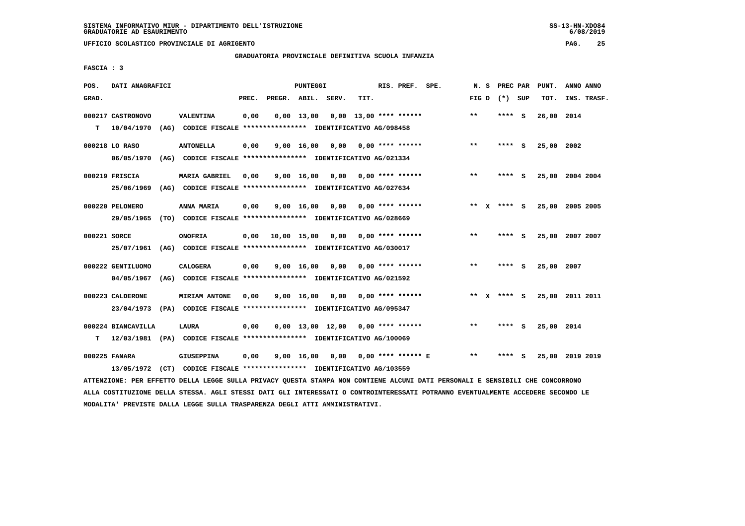SISTEMA INFORMATIVO MIUR - DIPARTIMENTO DELL'ISTRUZIONE
GRADUATORIE AD ESAURIMENTO

UFFICIO SCOLASTICO PROVINCIALE DI AGRIGENTO

GRADUATORIA PROVINCIALE DEFINITIVA SCUOLA INFANZIA

FASCIA : 3

| POS. GRAD. | DATI ANAGRAFICI | | PREC. | PREGR. | ABIL. | SERV. | TIT. | RIS. PREF. SPE. | N. S FIG D | PREC PAR (*) SUP | PUNT. TOT. | ANNO ANNO INS. TRASF. |
|---|---|---|---|---|---|---|---|---|---|---|---|---|
| 000217 | CASTRONOVO | VALENTINA | 0,00 | 0,00 | 13,00 | 0,00 | 13,00 | **** ****** | ** | **** S | 26,00 | 2014 |
| T | 10/04/1970 (AG) CODICE FISCALE **************** IDENTIFICATIVO AG/098458 | | | | | | | | | | | |
| 000218 | LO RASO | ANTONELLA | 0,00 | 9,00 | 16,00 | 0,00 | 0,00 | **** ****** | ** | **** S | 25,00 | 2002 |
| | 06/05/1970 (AG) CODICE FISCALE **************** IDENTIFICATIVO AG/021334 | | | | | | | | | | | |
| 000219 | FRISCIA | MARIA GABRIEL | 0,00 | 9,00 | 16,00 | 0,00 | 0,00 | **** ****** | ** | **** S | 25,00 | 2004 2004 |
| | 25/06/1969 (AG) CODICE FISCALE **************** IDENTIFICATIVO AG/027634 | | | | | | | | | | | |
| 000220 | PELONERO | ANNA MARIA | 0,00 | 9,00 | 16,00 | 0,00 | 0,00 | **** ****** | ** X | **** S | 25,00 | 2005 2005 |
| | 29/05/1965 (TO) CODICE FISCALE **************** IDENTIFICATIVO AG/028669 | | | | | | | | | | | |
| 000221 | SORCE | ONOFRIA | 0,00 | 10,00 | 15,00 | 0,00 | 0,00 | **** ****** | ** | **** S | 25,00 | 2007 2007 |
| | 25/07/1961 (AG) CODICE FISCALE **************** IDENTIFICATIVO AG/030017 | | | | | | | | | | | |
| 000222 | GENTILUOMO | CALOGERA | 0,00 | 9,00 | 16,00 | 0,00 | 0,00 | **** ****** | ** | **** S | 25,00 | 2007 |
| | 04/05/1967 (AG) CODICE FISCALE **************** IDENTIFICATIVO AG/021592 | | | | | | | | | | | |
| 000223 | CALDERONE | MIRIAM ANTONE | 0,00 | 9,00 | 16,00 | 0,00 | 0,00 | **** ****** | ** X | **** S | 25,00 | 2011 2011 |
| | 23/04/1973 (PA) CODICE FISCALE **************** IDENTIFICATIVO AG/095347 | | | | | | | | | | | |
| 000224 | BIANCAVILLA | LAURA | 0,00 | 0,00 | 13,00 | 12,00 | 0,00 | **** ****** | ** | **** S | 25,00 | 2014 |
| T | 12/03/1981 (PA) CODICE FISCALE **************** IDENTIFICATIVO AG/100069 | | | | | | | | | | | |
| 000225 | FANARA | GIUSEPPINA | 0,00 | 9,00 | 16,00 | 0,00 | 0,00 | **** ****** E | ** | **** S | 25,00 | 2019 2019 |
| | 13/05/1972 (CT) CODICE FISCALE **************** IDENTIFICATIVO AG/103559 | | | | | | | | | | | |

ATTENZIONE: PER EFFETTO DELLA LEGGE SULLA PRIVACY QUESTA STAMPA NON CONTIENE ALCUNI DATI PERSONALI E SENSIBILI CHE CONCORRONO ALLA COSTITUZIONE DELLA STESSA. AGLI STESSI DATI GLI INTERESSATI O CONTROINTERESSATI POTRANNO EVENTUALMENTE ACCEDERE SECONDO LE MODALITA' PREVISTE DALLA LEGGE SULLA TRASPARENZA DEGLI ATTI AMMINISTRATIVI.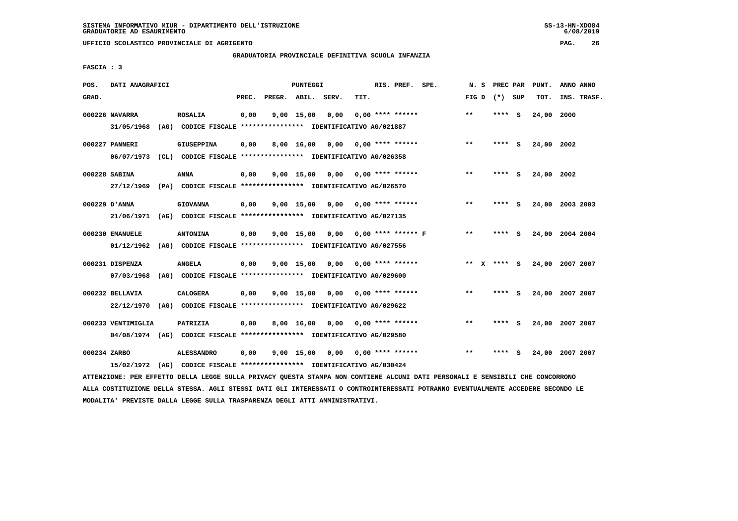SISTEMA INFORMATIVO MIUR - DIPARTIMENTO DELL'ISTRUZIONE
GRADUATORIE AD ESAURIMENTO

UFFICIO SCOLASTICO PROVINCIALE DI AGRIGENTO

GRADUATORIA PROVINCIALE DEFINITIVA SCUOLA INFANZIA

FASCIA : 3

| POS. GRAD. | DATI ANAGRAFICI | | PREC. | PREGR. | ABIL. | SERV. | TIT. | RIS. PREF. SPE. | N. S FIG D | PREC PAR (*) SUP | PUNT. TOT. | ANNO INS. | ANNO TRASF. |
|---|---|---|---|---|---|---|---|---|---|---|---|---|---|
| 000226 | NAVARRA | ROSALIA | 0,00 | 9,00 | 15,00 | 0,00 | 0,00 | **** ****** | ** | **** S | 24,00 | 2000 | |
| | 31/05/1968 (AG) CODICE FISCALE **************** IDENTIFICATIVO AG/021887 | | | | | | | | | | | | |
| 000227 | PANNERI | GIUSEPPINA | 0,00 | 8,00 | 16,00 | 0,00 | 0,00 | **** ****** | ** | **** S | 24,00 | 2002 | |
| | 06/07/1973 (CL) CODICE FISCALE **************** IDENTIFICATIVO AG/026358 | | | | | | | | | | | | |
| 000228 | SABINA | ANNA | 0,00 | 9,00 | 15,00 | 0,00 | 0,00 | **** ****** | ** | **** S | 24,00 | 2002 | |
| | 27/12/1969 (PA) CODICE FISCALE **************** IDENTIFICATIVO AG/026570 | | | | | | | | | | | | |
| 000229 | D'ANNA | GIOVANNA | 0,00 | 9,00 | 15,00 | 0,00 | 0,00 | **** ****** | ** | **** S | 24,00 | 2003 | 2003 |
| | 21/06/1971 (AG) CODICE FISCALE **************** IDENTIFICATIVO AG/027135 | | | | | | | | | | | | |
| 000230 | EMANUELE | ANTONINA | 0,00 | 9,00 | 15,00 | 0,00 | 0,00 | **** ****** F | ** | **** S | 24,00 | 2004 | 2004 |
| | 01/12/1962 (AG) CODICE FISCALE **************** IDENTIFICATIVO AG/027556 | | | | | | | | | | | | |
| 000231 | DISPENZA | ANGELA | 0,00 | 9,00 | 15,00 | 0,00 | 0,00 | **** ****** | ** X | **** S | 24,00 | 2007 | 2007 |
| | 07/03/1968 (AG) CODICE FISCALE **************** IDENTIFICATIVO AG/029600 | | | | | | | | | | | | |
| 000232 | BELLAVIA | CALOGERA | 0,00 | 9,00 | 15,00 | 0,00 | 0,00 | **** ****** | ** | **** S | 24,00 | 2007 | 2007 |
| | 22/12/1970 (AG) CODICE FISCALE **************** IDENTIFICATIVO AG/029622 | | | | | | | | | | | | |
| 000233 | VENTIMIGLIA | PATRIZIA | 0,00 | 8,00 | 16,00 | 0,00 | 0,00 | **** ****** | ** | **** S | 24,00 | 2007 | 2007 |
| | 04/08/1974 (AG) CODICE FISCALE **************** IDENTIFICATIVO AG/029580 | | | | | | | | | | | | |
| 000234 | ZARBO | ALESSANDRO | 0,00 | 9,00 | 15,00 | 0,00 | 0,00 | **** ****** | ** | **** S | 24,00 | 2007 | 2007 |
| | 15/02/1972 (AG) CODICE FISCALE **************** IDENTIFICATIVO AG/030424 | | | | | | | | | | | | |

ATTENZIONE: PER EFFETTO DELLA LEGGE SULLA PRIVACY QUESTA STAMPA NON CONTIENE ALCUNI DATI PERSONALI E SENSIBILI CHE CONCORRONO ALLA COSTITUZIONE DELLA STESSA. AGLI STESSI DATI GLI INTERESSATI O CONTROINTERESSATI POTRANNO EVENTUALMENTE ACCEDERE SECONDO LE MODALITA' PREVISTE DALLA LEGGE SULLA TRASPARENZA DEGLI ATTI AMMINISTRATIVI.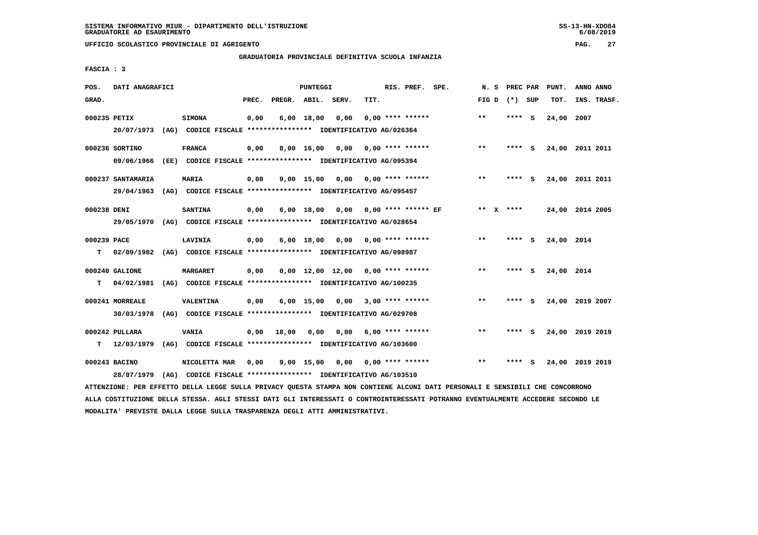SISTEMA INFORMATIVO MIUR - DIPARTIMENTO DELL'ISTRUZIONE
GRADUATORIE AD ESAURIMENTO

UFFICIO SCOLASTICO PROVINCIALE DI AGRIGENTO

GRADUATORIA PROVINCIALE DEFINITIVA SCUOLA INFANZIA

FASCIA : 3

| POS. GRAD. | DATI ANAGRAFICI | | PREC. | PREGR. | ABIL. | SERV. | TIT. | RIS. PREF. SPE. | N. S FIG D | PREC PAR (*) SUP | PUNT. TOT. | ANNO ANNO INS. TRASF. |
|---|---|---|---|---|---|---|---|---|---|---|---|---|
| 000235 | PETIX | SIMONA | 0,00 | 6,00 | 18,00 | 0,00 | 0,00 | **** ****** | ** | **** S | 24,00 | 2007 |
| | 20/07/1973 (AG) CODICE FISCALE **************** IDENTIFICATIVO AG/026364 | | | | | | | | | | | |
| 000236 | SORTINO | FRANCA | 0,00 | 8,00 | 16,00 | 0,00 | 0,00 | **** ****** | ** | **** S | 24,00 | 2011 2011 |
| | 09/06/1966 (EE) CODICE FISCALE **************** IDENTIFICATIVO AG/095394 | | | | | | | | | | | |
| 000237 | SANTAMARIA | MARIA | 0,00 | 9,00 | 15,00 | 0,00 | 0,00 | **** ****** | ** | **** S | 24,00 | 2011 2011 |
| | 29/04/1963 (AG) CODICE FISCALE **************** IDENTIFICATIVO AG/095457 | | | | | | | | | | | |
| 000238 | DENI | SANTINA | 0,00 | 6,00 | 18,00 | 0,00 | 0,00 | **** ****** EF | ** X | **** | 24,00 | 2014 2005 |
| | 29/05/1970 (AG) CODICE FISCALE **************** IDENTIFICATIVO AG/028654 | | | | | | | | | | | |
| 000239 | PACE | LAVINIA | 0,00 | 6,00 | 18,00 | 0,00 | 0,00 | **** ****** | ** | **** S | 24,00 | 2014 |
| T | 02/09/1982 (AG) CODICE FISCALE **************** IDENTIFICATIVO AG/098987 | | | | | | | | | | | |
| 000240 | GALIONE | MARGARET | 0,00 | 0,00 | 12,00 | 12,00 | 0,00 | **** ****** | ** | **** S | 24,00 | 2014 |
| T | 04/02/1981 (AG) CODICE FISCALE **************** IDENTIFICATIVO AG/100235 | | | | | | | | | | | |
| 000241 | MORREALE | VALENTINA | 0,00 | 6,00 | 15,00 | 0,00 | 3,00 | **** ****** | ** | **** S | 24,00 | 2019 2007 |
| | 30/03/1978 (AG) CODICE FISCALE **************** IDENTIFICATIVO AG/029708 | | | | | | | | | | | |
| 000242 | PULLARA | VANIA | 0,00 | 18,00 | 0,00 | 0,00 | 6,00 | **** ****** | ** | **** S | 24,00 | 2019 2019 |
| T | 12/03/1979 (AG) CODICE FISCALE **************** IDENTIFICATIVO AG/103600 | | | | | | | | | | | |
| 000243 | BACINO | NICOLETTA MAR | 0,00 | 9,00 | 15,00 | 0,00 | 0,00 | **** ****** | ** | **** S | 24,00 | 2019 2019 |
| | 28/07/1979 (AG) CODICE FISCALE **************** IDENTIFICATIVO AG/103510 | | | | | | | | | | | |

ATTENZIONE: PER EFFETTO DELLA LEGGE SULLA PRIVACY QUESTA STAMPA NON CONTIENE ALCUNI DATI PERSONALI E SENSIBILI CHE CONCORRONO ALLA COSTITUZIONE DELLA STESSA. AGLI STESSI DATI GLI INTERESSATI O CONTROINTERESSATI POTRANNO EVENTUALMENTE ACCEDERE SECONDO LE MODALITA' PREVISTE DALLA LEGGE SULLA TRASPARENZA DEGLI ATTI AMMINISTRATIVI.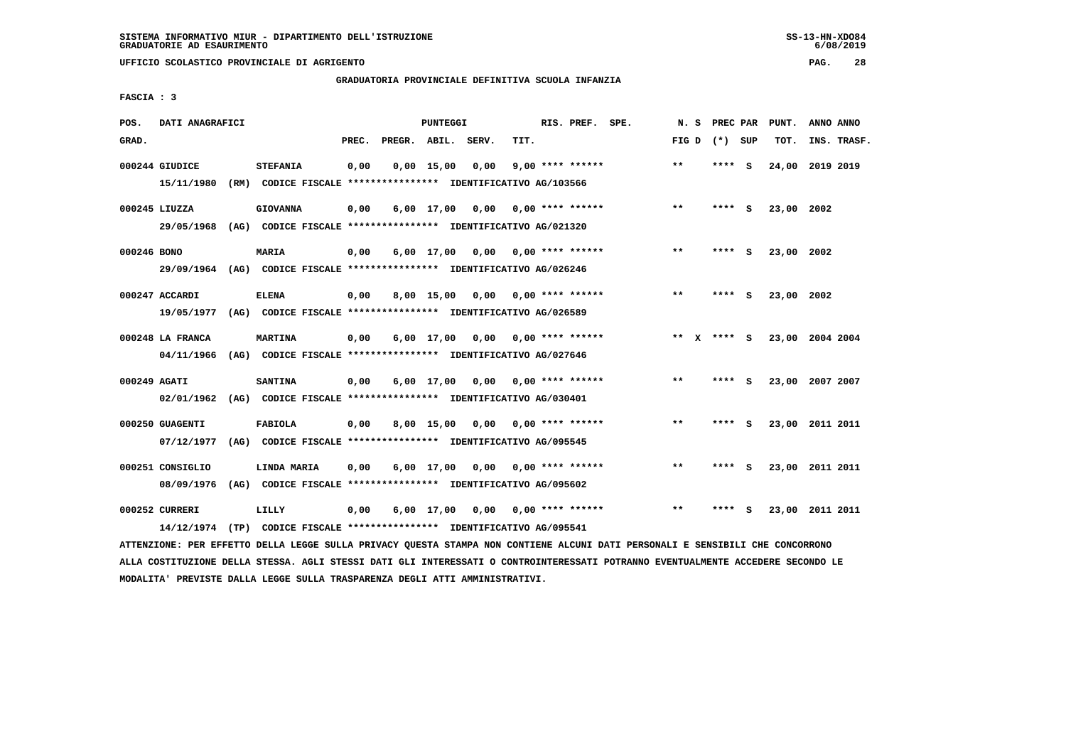SISTEMA INFORMATIVO MIUR - DIPARTIMENTO DELL'ISTRUZIONE
GRADUATORIE AD ESAURIMENTO

UFFICIO SCOLASTICO PROVINCIALE DI AGRIGENTO

GRADUATORIA PROVINCIALE DEFINITIVA SCUOLA INFANZIA

FASCIA : 3

| POS. GRAD. | DATI ANAGRAFICI | | PREC. | PREGR. | ABIL. | SERV. | TIT. | RIS. PREF. | SPE. | N. S FIG D | PREC PAR (*) SUP | PUNT. TOT. | ANNO ANNO INS. TRASF. |
|---|---|---|---|---|---|---|---|---|---|---|---|---|---|
| 000244 | GIUDICE | STEFANIA | 0,00 | 0,00 | 15,00 | 0,00 | 9,00 | **** ****** | | ** | **** S | 24,00 | 2019 2019 |
| | 15/11/1980 (RM) CODICE FISCALE **************** IDENTIFICATIVO AG/103566 | | | | | | | | | | | | |
| 000245 | LIUZZA | GIOVANNA | 0,00 | 6,00 | 17,00 | 0,00 | 0,00 | **** ****** | | ** | **** S | 23,00 | 2002 |
| | 29/05/1968 (AG) CODICE FISCALE **************** IDENTIFICATIVO AG/021320 | | | | | | | | | | | | |
| 000246 | BONO | MARIA | 0,00 | 6,00 | 17,00 | 0,00 | 0,00 | **** ****** | | ** | **** S | 23,00 | 2002 |
| | 29/09/1964 (AG) CODICE FISCALE **************** IDENTIFICATIVO AG/026246 | | | | | | | | | | | | |
| 000247 | ACCARDI | ELENA | 0,00 | 8,00 | 15,00 | 0,00 | 0,00 | **** ****** | | ** | **** S | 23,00 | 2002 |
| | 19/05/1977 (AG) CODICE FISCALE **************** IDENTIFICATIVO AG/026589 | | | | | | | | | | | | |
| 000248 | LA FRANCA | MARTINA | 0,00 | 6,00 | 17,00 | 0,00 | 0,00 | **** ****** | | ** X | **** S | 23,00 | 2004 2004 |
| | 04/11/1966 (AG) CODICE FISCALE **************** IDENTIFICATIVO AG/027646 | | | | | | | | | | | | |
| 000249 | AGATI | SANTINA | 0,00 | 6,00 | 17,00 | 0,00 | 0,00 | **** ****** | | ** | **** S | 23,00 | 2007 2007 |
| | 02/01/1962 (AG) CODICE FISCALE **************** IDENTIFICATIVO AG/030401 | | | | | | | | | | | | |
| 000250 | GUAGENTI | FABIOLA | 0,00 | 8,00 | 15,00 | 0,00 | 0,00 | **** ****** | | ** | **** S | 23,00 | 2011 2011 |
| | 07/12/1977 (AG) CODICE FISCALE **************** IDENTIFICATIVO AG/095545 | | | | | | | | | | | | |
| 000251 | CONSIGLIO | LINDA MARIA | 0,00 | 6,00 | 17,00 | 0,00 | 0,00 | **** ****** | | ** | **** S | 23,00 | 2011 2011 |
| | 08/09/1976 (AG) CODICE FISCALE **************** IDENTIFICATIVO AG/095602 | | | | | | | | | | | | |
| 000252 | CURRERI | LILLY | 0,00 | 6,00 | 17,00 | 0,00 | 0,00 | **** ****** | | ** | **** S | 23,00 | 2011 2011 |
| | 14/12/1974 (TP) CODICE FISCALE **************** IDENTIFICATIVO AG/095541 | | | | | | | | | | | | |

ATTENZIONE: PER EFFETTO DELLA LEGGE SULLA PRIVACY QUESTA STAMPA NON CONTIENE ALCUNI DATI PERSONALI E SENSIBILI CHE CONCORRONO ALLA COSTITUZIONE DELLA STESSA. AGLI STESSI DATI GLI INTERESSATI O CONTROINTERESSATI POTRANNO EVENTUALMENTE ACCEDERE SECONDO LE MODALITA' PREVISTE DALLA LEGGE SULLA TRASPARENZA DEGLI ATTI AMMINISTRATIVI.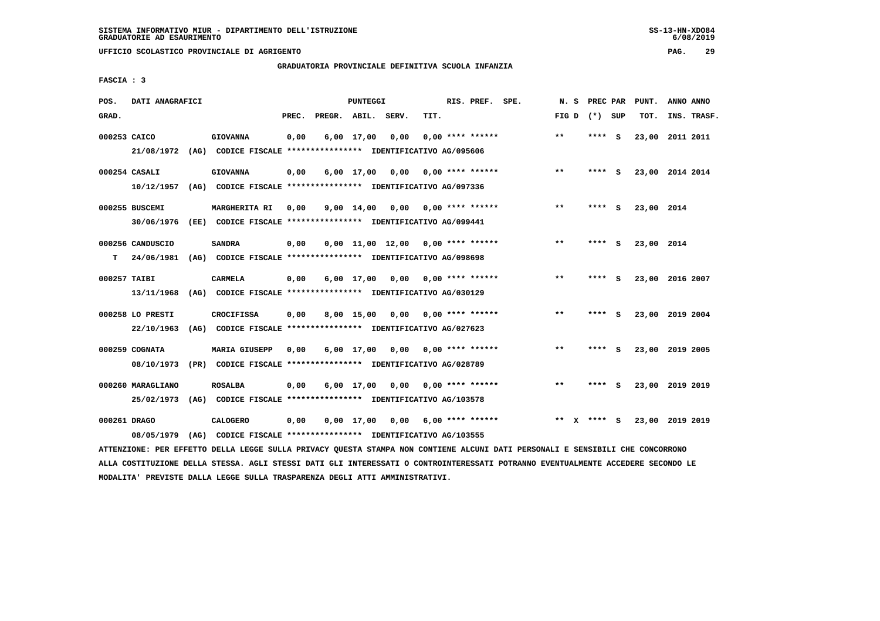SISTEMA INFORMATIVO MIUR - DIPARTIMENTO DELL'ISTRUZIONE
GRADUATORIE AD ESAURIMENTO

UFFICIO SCOLASTICO PROVINCIALE DI AGRIGENTO

GRADUATORIA PROVINCIALE DEFINITIVA SCUOLA INFANZIA

FASCIA : 3

| POS. GRAD. | DATI ANAGRAFICI | | PREC. | PREGR. | ABIL. | SERV. | TIT. | RIS. PREF. SPE. | N. S FIG D | PREC PAR (*) SUP | PUNT. TOT. | ANNO ANNO INS. TRASF. |
|---|---|---|---|---|---|---|---|---|---|---|---|---|
| 000253 | CAICO | GIOVANNA | 0,00 | 6,00 | 17,00 | 0,00 | 0,00 | **** ****** | ** | **** S | 23,00 | 2011 2011 |
| | 21/08/1972 (AG) CODICE FISCALE **************** IDENTIFICATIVO AG/095606 | | | | | | | | | | | |
| 000254 | CASALI | GIOVANNA | 0,00 | 6,00 | 17,00 | 0,00 | 0,00 | **** ****** | ** | **** S | 23,00 | 2014 2014 |
| | 10/12/1957 (AG) CODICE FISCALE **************** IDENTIFICATIVO AG/097336 | | | | | | | | | | | |
| 000255 | BUSCEMI | MARGHERITA RI | 0,00 | 9,00 | 14,00 | 0,00 | 0,00 | **** ****** | ** | **** S | 23,00 | 2014 |
| | 30/06/1976 (EE) CODICE FISCALE **************** IDENTIFICATIVO AG/099441 | | | | | | | | | | | |
| 000256 | CANDUSCIO | SANDRA | 0,00 | 0,00 | 11,00 | 12,00 | 0,00 | **** ****** | ** | **** S | 23,00 | 2014 |
| T | 24/06/1981 (AG) CODICE FISCALE **************** IDENTIFICATIVO AG/098698 | | | | | | | | | | | |
| 000257 | TAIBI | CARMELA | 0,00 | 6,00 | 17,00 | 0,00 | 0,00 | **** ****** | ** | **** S | 23,00 | 2016 2007 |
| | 13/11/1968 (AG) CODICE FISCALE **************** IDENTIFICATIVO AG/030129 | | | | | | | | | | | |
| 000258 | LO PRESTI | CROCIFISSA | 0,00 | 8,00 | 15,00 | 0,00 | 0,00 | **** ****** | ** | **** S | 23,00 | 2019 2004 |
| | 22/10/1963 (AG) CODICE FISCALE **************** IDENTIFICATIVO AG/027623 | | | | | | | | | | | |
| 000259 | COGNATA | MARIA GIUSEPP | 0,00 | 6,00 | 17,00 | 0,00 | 0,00 | **** ****** | ** | **** S | 23,00 | 2019 2005 |
| | 08/10/1973 (PR) CODICE FISCALE **************** IDENTIFICATIVO AG/028789 | | | | | | | | | | | |
| 000260 | MARAGLIANO | ROSALBA | 0,00 | 6,00 | 17,00 | 0,00 | 0,00 | **** ****** | ** | **** S | 23,00 | 2019 2019 |
| | 25/02/1973 (AG) CODICE FISCALE **************** IDENTIFICATIVO AG/103578 | | | | | | | | | | | |
| 000261 | DRAGO | CALOGERO | 0,00 | 0,00 | 17,00 | 0,00 | 6,00 | **** ****** | ** X | **** S | 23,00 | 2019 2019 |
| | 08/05/1979 (AG) CODICE FISCALE **************** IDENTIFICATIVO AG/103555 | | | | | | | | | | | |

ATTENZIONE: PER EFFETTO DELLA LEGGE SULLA PRIVACY QUESTA STAMPA NON CONTIENE ALCUNI DATI PERSONALI E SENSIBILI CHE CONCORRONO ALLA COSTITUZIONE DELLA STESSA. AGLI STESSI DATI GLI INTERESSATI O CONTROINTERESSATI POTRANNO EVENTUALMENTE ACCEDERE SECONDO LE MODALITA' PREVISTE DALLA LEGGE SULLA TRASPARENZA DEGLI ATTI AMMINISTRATIVI.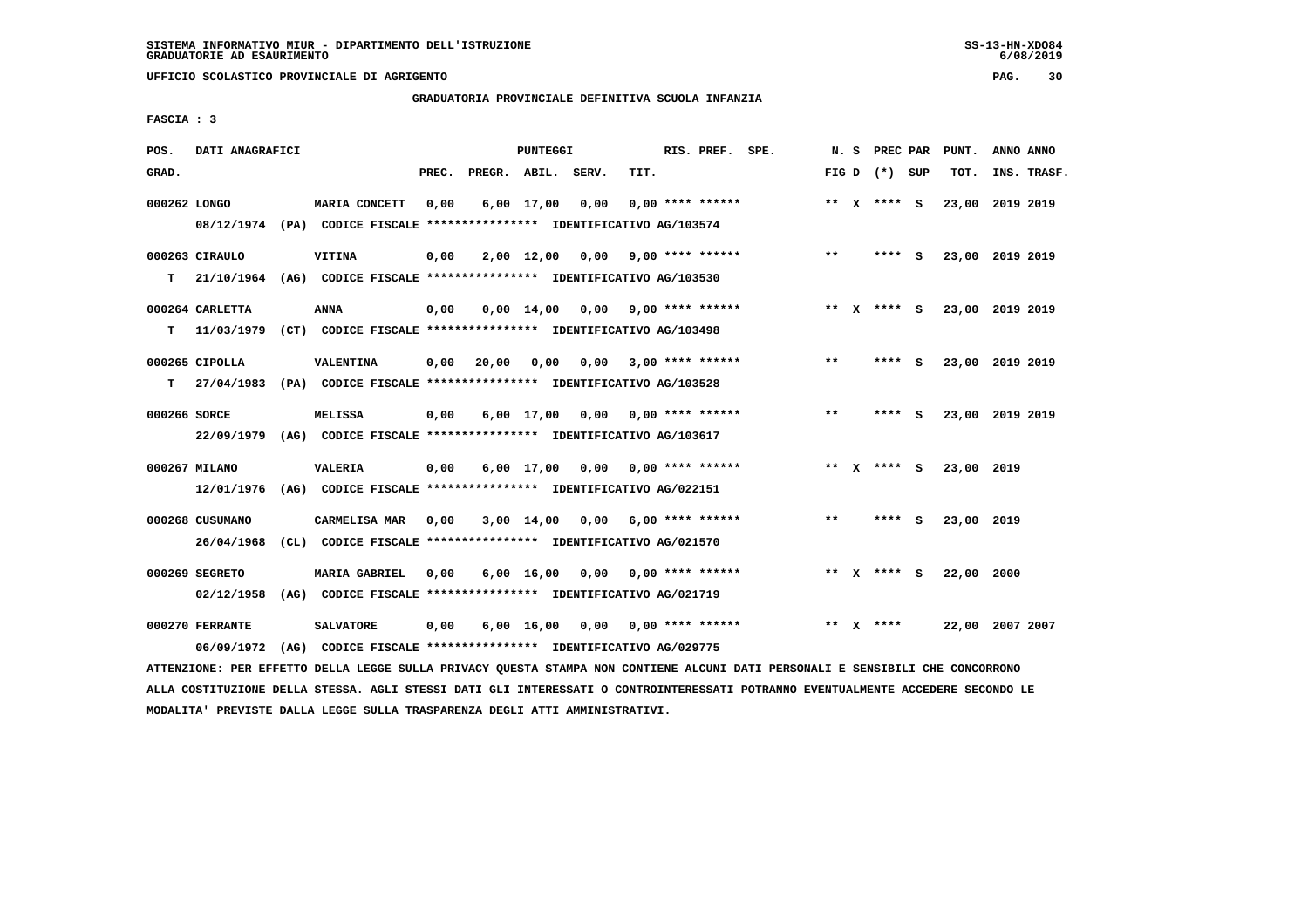SISTEMA INFORMATIVO MIUR - DIPARTIMENTO DELL'ISTRUZIONE
GRADUATORIE AD ESAURIMENTO

UFFICIO SCOLASTICO PROVINCIALE DI AGRIGENTO

GRADUATORIA PROVINCIALE DEFINITIVA SCUOLA INFANZIA

FASCIA : 3

| POS. GRAD. | DATI ANAGRAFICI | | PREC. | PREGR. | ABIL. | SERV. | TIT. | RIS. PREF. SPE. | N. S FIG D | PREC PAR (*) SUP | PUNT. TOT. | ANNO ANNO INS. TRASF. |
|---|---|---|---|---|---|---|---|---|---|---|---|---|
| 000262 | LONGO | MARIA CONCETT | 0,00 | 6,00 | 17,00 | 0,00 | 0,00 | **** ****** | ** X | **** S | 23,00 | 2019 2019 |
| | 08/12/1974 (PA) CODICE FISCALE **************** IDENTIFICATIVO AG/103574 | | | | | | | | | | | |
| 000263 | CIRAULO | VITINA | 0,00 | 2,00 | 12,00 | 0,00 | 9,00 | **** ****** | ** | **** S | 23,00 | 2019 2019 |
| T | 21/10/1964 (AG) CODICE FISCALE **************** IDENTIFICATIVO AG/103530 | | | | | | | | | | | |
| 000264 | CARLETTA | ANNA | 0,00 | 0,00 | 14,00 | 0,00 | 9,00 | **** ****** | ** X | **** S | 23,00 | 2019 2019 |
| T | 11/03/1979 (CT) CODICE FISCALE **************** IDENTIFICATIVO AG/103498 | | | | | | | | | | | |
| 000265 | CIPOLLA | VALENTINA | 0,00 | 20,00 | 0,00 | 0,00 | 3,00 | **** ****** | ** | **** S | 23,00 | 2019 2019 |
| T | 27/04/1983 (PA) CODICE FISCALE **************** IDENTIFICATIVO AG/103528 | | | | | | | | | | | |
| 000266 | SORCE | MELISSA | 0,00 | 6,00 | 17,00 | 0,00 | 0,00 | **** ****** | ** | **** S | 23,00 | 2019 2019 |
| | 22/09/1979 (AG) CODICE FISCALE **************** IDENTIFICATIVO AG/103617 | | | | | | | | | | | |
| 000267 | MILANO | VALERIA | 0,00 | 6,00 | 17,00 | 0,00 | 0,00 | **** ****** | ** X | **** S | 23,00 | 2019 |
| | 12/01/1976 (AG) CODICE FISCALE **************** IDENTIFICATIVO AG/022151 | | | | | | | | | | | |
| 000268 | CUSUMANO | CARMELISA MAR | 0,00 | 3,00 | 14,00 | 0,00 | 6,00 | **** ****** | ** | **** S | 23,00 | 2019 |
| | 26/04/1968 (CL) CODICE FISCALE **************** IDENTIFICATIVO AG/021570 | | | | | | | | | | | |
| 000269 | SEGRETO | MARIA GABRIEL | 0,00 | 6,00 | 16,00 | 0,00 | 0,00 | **** ****** | ** X | **** S | 22,00 | 2000 |
| | 02/12/1958 (AG) CODICE FISCALE **************** IDENTIFICATIVO AG/021719 | | | | | | | | | | | |
| 000270 | FERRANTE | SALVATORE | 0,00 | 6,00 | 16,00 | 0,00 | 0,00 | **** ****** | ** X | **** | 22,00 | 2007 2007 |
| | 06/09/1972 (AG) CODICE FISCALE **************** IDENTIFICATIVO AG/029775 | | | | | | | | | | | |

ATTENZIONE: PER EFFETTO DELLA LEGGE SULLA PRIVACY QUESTA STAMPA NON CONTIENE ALCUNI DATI PERSONALI E SENSIBILI CHE CONCORRONO ALLA COSTITUZIONE DELLA STESSA. AGLI STESSI DATI GLI INTERESSATI O CONTROINTERESSATI POTRANNO EVENTUALMENTE ACCEDERE SECONDO LE MODALITA' PREVISTE DALLA LEGGE SULLA TRASPARENZA DEGLI ATTI AMMINISTRATIVI.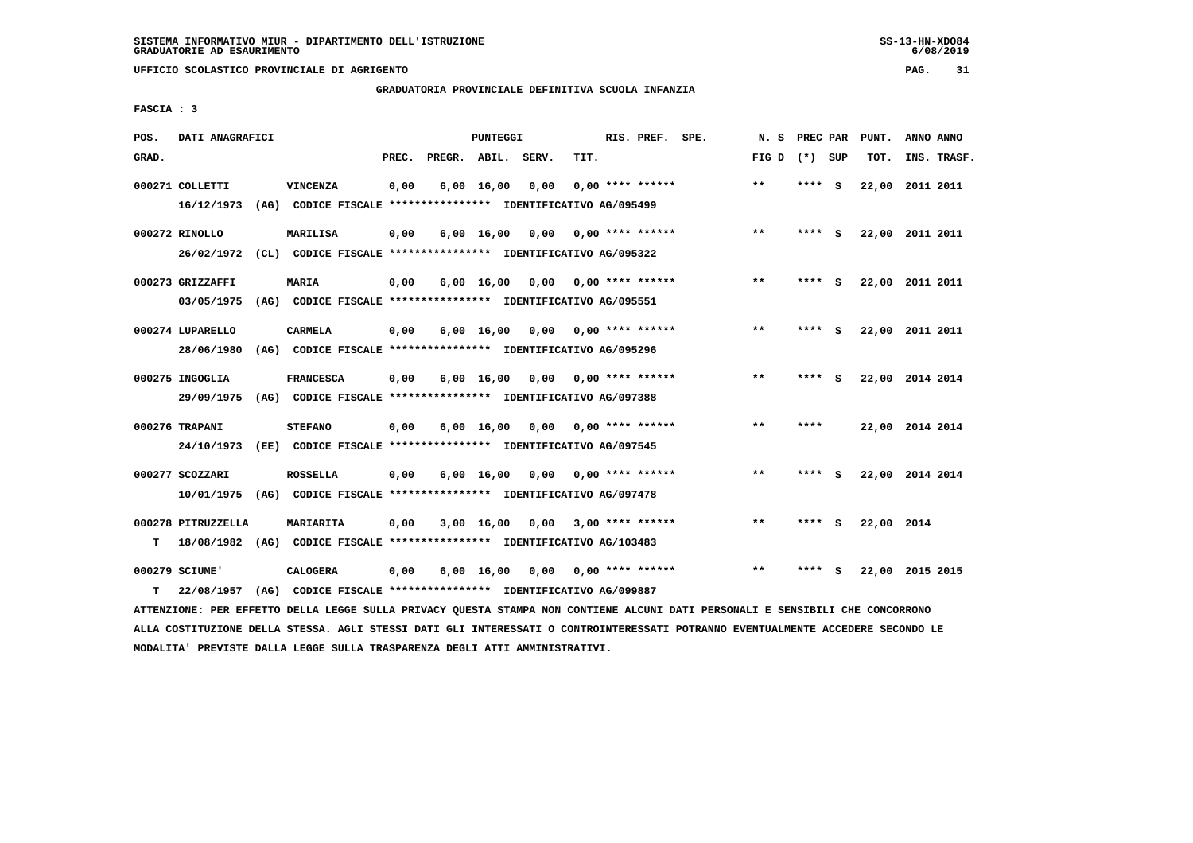SISTEMA INFORMATIVO MIUR - DIPARTIMENTO DELL'ISTRUZIONE
GRADUATORIE AD ESAURIMENTO

UFFICIO SCOLASTICO PROVINCIALE DI AGRIGENTO

GRADUATORIA PROVINCIALE DEFINITIVA SCUOLA INFANZIA

FASCIA : 3

| POS. GRAD. | DATI ANAGRAFICI | | PREC. | PREGR. | ABIL. | SERV. | TIT. | RIS. PREF. SPE. | N. S FIG D | PREC PAR (*) SUP | PUNT. TOT. | ANNO ANNO INS. TRASF. |
|---|---|---|---|---|---|---|---|---|---|---|---|---|
| 000271 | COLLETTI | VINCENZA | 0,00 | 6,00 | 16,00 | 0,00 | 0,00 | **** ****** | ** | **** S | 22,00 | 2011 2011 |
| | 16/12/1973 (AG) CODICE FISCALE **************** IDENTIFICATIVO AG/095499 | | | | | | | | | | | |
| 000272 | RINOLLO | MARILISA | 0,00 | 6,00 | 16,00 | 0,00 | 0,00 | **** ****** | ** | **** S | 22,00 | 2011 2011 |
| | 26/02/1972 (CL) CODICE FISCALE **************** IDENTIFICATIVO AG/095322 | | | | | | | | | | | |
| 000273 | GRIZZAFFI | MARIA | 0,00 | 6,00 | 16,00 | 0,00 | 0,00 | **** ****** | ** | **** S | 22,00 | 2011 2011 |
| | 03/05/1975 (AG) CODICE FISCALE **************** IDENTIFICATIVO AG/095551 | | | | | | | | | | | |
| 000274 | LUPARELLO | CARMELA | 0,00 | 6,00 | 16,00 | 0,00 | 0,00 | **** ****** | ** | **** S | 22,00 | 2011 2011 |
| | 28/06/1980 (AG) CODICE FISCALE **************** IDENTIFICATIVO AG/095296 | | | | | | | | | | | |
| 000275 | INGOGLIA | FRANCESCA | 0,00 | 6,00 | 16,00 | 0,00 | 0,00 | **** ****** | ** | **** S | 22,00 | 2014 2014 |
| | 29/09/1975 (AG) CODICE FISCALE **************** IDENTIFICATIVO AG/097388 | | | | | | | | | | | |
| 000276 | TRAPANI | STEFANO | 0,00 | 6,00 | 16,00 | 0,00 | 0,00 | **** ****** | ** | **** | 22,00 | 2014 2014 |
| | 24/10/1973 (EE) CODICE FISCALE **************** IDENTIFICATIVO AG/097545 | | | | | | | | | | | |
| 000277 | SCOZZARI | ROSSELLA | 0,00 | 6,00 | 16,00 | 0,00 | 0,00 | **** ****** | ** | **** S | 22,00 | 2014 2014 |
| | 10/01/1975 (AG) CODICE FISCALE **************** IDENTIFICATIVO AG/097478 | | | | | | | | | | | |
| 000278 | PITRUZZELLA | MARIARITA | 0,00 | 3,00 | 16,00 | 0,00 | 3,00 | **** ****** | ** | **** S | 22,00 | 2014 |
| T | 18/08/1982 (AG) CODICE FISCALE **************** IDENTIFICATIVO AG/103483 | | | | | | | | | | | |
| 000279 | SCIUME' | CALOGERA | 0,00 | 6,00 | 16,00 | 0,00 | 0,00 | **** ****** | ** | **** S | 22,00 | 2015 2015 |
| T | 22/08/1957 (AG) CODICE FISCALE **************** IDENTIFICATIVO AG/099887 | | | | | | | | | | | |

ATTENZIONE: PER EFFETTO DELLA LEGGE SULLA PRIVACY QUESTA STAMPA NON CONTIENE ALCUNI DATI PERSONALI E SENSIBILI CHE CONCORRONO ALLA COSTITUZIONE DELLA STESSA. AGLI STESSI DATI GLI INTERESSATI O CONTROINTERESSATI POTRANNO EVENTUALMENTE ACCEDERE SECONDO LE MODALITA' PREVISTE DALLA LEGGE SULLA TRASPARENZA DEGLI ATTI AMMINISTRATIVI.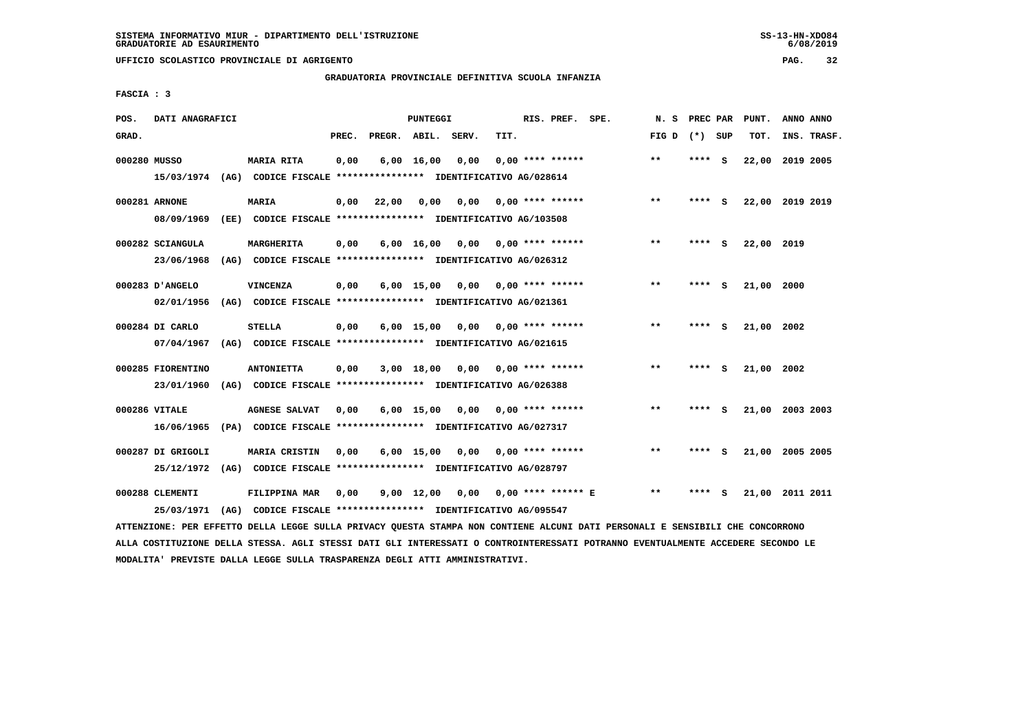SISTEMA INFORMATIVO MIUR - DIPARTIMENTO DELL'ISTRUZIONE
GRADUATORIE AD ESAURIMENTO

UFFICIO SCOLASTICO PROVINCIALE DI AGRIGENTO

GRADUATORIA PROVINCIALE DEFINITIVA SCUOLA INFANZIA

FASCIA : 3

| POS. GRAD. | DATI ANAGRAFICI | | PREC. | PREGR. | ABIL. | SERV. | TIT. | RIS. PREF. SPE. | N. S FIG D | PREC PAR (*) SUP | PUNT. TOT. | ANNO ANNO INS. TRASF. |
|---|---|---|---|---|---|---|---|---|---|---|---|---|
| 000280 | MUSSO | MARIA RITA | 0,00 | 6,00 | 16,00 | 0,00 | 0,00 | **** ****** | ** | **** S | 22,00 | 2019 2005 |
| | 15/03/1974 (AG) CODICE FISCALE **************** IDENTIFICATIVO AG/028614 | | | | | | | | | | | |
| 000281 | ARNONE | MARIA | 0,00 | 22,00 | 0,00 | 0,00 | 0,00 | **** ****** | ** | **** S | 22,00 | 2019 2019 |
| | 08/09/1969 (EE) CODICE FISCALE **************** IDENTIFICATIVO AG/103508 | | | | | | | | | | | |
| 000282 | SCIANGULA | MARGHERITA | 0,00 | 6,00 | 16,00 | 0,00 | 0,00 | **** ****** | ** | **** S | 22,00 | 2019 |
| | 23/06/1968 (AG) CODICE FISCALE **************** IDENTIFICATIVO AG/026312 | | | | | | | | | | | |
| 000283 | D'ANGELO | VINCENZA | 0,00 | 6,00 | 15,00 | 0,00 | 0,00 | **** ****** | ** | **** S | 21,00 | 2000 |
| | 02/01/1956 (AG) CODICE FISCALE **************** IDENTIFICATIVO AG/021361 | | | | | | | | | | | |
| 000284 | DI CARLO | STELLA | 0,00 | 6,00 | 15,00 | 0,00 | 0,00 | **** ****** | ** | **** S | 21,00 | 2002 |
| | 07/04/1967 (AG) CODICE FISCALE **************** IDENTIFICATIVO AG/021615 | | | | | | | | | | | |
| 000285 | FIORENTINO | ANTONIETTA | 0,00 | 3,00 | 18,00 | 0,00 | 0,00 | **** ****** | ** | **** S | 21,00 | 2002 |
| | 23/01/1960 (AG) CODICE FISCALE **************** IDENTIFICATIVO AG/026388 | | | | | | | | | | | |
| 000286 | VITALE | AGNESE SALVAT | 0,00 | 6,00 | 15,00 | 0,00 | 0,00 | **** ****** | ** | **** S | 21,00 | 2003 2003 |
| | 16/06/1965 (PA) CODICE FISCALE **************** IDENTIFICATIVO AG/027317 | | | | | | | | | | | |
| 000287 | DI GRIGOLI | MARIA CRISTIN | 0,00 | 6,00 | 15,00 | 0,00 | 0,00 | **** ****** | ** | **** S | 21,00 | 2005 2005 |
| | 25/12/1972 (AG) CODICE FISCALE **************** IDENTIFICATIVO AG/028797 | | | | | | | | | | | |
| 000288 | CLEMENTI | FILIPPINA MAR | 0,00 | 9,00 | 12,00 | 0,00 | 0,00 | **** ****** E | ** | **** S | 21,00 | 2011 2011 |
| | 25/03/1971 (AG) CODICE FISCALE **************** IDENTIFICATIVO AG/095547 | | | | | | | | | | | |

ATTENZIONE: PER EFFETTO DELLA LEGGE SULLA PRIVACY QUESTA STAMPA NON CONTIENE ALCUNI DATI PERSONALI E SENSIBILI CHE CONCORRONO ALLA COSTITUZIONE DELLA STESSA. AGLI STESSI DATI GLI INTERESSATI O CONTROINTERESSATI POTRANNO EVENTUALMENTE ACCEDERE SECONDO LE MODALITA' PREVISTE DALLA LEGGE SULLA TRASPARENZA DEGLI ATTI AMMINISTRATIVI.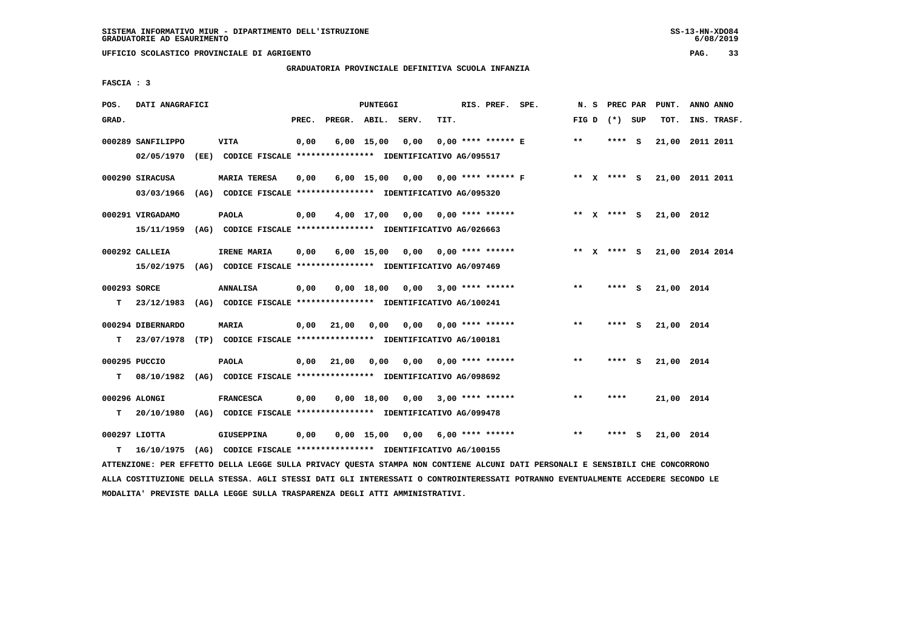SISTEMA INFORMATIVO MIUR - DIPARTIMENTO DELL'ISTRUZIONE
GRADUATORIE AD ESAURIMENTO

UFFICIO SCOLASTICO PROVINCIALE DI AGRIGENTO

GRADUATORIA PROVINCIALE DEFINITIVA SCUOLA INFANZIA

FASCIA : 3

| POS. GRAD. | DATI ANAGRAFICI | | PREC. | PREGR. | ABIL. | SERV. | TIT. | RIS. PREF. SPE. | N. S FIG D | PREC PAR (*) | SUP | PUNT. TOT. | ANNO INS. | ANNO TRASF. |
|---|---|---|---|---|---|---|---|---|---|---|---|---|---|---|
| 000289 SANFILIPPO | VITA | | 0,00 | 6,00 | 15,00 | 0,00 | 0,00 | **** ****** E | ** | **** | S | 21,00 | 2011 | 2011 |
| | 02/05/1970 (EE) CODICE FISCALE **************** IDENTIFICATIVO AG/095517 | | | | | | | | | | | | | |
| 000290 SIRACUSA | MARIA TERESA | | 0,00 | 6,00 | 15,00 | 0,00 | 0,00 | **** ****** F | ** X | **** | S | 21,00 | 2011 | 2011 |
| | 03/03/1966 (AG) CODICE FISCALE **************** IDENTIFICATIVO AG/095320 | | | | | | | | | | | | | |
| 000291 VIRGADAMO | PAOLA | | 0,00 | 4,00 | 17,00 | 0,00 | 0,00 | **** ****** | ** X | **** | S | 21,00 | 2012 | |
| | 15/11/1959 (AG) CODICE FISCALE **************** IDENTIFICATIVO AG/026663 | | | | | | | | | | | | | |
| 000292 CALLEIA | IRENE MARIA | | 0,00 | 6,00 | 15,00 | 0,00 | 0,00 | **** ****** | ** X | **** | S | 21,00 | 2014 | 2014 |
| | 15/02/1975 (AG) CODICE FISCALE **************** IDENTIFICATIVO AG/097469 | | | | | | | | | | | | | |
| 000293 SORCE | ANNALISA | | 0,00 | 0,00 | 18,00 | 0,00 | 3,00 | **** ****** | ** | **** | S | 21,00 | 2014 | |
| T | 23/12/1983 (AG) CODICE FISCALE **************** IDENTIFICATIVO AG/100241 | | | | | | | | | | | | | |
| 000294 DIBERNARDO | MARIA | | 0,00 | 21,00 | 0,00 | 0,00 | 0,00 | **** ****** | ** | **** | S | 21,00 | 2014 | |
| T | 23/07/1978 (TP) CODICE FISCALE **************** IDENTIFICATIVO AG/100181 | | | | | | | | | | | | | |
| 000295 PUCCIO | PAOLA | | 0,00 | 21,00 | 0,00 | 0,00 | 0,00 | **** ****** | ** | **** | S | 21,00 | 2014 | |
| T | 08/10/1982 (AG) CODICE FISCALE **************** IDENTIFICATIVO AG/098692 | | | | | | | | | | | | | |
| 000296 ALONGI | FRANCESCA | | 0,00 | 0,00 | 18,00 | 0,00 | 3,00 | **** ****** | ** | **** | | 21,00 | 2014 | |
| T | 20/10/1980 (AG) CODICE FISCALE **************** IDENTIFICATIVO AG/099478 | | | | | | | | | | | | | |
| 000297 LIOTTA | GIUSEPPINA | | 0,00 | 0,00 | 15,00 | 0,00 | 6,00 | **** ****** | ** | **** | S | 21,00 | 2014 | |
| T | 16/10/1975 (AG) CODICE FISCALE **************** IDENTIFICATIVO AG/100155 | | | | | | | | | | | | | |

ATTENZIONE: PER EFFETTO DELLA LEGGE SULLA PRIVACY QUESTA STAMPA NON CONTIENE ALCUNI DATI PERSONALI E SENSIBILI CHE CONCORRONO ALLA COSTITUZIONE DELLA STESSA. AGLI STESSI DATI GLI INTERESSATI O CONTROINTERESSATI POTRANNO EVENTUALMENTE ACCEDERE SECONDO LE MODALITA' PREVISTE DALLA LEGGE SULLA TRASPARENZA DEGLI ATTI AMMINISTRATIVI.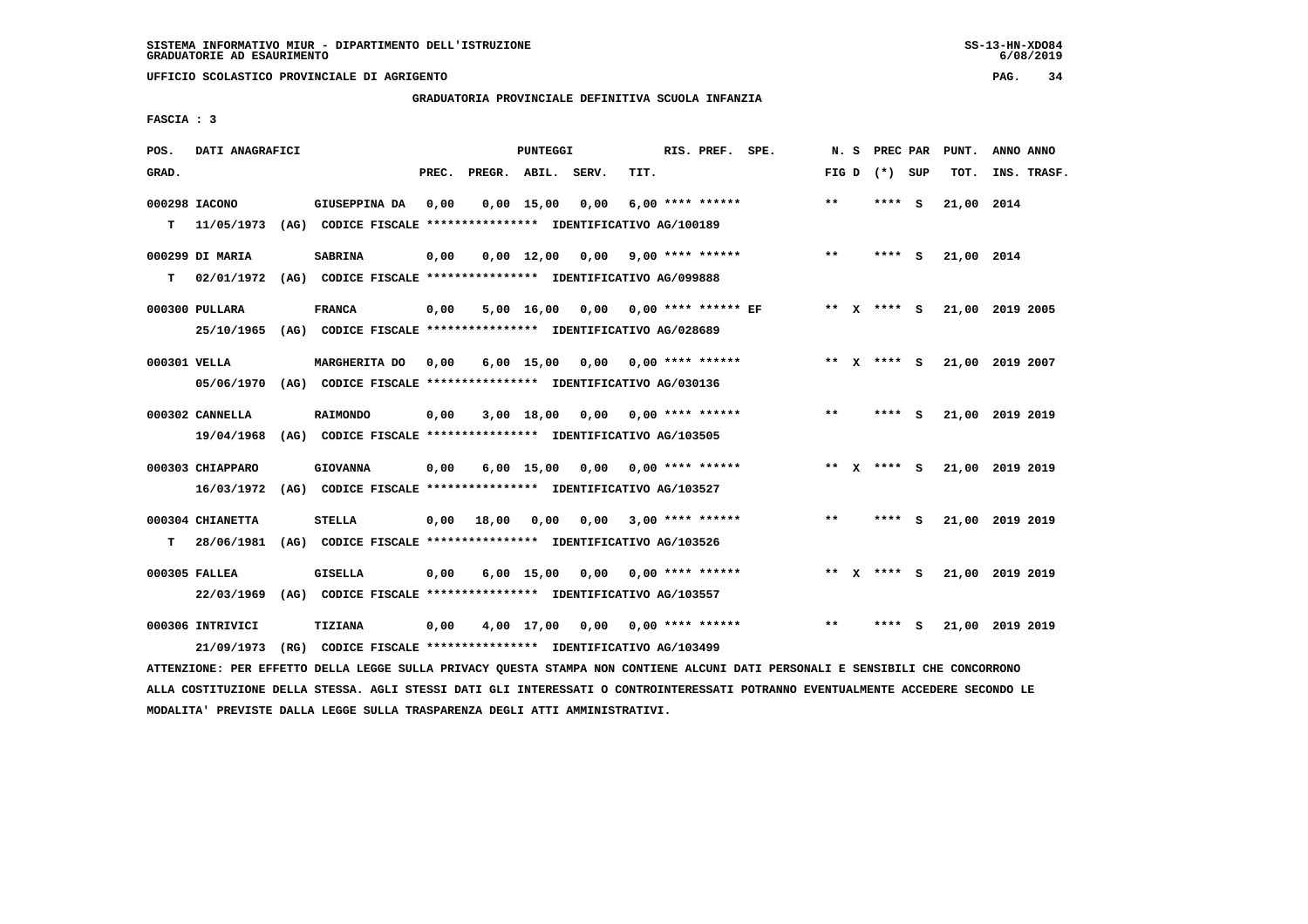SISTEMA INFORMATIVO MIUR - DIPARTIMENTO DELL'ISTRUZIONE
GRADUATORIE AD ESAURIMENTO

UFFICIO SCOLASTICO PROVINCIALE DI AGRIGENTO

GRADUATORIA PROVINCIALE DEFINITIVA SCUOLA INFANZIA

FASCIA : 3

| POS. GRAD. | DATI ANAGRAFICI | | PREC. | PREGR. | ABIL. | SERV. | TIT. | RIS. PREF. SPE. | N. S FIG D | PREC PAR (*) SUP | PUNT. TOT. | ANNO ANNO INS. TRASF. |
|---|---|---|---|---|---|---|---|---|---|---|---|---|
| 000298 IACONO | GIUSEPPINA DA | | 0,00 | 0,00 | 15,00 | 0,00 | 6,00 | **** ****** | ** | **** S | 21,00 | 2014 |
| T | 11/05/1973 (AG) CODICE FISCALE **************** IDENTIFICATIVO AG/100189 | | | | | | | | | | | |
| 000299 DI MARIA | SABRINA | | 0,00 | 0,00 | 12,00 | 0,00 | 9,00 | **** ****** | ** | **** S | 21,00 | 2014 |
| T | 02/01/1972 (AG) CODICE FISCALE **************** IDENTIFICATIVO AG/099888 | | | | | | | | | | | |
| 000300 PULLARA | FRANCA | | 0,00 | 5,00 | 16,00 | 0,00 | 0,00 | **** ****** EF | ** X | **** S | 21,00 | 2019 2005 |
| | 25/10/1965 (AG) CODICE FISCALE **************** IDENTIFICATIVO AG/028689 | | | | | | | | | | | |
| 000301 VELLA | MARGHERITA DO | | 0,00 | 6,00 | 15,00 | 0,00 | 0,00 | **** ****** | ** X | **** S | 21,00 | 2019 2007 |
| | 05/06/1970 (AG) CODICE FISCALE **************** IDENTIFICATIVO AG/030136 | | | | | | | | | | | |
| 000302 CANNELLA | RAIMONDO | | 0,00 | 3,00 | 18,00 | 0,00 | 0,00 | **** ****** | ** | **** S | 21,00 | 2019 2019 |
| | 19/04/1968 (AG) CODICE FISCALE **************** IDENTIFICATIVO AG/103505 | | | | | | | | | | | |
| 000303 CHIAPPARO | GIOVANNA | | 0,00 | 6,00 | 15,00 | 0,00 | 0,00 | **** ****** | ** X | **** S | 21,00 | 2019 2019 |
| | 16/03/1972 (AG) CODICE FISCALE **************** IDENTIFICATIVO AG/103527 | | | | | | | | | | | |
| 000304 CHIANETTA | STELLA | | 0,00 | 18,00 | 0,00 | 0,00 | 3,00 | **** ****** | ** | **** S | 21,00 | 2019 2019 |
| T | 28/06/1981 (AG) CODICE FISCALE **************** IDENTIFICATIVO AG/103526 | | | | | | | | | | | |
| 000305 FALLEA | GISELLA | | 0,00 | 6,00 | 15,00 | 0,00 | 0,00 | **** ****** | ** X | **** S | 21,00 | 2019 2019 |
| | 22/03/1969 (AG) CODICE FISCALE **************** IDENTIFICATIVO AG/103557 | | | | | | | | | | | |
| 000306 INTRIVICI | TIZIANA | | 0,00 | 4,00 | 17,00 | 0,00 | 0,00 | **** ****** | ** | **** S | 21,00 | 2019 2019 |
| | 21/09/1973 (RG) CODICE FISCALE **************** IDENTIFICATIVO AG/103499 | | | | | | | | | | | |

ATTENZIONE: PER EFFETTO DELLA LEGGE SULLA PRIVACY QUESTA STAMPA NON CONTIENE ALCUNI DATI PERSONALI E SENSIBILI CHE CONCORRONO ALLA COSTITUZIONE DELLA STESSA. AGLI STESSI DATI GLI INTERESSATI O CONTROINTERESSATI POTRANNO EVENTUALMENTE ACCEDERE SECONDO LE MODALITA' PREVISTE DALLA LEGGE SULLA TRASPARENZA DEGLI ATTI AMMINISTRATIVI.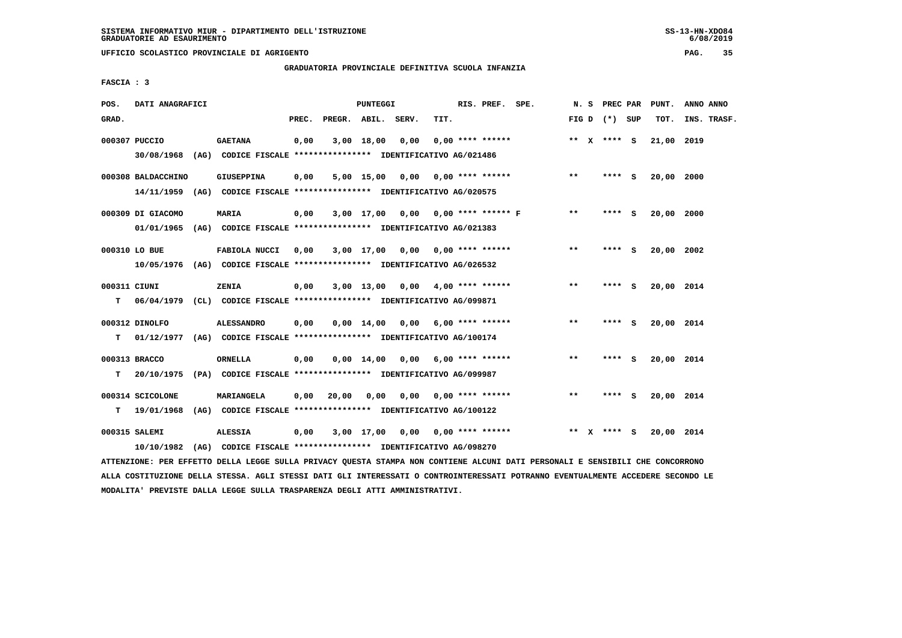SISTEMA INFORMATIVO MIUR - DIPARTIMENTO DELL'ISTRUZIONE
GRADUATORIE AD ESAURIMENTO

UFFICIO SCOLASTICO PROVINCIALE DI AGRIGENTO

GRADUATORIA PROVINCIALE DEFINITIVA SCUOLA INFANZIA

FASCIA : 3

| POS. GRAD. | DATI ANAGRAFICI | | PREC. | PREGR. | ABIL. | SERV. | TIT. | RIS. PREF. SPE. | N. S FIG D | PREC PAR (*) | SUP | PUNT. TOT. | ANNO | ANNO INS. TRASF. |
|---|---|---|---|---|---|---|---|---|---|---|---|---|---|---|
| 000307 | PUCCIO | GAETANA | 0,00 | 3,00 | 18,00 | 0,00 | 0,00 | **** ****** | ** X | **** | S | 21,00 | 2019 | |
| | 30/08/1968 (AG) CODICE FISCALE **************** IDENTIFICATIVO AG/021486 | | | | | | | | | | | | | |
| 000308 | BALDACCHINO | GIUSEPPINA | 0,00 | 5,00 | 15,00 | 0,00 | 0,00 | **** ****** | ** | **** | S | 20,00 | 2000 | |
| | 14/11/1959 (AG) CODICE FISCALE **************** IDENTIFICATIVO AG/020575 | | | | | | | | | | | | | |
| 000309 | DI GIACOMO | MARIA | 0,00 | 3,00 | 17,00 | 0,00 | 0,00 | **** ****** F | ** | **** | S | 20,00 | 2000 | |
| | 01/01/1965 (AG) CODICE FISCALE **************** IDENTIFICATIVO AG/021383 | | | | | | | | | | | | | |
| 000310 | LO BUE | FABIOLA NUCCI | 0,00 | 3,00 | 17,00 | 0,00 | 0,00 | **** ****** | ** | **** | S | 20,00 | 2002 | |
| | 10/05/1976 (AG) CODICE FISCALE **************** IDENTIFICATIVO AG/026532 | | | | | | | | | | | | | |
| 000311 | CIUNI | ZENIA | 0,00 | 3,00 | 13,00 | 0,00 | 4,00 | **** ****** | ** | **** | S | 20,00 | 2014 | |
| T | 06/04/1979 (CL) CODICE FISCALE **************** IDENTIFICATIVO AG/099871 | | | | | | | | | | | | | |
| 000312 | DINOLFO | ALESSANDRO | 0,00 | 0,00 | 14,00 | 0,00 | 6,00 | **** ****** | ** | **** | S | 20,00 | 2014 | |
| T | 01/12/1977 (AG) CODICE FISCALE **************** IDENTIFICATIVO AG/100174 | | | | | | | | | | | | | |
| 000313 | BRACCO | ORNELLA | 0,00 | 0,00 | 14,00 | 0,00 | 6,00 | **** ****** | ** | **** | S | 20,00 | 2014 | |
| T | 20/10/1975 (PA) CODICE FISCALE **************** IDENTIFICATIVO AG/099987 | | | | | | | | | | | | | |
| 000314 | SCICOLONE | MARIANGELA | 0,00 | 20,00 | 0,00 | 0,00 | 0,00 | **** ****** | ** | **** | S | 20,00 | 2014 | |
| T | 19/01/1968 (AG) CODICE FISCALE **************** IDENTIFICATIVO AG/100122 | | | | | | | | | | | | | |
| 000315 | SALEMI | ALESSIA | 0,00 | 3,00 | 17,00 | 0,00 | 0,00 | **** ****** | ** X | **** | S | 20,00 | 2014 | |
| | 10/10/1982 (AG) CODICE FISCALE **************** IDENTIFICATIVO AG/098270 | | | | | | | | | | | | | |

ATTENZIONE: PER EFFETTO DELLA LEGGE SULLA PRIVACY QUESTA STAMPA NON CONTIENE ALCUNI DATI PERSONALI E SENSIBILI CHE CONCORRONO ALLA COSTITUZIONE DELLA STESSA. AGLI STESSI DATI GLI INTERESSATI O CONTROINTERESSATI POTRANNO EVENTUALMENTE ACCEDERE SECONDO LE MODALITA' PREVISTE DALLA LEGGE SULLA TRASPARENZA DEGLI ATTI AMMINISTRATIVI.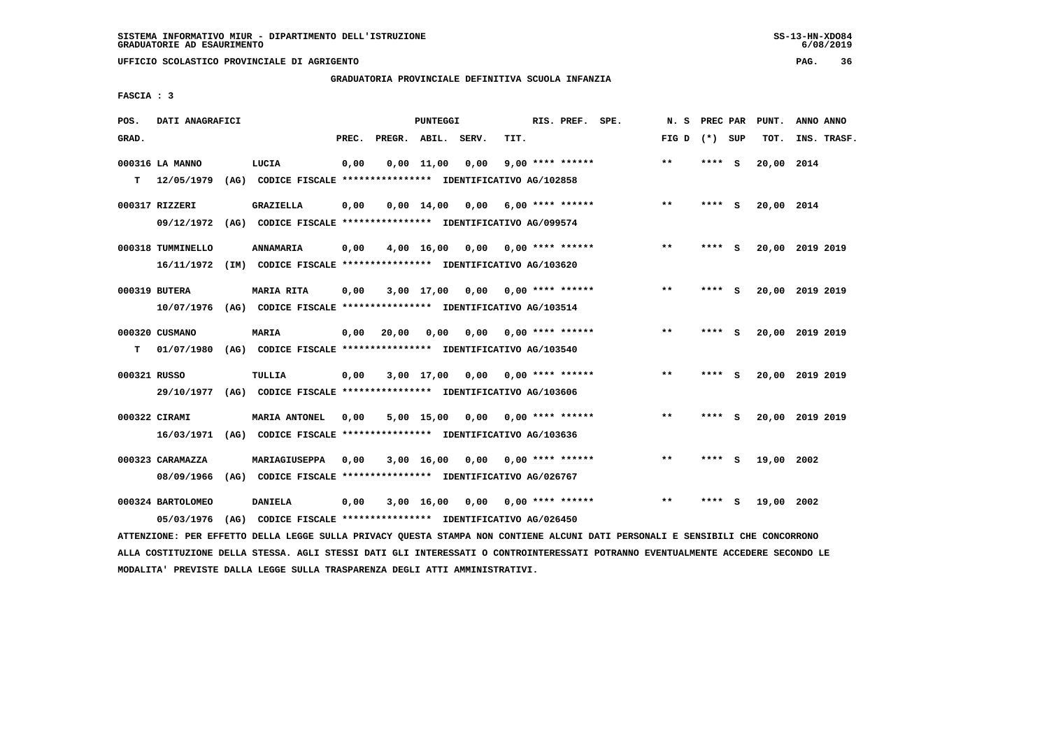SISTEMA INFORMATIVO MIUR - DIPARTIMENTO DELL'ISTRUZIONE
GRADUATORIE AD ESAURIMENTO

UFFICIO SCOLASTICO PROVINCIALE DI AGRIGENTO

GRADUATORIA PROVINCIALE DEFINITIVA SCUOLA INFANZIA

FASCIA : 3

| POS. GRAD. | DATI ANAGRAFICI | | PREC. | PREGR. | ABIL. | SERV. | TIT. | RIS. PREF. | SPE. | N. S FIG D | PREC PAR (*) SUP | PUNT. TOT. | ANNO ANNO INS. TRASF. |
|---|---|---|---|---|---|---|---|---|---|---|---|---|---|
| 000316 | LA MANNO | LUCIA | 0,00 | 0,00 | 11,00 | 0,00 | 9,00 | **** ****** | | ** | **** S | 20,00 | 2014 |
| T | 12/05/1979 (AG) | CODICE FISCALE **************** IDENTIFICATIVO AG/102858 | | | | | | | | | | | |
| 000317 | RIZZERI | GRAZIELLA | 0,00 | 0,00 | 14,00 | 0,00 | 6,00 | **** ****** | | ** | **** S | 20,00 | 2014 |
| | 09/12/1972 (AG) | CODICE FISCALE **************** IDENTIFICATIVO AG/099574 | | | | | | | | | | | |
| 000318 | TUMMINELLO | ANNAMARIA | 0,00 | 4,00 | 16,00 | 0,00 | 0,00 | **** ****** | | ** | **** S | 20,00 | 2019 2019 |
| | 16/11/1972 (IM) | CODICE FISCALE **************** IDENTIFICATIVO AG/103620 | | | | | | | | | | | |
| 000319 | BUTERA | MARIA RITA | 0,00 | 3,00 | 17,00 | 0,00 | 0,00 | **** ****** | | ** | **** S | 20,00 | 2019 2019 |
| | 10/07/1976 (AG) | CODICE FISCALE **************** IDENTIFICATIVO AG/103514 | | | | | | | | | | | |
| 000320 | CUSMANO | MARIA | 0,00 | 20,00 | 0,00 | 0,00 | 0,00 | **** ****** | | ** | **** S | 20,00 | 2019 2019 |
| T | 01/07/1980 (AG) | CODICE FISCALE **************** IDENTIFICATIVO AG/103540 | | | | | | | | | | | |
| 000321 | RUSSO | TULLIA | 0,00 | 3,00 | 17,00 | 0,00 | 0,00 | **** ****** | | ** | **** S | 20,00 | 2019 2019 |
| | 29/10/1977 (AG) | CODICE FISCALE **************** IDENTIFICATIVO AG/103606 | | | | | | | | | | | |
| 000322 | CIRAMI | MARIA ANTONEL | 0,00 | 5,00 | 15,00 | 0,00 | 0,00 | **** ****** | | ** | **** S | 20,00 | 2019 2019 |
| | 16/03/1971 (AG) | CODICE FISCALE **************** IDENTIFICATIVO AG/103636 | | | | | | | | | | | |
| 000323 | CARAMAZZA | MARIAGIUSEPPA | 0,00 | 3,00 | 16,00 | 0,00 | 0,00 | **** ****** | | ** | **** S | 19,00 | 2002 |
| | 08/09/1966 (AG) | CODICE FISCALE **************** IDENTIFICATIVO AG/026767 | | | | | | | | | | | |
| 000324 | BARTOLOMEO | DANIELA | 0,00 | 3,00 | 16,00 | 0,00 | 0,00 | **** ****** | | ** | **** S | 19,00 | 2002 |
| | 05/03/1976 (AG) | CODICE FISCALE **************** IDENTIFICATIVO AG/026450 | | | | | | | | | | | |

ATTENZIONE: PER EFFETTO DELLA LEGGE SULLA PRIVACY QUESTA STAMPA NON CONTIENE ALCUNI DATI PERSONALI E SENSIBILI CHE CONCORRONO ALLA COSTITUZIONE DELLA STESSA. AGLI STESSI DATI GLI INTERESSATI O CONTROINTERESSATI POTRANNO EVENTUALMENTE ACCEDERE SECONDO LE MODALITA' PREVISTE DALLA LEGGE SULLA TRASPARENZA DEGLI ATTI AMMINISTRATIVI.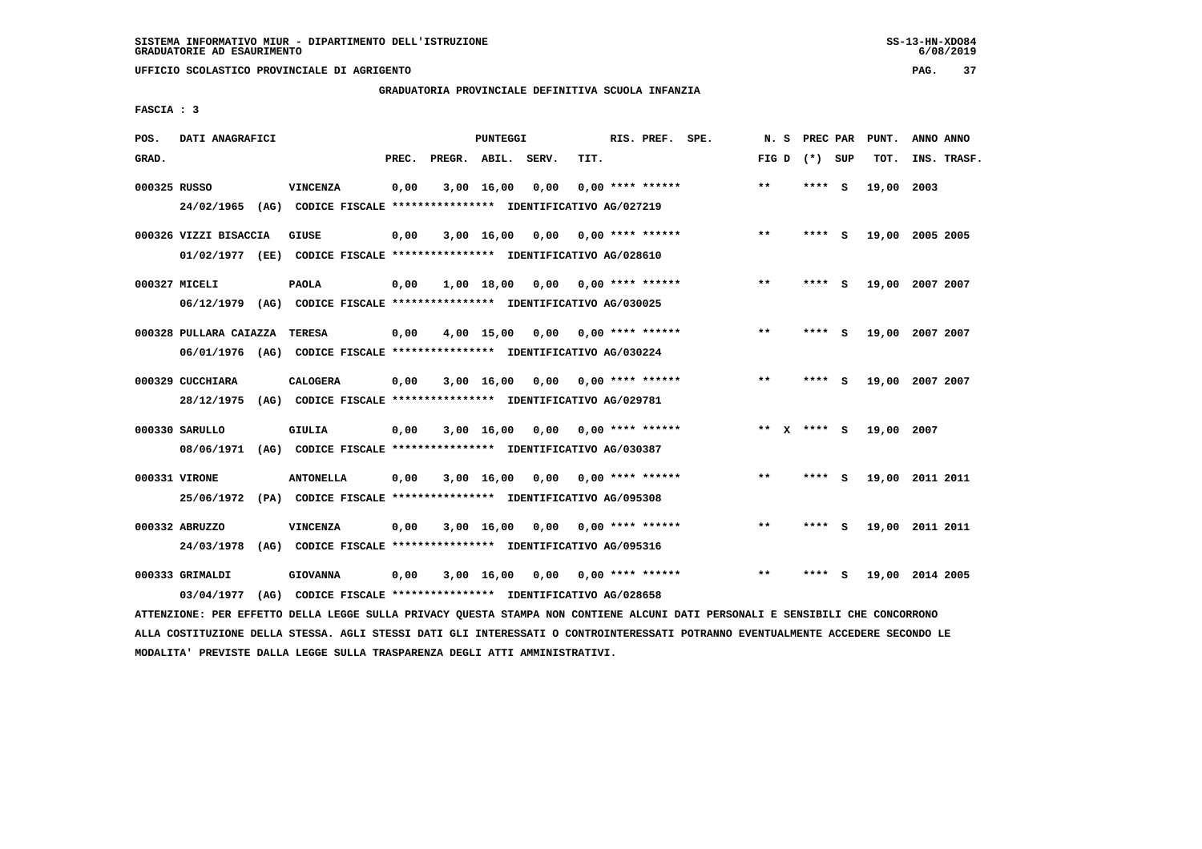SISTEMA INFORMATIVO MIUR - DIPARTIMENTO DELL'ISTRUZIONE
GRADUATORIE AD ESAURIMENTO

UFFICIO SCOLASTICO PROVINCIALE DI AGRIGENTO

GRADUATORIA PROVINCIALE DEFINITIVA SCUOLA INFANZIA

FASCIA : 3

| POS. GRAD. | DATI ANAGRAFICI | | PREC. | PREGR. | ABIL. | SERV. | TIT. | RIS. PREF. SPE. | N. S FIG D | PREC PAR (*) SUP | PUNT. TOT. | ANNO ANNO INS. TRASF. |
|---|---|---|---|---|---|---|---|---|---|---|---|---|
| 000325 | RUSSO | VINCENZA | 0,00 | 3,00 | 16,00 | 0,00 | 0,00 | **** ****** | ** | **** S | 19,00 | 2003 |
| | 24/02/1965 (AG) CODICE FISCALE **************** IDENTIFICATIVO AG/027219 | | | | | | | | | | | |
| 000326 | VIZZI BISACCIA | GIUSE | 0,00 | 3,00 | 16,00 | 0,00 | 0,00 | **** ****** | ** | **** S | 19,00 | 2005 2005 |
| | 01/02/1977 (EE) CODICE FISCALE **************** IDENTIFICATIVO AG/028610 | | | | | | | | | | | |
| 000327 | MICELI | PAOLA | 0,00 | 1,00 | 18,00 | 0,00 | 0,00 | **** ****** | ** | **** S | 19,00 | 2007 2007 |
| | 06/12/1979 (AG) CODICE FISCALE **************** IDENTIFICATIVO AG/030025 | | | | | | | | | | | |
| 000328 | PULLARA CAIAZZA | TERESA | 0,00 | 4,00 | 15,00 | 0,00 | 0,00 | **** ****** | ** | **** S | 19,00 | 2007 2007 |
| | 06/01/1976 (AG) CODICE FISCALE **************** IDENTIFICATIVO AG/030224 | | | | | | | | | | | |
| 000329 | CUCCHIARA | CALOGERA | 0,00 | 3,00 | 16,00 | 0,00 | 0,00 | **** ****** | ** | **** S | 19,00 | 2007 2007 |
| | 28/12/1975 (AG) CODICE FISCALE **************** IDENTIFICATIVO AG/029781 | | | | | | | | | | | |
| 000330 | SARULLO | GIULIA | 0,00 | 3,00 | 16,00 | 0,00 | 0,00 | **** ****** | ** X | **** S | 19,00 | 2007 |
| | 08/06/1971 (AG) CODICE FISCALE **************** IDENTIFICATIVO AG/030387 | | | | | | | | | | | |
| 000331 | VIRONE | ANTONELLA | 0,00 | 3,00 | 16,00 | 0,00 | 0,00 | **** ****** | ** | **** S | 19,00 | 2011 2011 |
| | 25/06/1972 (PA) CODICE FISCALE **************** IDENTIFICATIVO AG/095308 | | | | | | | | | | | |
| 000332 | ABRUZZO | VINCENZA | 0,00 | 3,00 | 16,00 | 0,00 | 0,00 | **** ****** | ** | **** S | 19,00 | 2011 2011 |
| | 24/03/1978 (AG) CODICE FISCALE **************** IDENTIFICATIVO AG/095316 | | | | | | | | | | | |
| 000333 | GRIMALDI | GIOVANNA | 0,00 | 3,00 | 16,00 | 0,00 | 0,00 | **** ****** | ** | **** S | 19,00 | 2014 2005 |
| | 03/04/1977 (AG) CODICE FISCALE **************** IDENTIFICATIVO AG/028658 | | | | | | | | | | | |

ATTENZIONE: PER EFFETTO DELLA LEGGE SULLA PRIVACY QUESTA STAMPA NON CONTIENE ALCUNI DATI PERSONALI E SENSIBILI CHE CONCORRONO ALLA COSTITUZIONE DELLA STESSA. AGLI STESSI DATI GLI INTERESSATI O CONTROINTERESSATI POTRANNO EVENTUALMENTE ACCEDERE SECONDO LE MODALITA' PREVISTE DALLA LEGGE SULLA TRASPARENZA DEGLI ATTI AMMINISTRATIVI.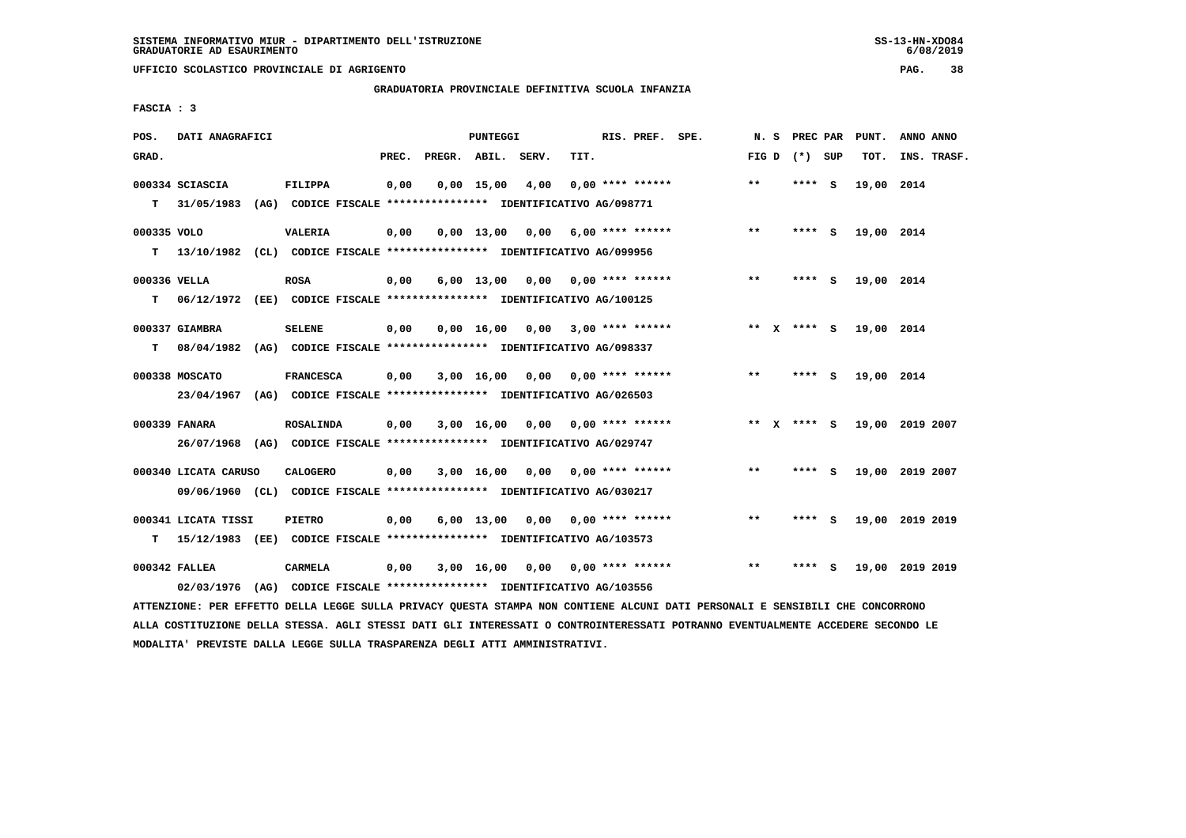SISTEMA INFORMATIVO MIUR - DIPARTIMENTO DELL'ISTRUZIONE
GRADUATORIE AD ESAURIMENTO

UFFICIO SCOLASTICO PROVINCIALE DI AGRIGENTO

GRADUATORIA PROVINCIALE DEFINITIVA SCUOLA INFANZIA

FASCIA : 3

| POS. GRAD. | DATI ANAGRAFICI | | PREC. | PREGR. | ABIL. | SERV. | TIT. | RIS. PREF. SPE. | N. S FIG D | PREC PAR (*) SUP | PUNT. TOT. | ANNO ANNO INS. TRASF. |
|---|---|---|---|---|---|---|---|---|---|---|---|---|
| 000334 | SCIASCIA | FILIPPA | 0,00 | 0,00 | 15,00 | 4,00 | 0,00 | **** ****** | ** | **** S | 19,00 | 2014 |
| T | 31/05/1983 (AG) CODICE FISCALE **************** IDENTIFICATIVO AG/098771 | | | | | | | | | | | |
| 000335 | VOLO | VALERIA | 0,00 | 0,00 | 13,00 | 0,00 | 6,00 | **** ****** | ** | **** S | 19,00 | 2014 |
| T | 13/10/1982 (CL) CODICE FISCALE **************** IDENTIFICATIVO AG/099956 | | | | | | | | | | | |
| 000336 | VELLA | ROSA | 0,00 | 6,00 | 13,00 | 0,00 | 0,00 | **** ****** | ** | **** S | 19,00 | 2014 |
| T | 06/12/1972 (EE) CODICE FISCALE **************** IDENTIFICATIVO AG/100125 | | | | | | | | | | | |
| 000337 | GIAMBRA | SELENE | 0,00 | 0,00 | 16,00 | 0,00 | 3,00 | **** ****** | ** X | **** S | 19,00 | 2014 |
| T | 08/04/1982 (AG) CODICE FISCALE **************** IDENTIFICATIVO AG/098337 | | | | | | | | | | | |
| 000338 | MOSCATO | FRANCESCA | 0,00 | 3,00 | 16,00 | 0,00 | 0,00 | **** ****** | ** | **** S | 19,00 | 2014 |
| | 23/04/1967 (AG) CODICE FISCALE **************** IDENTIFICATIVO AG/026503 | | | | | | | | | | | |
| 000339 | FANARA | ROSALINDA | 0,00 | 3,00 | 16,00 | 0,00 | 0,00 | **** ****** | ** X | **** S | 19,00 | 2019 2007 |
| | 26/07/1968 (AG) CODICE FISCALE **************** IDENTIFICATIVO AG/029747 | | | | | | | | | | | |
| 000340 | LICATA CARUSO | CALOGERO | 0,00 | 3,00 | 16,00 | 0,00 | 0,00 | **** ****** | ** | **** S | 19,00 | 2019 2007 |
| | 09/06/1960 (CL) CODICE FISCALE **************** IDENTIFICATIVO AG/030217 | | | | | | | | | | | |
| 000341 | LICATA TISSI | PIETRO | 0,00 | 6,00 | 13,00 | 0,00 | 0,00 | **** ****** | ** | **** S | 19,00 | 2019 2019 |
| T | 15/12/1983 (EE) CODICE FISCALE **************** IDENTIFICATIVO AG/103573 | | | | | | | | | | | |
| 000342 | FALLEA | CARMELA | 0,00 | 3,00 | 16,00 | 0,00 | 0,00 | **** ****** | ** | **** S | 19,00 | 2019 2019 |
| | 02/03/1976 (AG) CODICE FISCALE **************** IDENTIFICATIVO AG/103556 | | | | | | | | | | | |

ATTENZIONE: PER EFFETTO DELLA LEGGE SULLA PRIVACY QUESTA STAMPA NON CONTIENE ALCUNI DATI PERSONALI E SENSIBILI CHE CONCORRONO ALLA COSTITUZIONE DELLA STESSA. AGLI STESSI DATI GLI INTERESSATI O CONTROINTERESSATI POTRANNO EVENTUALMENTE ACCEDERE SECONDO LE MODALITA' PREVISTE DALLA LEGGE SULLA TRASPARENZA DEGLI ATTI AMMINISTRATIVI.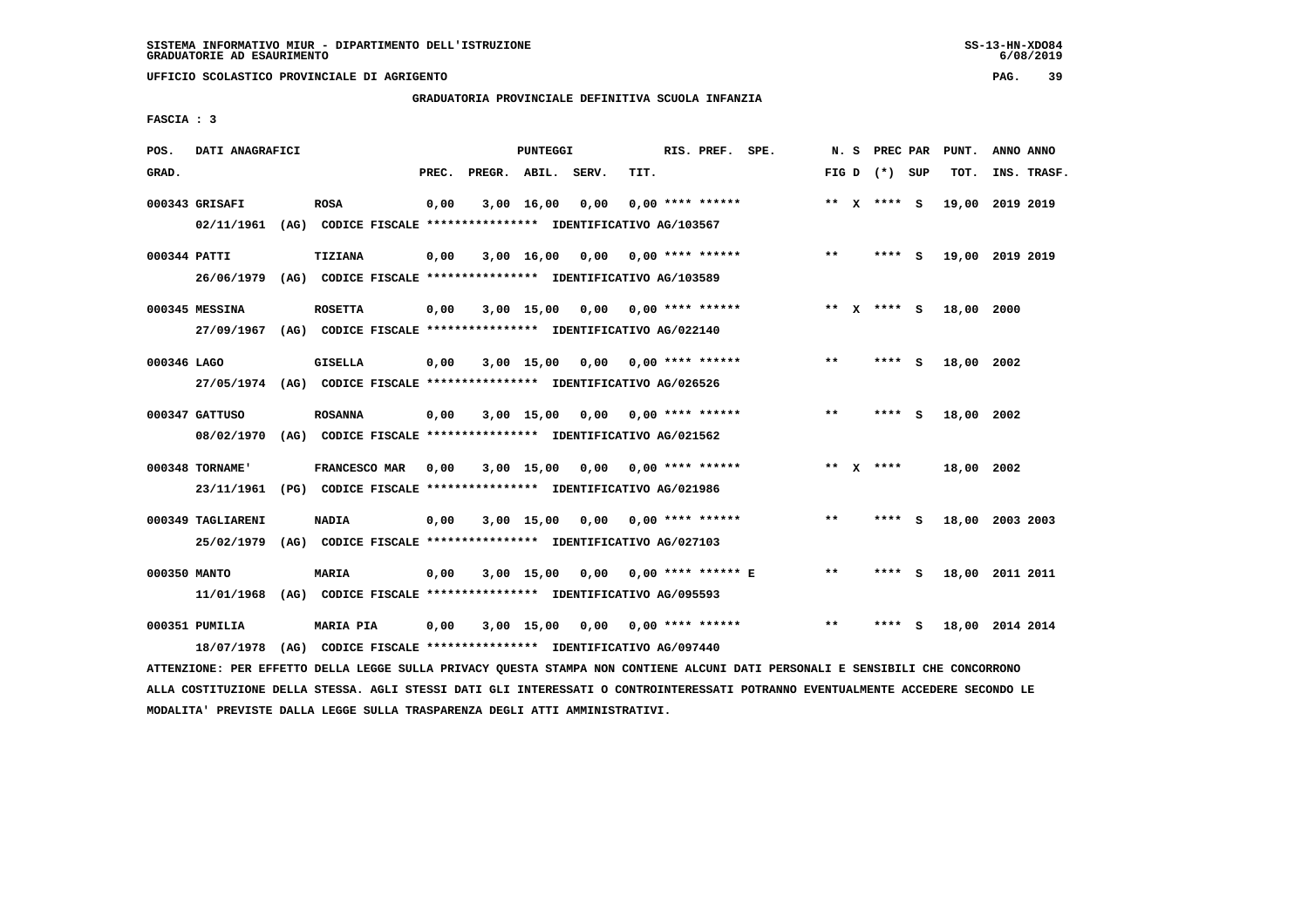SISTEMA INFORMATIVO MIUR - DIPARTIMENTO DELL'ISTRUZIONE
GRADUATORIE AD ESAURIMENTO

UFFICIO SCOLASTICO PROVINCIALE DI AGRIGENTO

GRADUATORIA PROVINCIALE DEFINITIVA SCUOLA INFANZIA

FASCIA : 3

| POS. GRAD. | DATI ANAGRAFICI | | PREC. | PREGR. | ABIL. | SERV. | TIT. | RIS. PREF. SPE. | N. S FIG D | PREC PAR (*) SUP | PUNT. TOT. | ANNO ANNO INS. TRASF. |
|---|---|---|---|---|---|---|---|---|---|---|---|---|
| 000343 | GRISAFI | ROSA | 0,00 | 3,00 | 16,00 | 0,00 | 0,00 | **** ****** | ** X | **** S | 19,00 | 2019 2019 |
| | 02/11/1961 (AG) CODICE FISCALE **************** IDENTIFICATIVO AG/103567 | | | | | | | | | | | |
| 000344 | PATTI | TIZIANA | 0,00 | 3,00 | 16,00 | 0,00 | 0,00 | **** ****** | ** | **** S | 19,00 | 2019 2019 |
| | 26/06/1979 (AG) CODICE FISCALE **************** IDENTIFICATIVO AG/103589 | | | | | | | | | | | |
| 000345 | MESSINA | ROSETTA | 0,00 | 3,00 | 15,00 | 0,00 | 0,00 | **** ****** | ** X | **** S | 18,00 | 2000 |
| | 27/09/1967 (AG) CODICE FISCALE **************** IDENTIFICATIVO AG/022140 | | | | | | | | | | | |
| 000346 | LAGO | GISELLA | 0,00 | 3,00 | 15,00 | 0,00 | 0,00 | **** ****** | ** | **** S | 18,00 | 2002 |
| | 27/05/1974 (AG) CODICE FISCALE **************** IDENTIFICATIVO AG/026526 | | | | | | | | | | | |
| 000347 | GATTUSO | ROSANNA | 0,00 | 3,00 | 15,00 | 0,00 | 0,00 | **** ****** | ** | **** S | 18,00 | 2002 |
| | 08/02/1970 (AG) CODICE FISCALE **************** IDENTIFICATIVO AG/021562 | | | | | | | | | | | |
| 000348 | TORNAME' | FRANCESCO MAR | 0,00 | 3,00 | 15,00 | 0,00 | 0,00 | **** ****** | ** X | **** | 18,00 | 2002 |
| | 23/11/1961 (PG) CODICE FISCALE **************** IDENTIFICATIVO AG/021986 | | | | | | | | | | | |
| 000349 | TAGLIARENI | NADIA | 0,00 | 3,00 | 15,00 | 0,00 | 0,00 | **** ****** | ** | **** S | 18,00 | 2003 2003 |
| | 25/02/1979 (AG) CODICE FISCALE **************** IDENTIFICATIVO AG/027103 | | | | | | | | | | | |
| 000350 | MANTO | MARIA | 0,00 | 3,00 | 15,00 | 0,00 | 0,00 | **** ****** E | ** | **** S | 18,00 | 2011 2011 |
| | 11/01/1968 (AG) CODICE FISCALE **************** IDENTIFICATIVO AG/095593 | | | | | | | | | | | |
| 000351 | PUMILIA | MARIA PIA | 0,00 | 3,00 | 15,00 | 0,00 | 0,00 | **** ****** | ** | **** S | 18,00 | 2014 2014 |
| | 18/07/1978 (AG) CODICE FISCALE **************** IDENTIFICATIVO AG/097440 | | | | | | | | | | | |

ATTENZIONE: PER EFFETTO DELLA LEGGE SULLA PRIVACY QUESTA STAMPA NON CONTIENE ALCUNI DATI PERSONALI E SENSIBILI CHE CONCORRONO ALLA COSTITUZIONE DELLA STESSA. AGLI STESSI DATI GLI INTERESSATI O CONTROINTERESSATI POTRANNO EVENTUALMENTE ACCEDERE SECONDO LE MODALITA' PREVISTE DALLA LEGGE SULLA TRASPARENZA DEGLI ATTI AMMINISTRATIVI.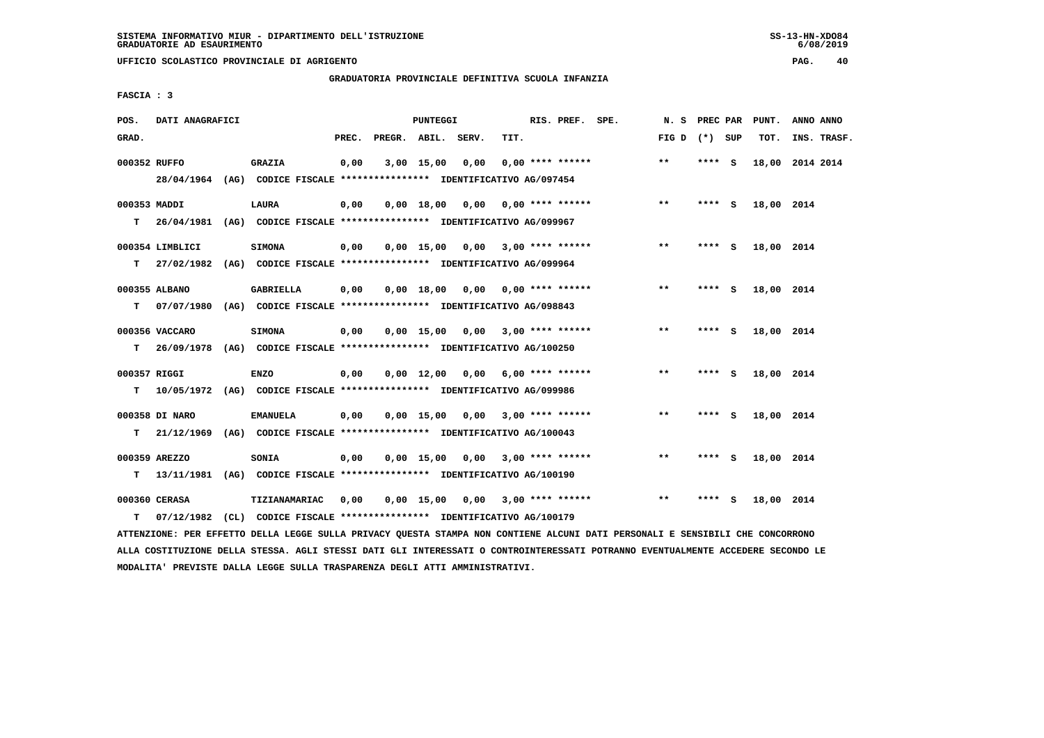UFFICIO SCOLASTICO PROVINCIALE DI AGRIGENTO

GRADUATORIA PROVINCIALE DEFINITIVA SCUOLA INFANZIA

FASCIA : 3

| POS. GRAD. | DATI ANAGRAFICI | | PUNTEGGI PREC. | PREGR. | ABIL. | SERV. | TIT. | RIS. PREF. | SPE. | N. S FIG D | PREC PAR (*) | SUP | PUNT. TOT. | ANNO ANNO INS. TRASF. |
|---|---|---|---|---|---|---|---|---|---|---|---|---|---|---|
| 000352 | RUFFO | GRAZIA | 0,00 | 3,00 | 15,00 | 0,00 | 0,00 | **** ****** | | ** | **** | S | 18,00 | 2014 2014 |
| | 28/04/1964 (AG) CODICE FISCALE **************** IDENTIFICATIVO AG/097454 | | | | | | | | | | | | | |
| 000353 | MADDI | LAURA | 0,00 | 0,00 | 18,00 | 0,00 | 0,00 | **** ****** | | ** | **** | S | 18,00 | 2014 |
| T | 26/04/1981 (AG) CODICE FISCALE **************** IDENTIFICATIVO AG/099967 | | | | | | | | | | | | | |
| 000354 | LIMBLICI | SIMONA | 0,00 | 0,00 | 15,00 | 0,00 | 3,00 | **** ****** | | ** | **** | S | 18,00 | 2014 |
| T | 27/02/1982 (AG) CODICE FISCALE **************** IDENTIFICATIVO AG/099964 | | | | | | | | | | | | | |
| 000355 | ALBANO | GABRIELLA | 0,00 | 0,00 | 18,00 | 0,00 | 0,00 | **** ****** | | ** | **** | S | 18,00 | 2014 |
| T | 07/07/1980 (AG) CODICE FISCALE **************** IDENTIFICATIVO AG/098843 | | | | | | | | | | | | | |
| 000356 | VACCARO | SIMONA | 0,00 | 0,00 | 15,00 | 0,00 | 3,00 | **** ****** | | ** | **** | S | 18,00 | 2014 |
| T | 26/09/1978 (AG) CODICE FISCALE **************** IDENTIFICATIVO AG/100250 | | | | | | | | | | | | | |
| 000357 | RIGGI | ENZO | 0,00 | 0,00 | 12,00 | 0,00 | 6,00 | **** ****** | | ** | **** | S | 18,00 | 2014 |
| T | 10/05/1972 (AG) CODICE FISCALE **************** IDENTIFICATIVO AG/099986 | | | | | | | | | | | | | |
| 000358 | DI NARO | EMANUELA | 0,00 | 0,00 | 15,00 | 0,00 | 3,00 | **** ****** | | ** | **** | S | 18,00 | 2014 |
| T | 21/12/1969 (AG) CODICE FISCALE **************** IDENTIFICATIVO AG/100043 | | | | | | | | | | | | | |
| 000359 | AREZZO | SONIA | 0,00 | 0,00 | 15,00 | 0,00 | 3,00 | **** ****** | | ** | **** | S | 18,00 | 2014 |
| T | 13/11/1981 (AG) CODICE FISCALE **************** IDENTIFICATIVO AG/100190 | | | | | | | | | | | | | |
| 000360 | CERASA | TIZIANAMARIAC | 0,00 | 0,00 | 15,00 | 0,00 | 3,00 | **** ****** | | ** | **** | S | 18,00 | 2014 |
| T | 07/12/1982 (CL) CODICE FISCALE **************** IDENTIFICATIVO AG/100179 | | | | | | | | | | | | | |

ATTENZIONE: PER EFFETTO DELLA LEGGE SULLA PRIVACY QUESTA STAMPA NON CONTIENE ALCUNI DATI PERSONALI E SENSIBILI CHE CONCORRONO ALLA COSTITUZIONE DELLA STESSA. AGLI STESSI DATI GLI INTERESSATI O CONTROINTERESSATI POTRANNO EVENTUALMENTE ACCEDERE SECONDO LE MODALITA' PREVISTE DALLA LEGGE SULLA TRASPARENZA DEGLI ATTI AMMINISTRATIVI.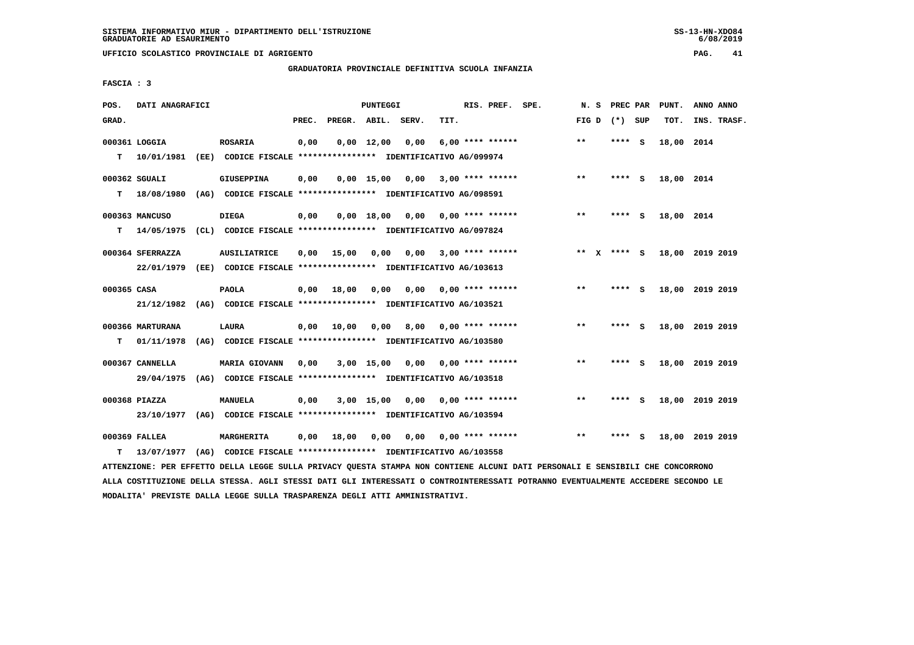SISTEMA INFORMATIVO MIUR - DIPARTIMENTO DELL'ISTRUZIONE
GRADUATORIE AD ESAURIMENTO

UFFICIO SCOLASTICO PROVINCIALE DI AGRIGENTO

GRADUATORIA PROVINCIALE DEFINITIVA SCUOLA INFANZIA

FASCIA : 3

| POS. GRAD. | DATI ANAGRAFICI | | PREC. | PREGR. | ABIL. | SERV. | TIT. | RIS. PREF. SPE. | N. S FIG D | PREC PAR (*) SUP | PUNT. TOT. | ANNO ANNO INS. TRASF. |
|---|---|---|---|---|---|---|---|---|---|---|---|---|
| 000361 LOGGIA | | ROSARIA | 0,00 | 0,00 | 12,00 | 0,00 | 6,00 | **** ****** | ** | **** S | 18,00 | 2014 |
| T | 10/01/1981 (EE) CODICE FISCALE **************** IDENTIFICATIVO AG/099974 | | | | | | | | | | | |
| 000362 SGUALI | | GIUSEPPINA | 0,00 | 0,00 | 15,00 | 0,00 | 3,00 | **** ****** | ** | **** S | 18,00 | 2014 |
| T | 18/08/1980 (AG) CODICE FISCALE **************** IDENTIFICATIVO AG/098591 | | | | | | | | | | | |
| 000363 MANCUSO | | DIEGA | 0,00 | 0,00 | 18,00 | 0,00 | 0,00 | **** ****** | ** | **** S | 18,00 | 2014 |
| T | 14/05/1975 (CL) CODICE FISCALE **************** IDENTIFICATIVO AG/097824 | | | | | | | | | | | |
| 000364 SFERRAZZA | | AUSILIATRICE | 0,00 | 15,00 | 0,00 | 0,00 | 3,00 | **** ****** | ** X | **** S | 18,00 | 2019 2019 |
| | 22/01/1979 (EE) CODICE FISCALE **************** IDENTIFICATIVO AG/103613 | | | | | | | | | | | |
| 000365 CASA | | PAOLA | 0,00 | 18,00 | 0,00 | 0,00 | 0,00 | **** ****** | ** | **** S | 18,00 | 2019 2019 |
| | 21/12/1982 (AG) CODICE FISCALE **************** IDENTIFICATIVO AG/103521 | | | | | | | | | | | |
| 000366 MARTURANA | | LAURA | 0,00 | 10,00 | 0,00 | 8,00 | 0,00 | **** ****** | ** | **** S | 18,00 | 2019 2019 |
| T | 01/11/1978 (AG) CODICE FISCALE **************** IDENTIFICATIVO AG/103580 | | | | | | | | | | | |
| 000367 CANNELLA | | MARIA GIOVANN | 0,00 | 3,00 | 15,00 | 0,00 | 0,00 | **** ****** | ** | **** S | 18,00 | 2019 2019 |
| | 29/04/1975 (AG) CODICE FISCALE **************** IDENTIFICATIVO AG/103518 | | | | | | | | | | | |
| 000368 PIAZZA | | MANUELA | 0,00 | 3,00 | 15,00 | 0,00 | 0,00 | **** ****** | ** | **** S | 18,00 | 2019 2019 |
| | 23/10/1977 (AG) CODICE FISCALE **************** IDENTIFICATIVO AG/103594 | | | | | | | | | | | |
| 000369 FALLEA | | MARGHERITA | 0,00 | 18,00 | 0,00 | 0,00 | 0,00 | **** ****** | ** | **** S | 18,00 | 2019 2019 |
| T | 13/07/1977 (AG) CODICE FISCALE **************** IDENTIFICATIVO AG/103558 | | | | | | | | | | | |

ATTENZIONE: PER EFFETTO DELLA LEGGE SULLA PRIVACY QUESTA STAMPA NON CONTIENE ALCUNI DATI PERSONALI E SENSIBILI CHE CONCORRONO ALLA COSTITUZIONE DELLA STESSA. AGLI STESSI DATI GLI INTERESSATI O CONTROINTERESSATI POTRANNO EVENTUALMENTE ACCEDERE SECONDO LE MODALITA' PREVISTE DALLA LEGGE SULLA TRASPARENZA DEGLI ATTI AMMINISTRATIVI.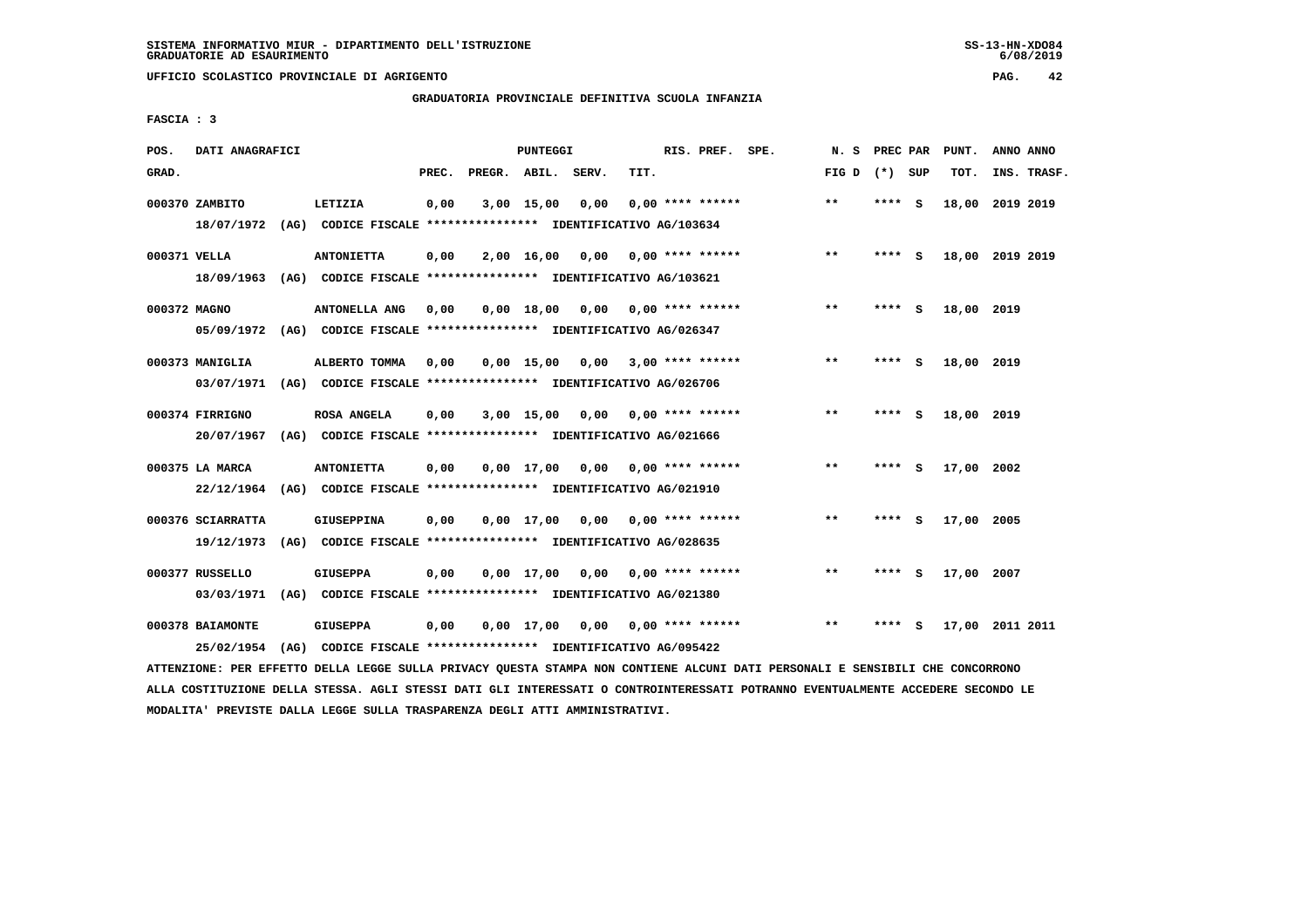SISTEMA INFORMATIVO MIUR - DIPARTIMENTO DELL'ISTRUZIONE
GRADUATORIE AD ESAURIMENTO

UFFICIO SCOLASTICO PROVINCIALE DI AGRIGENTO

GRADUATORIA PROVINCIALE DEFINITIVA SCUOLA INFANZIA

FASCIA : 3

| POS. GRAD. | DATI ANAGRAFICI | | PREC. | PREGR. | ABIL. | SERV. | TIT. | RIS. PREF. | SPE. | N. S FIG D | PREC PAR (*) | SUP | PUNT. TOT. | ANNO ANNO INS. TRASF. |
|---|---|---|---|---|---|---|---|---|---|---|---|---|---|---|
| 000370 | ZAMBITO | LETIZIA | 0,00 | 3,00 | 15,00 | 0,00 | 0,00 | **** ****** | | ** | **** | S | 18,00 | 2019 2019 |
| | 18/07/1972 (AG) CODICE FISCALE **************** IDENTIFICATIVO AG/103634 | | | | | | | | | | | | | |
| 000371 | VELLA | ANTONIETTA | 0,00 | 2,00 | 16,00 | 0,00 | 0,00 | **** ****** | | ** | **** | S | 18,00 | 2019 2019 |
| | 18/09/1963 (AG) CODICE FISCALE **************** IDENTIFICATIVO AG/103621 | | | | | | | | | | | | | |
| 000372 | MAGNO | ANTONELLA ANG | 0,00 | 0,00 | 18,00 | 0,00 | 0,00 | **** ****** | | ** | **** | S | 18,00 | 2019 |
| | 05/09/1972 (AG) CODICE FISCALE **************** IDENTIFICATIVO AG/026347 | | | | | | | | | | | | | |
| 000373 | MANIGLIA | ALBERTO TOMMA | 0,00 | 0,00 | 15,00 | 0,00 | 3,00 | **** ****** | | ** | **** | S | 18,00 | 2019 |
| | 03/07/1971 (AG) CODICE FISCALE **************** IDENTIFICATIVO AG/026706 | | | | | | | | | | | | | |
| 000374 | FIRRIGNO | ROSA ANGELA | 0,00 | 3,00 | 15,00 | 0,00 | 0,00 | **** ****** | | ** | **** | S | 18,00 | 2019 |
| | 20/07/1967 (AG) CODICE FISCALE **************** IDENTIFICATIVO AG/021666 | | | | | | | | | | | | | |
| 000375 | LA MARCA | ANTONIETTA | 0,00 | 0,00 | 17,00 | 0,00 | 0,00 | **** ****** | | ** | **** | S | 17,00 | 2002 |
| | 22/12/1964 (AG) CODICE FISCALE **************** IDENTIFICATIVO AG/021910 | | | | | | | | | | | | | |
| 000376 | SCIARRATTA | GIUSEPPINA | 0,00 | 0,00 | 17,00 | 0,00 | 0,00 | **** ****** | | ** | **** | S | 17,00 | 2005 |
| | 19/12/1973 (AG) CODICE FISCALE **************** IDENTIFICATIVO AG/028635 | | | | | | | | | | | | | |
| 000377 | RUSSELLO | GIUSEPPA | 0,00 | 0,00 | 17,00 | 0,00 | 0,00 | **** ****** | | ** | **** | S | 17,00 | 2007 |
| | 03/03/1971 (AG) CODICE FISCALE **************** IDENTIFICATIVO AG/021380 | | | | | | | | | | | | | |
| 000378 | BAIAMONTE | GIUSEPPA | 0,00 | 0,00 | 17,00 | 0,00 | 0,00 | **** ****** | | ** | **** | S | 17,00 | 2011 2011 |
| | 25/02/1954 (AG) CODICE FISCALE **************** IDENTIFICATIVO AG/095422 | | | | | | | | | | | | | |

ATTENZIONE: PER EFFETTO DELLA LEGGE SULLA PRIVACY QUESTA STAMPA NON CONTIENE ALCUNI DATI PERSONALI E SENSIBILI CHE CONCORRONO ALLA COSTITUZIONE DELLA STESSA. AGLI STESSI DATI GLI INTERESSATI O CONTROINTERESSATI POTRANNO EVENTUALMENTE ACCEDERE SECONDO LE MODALITA' PREVISTE DALLA LEGGE SULLA TRASPARENZA DEGLI ATTI AMMINISTRATIVI.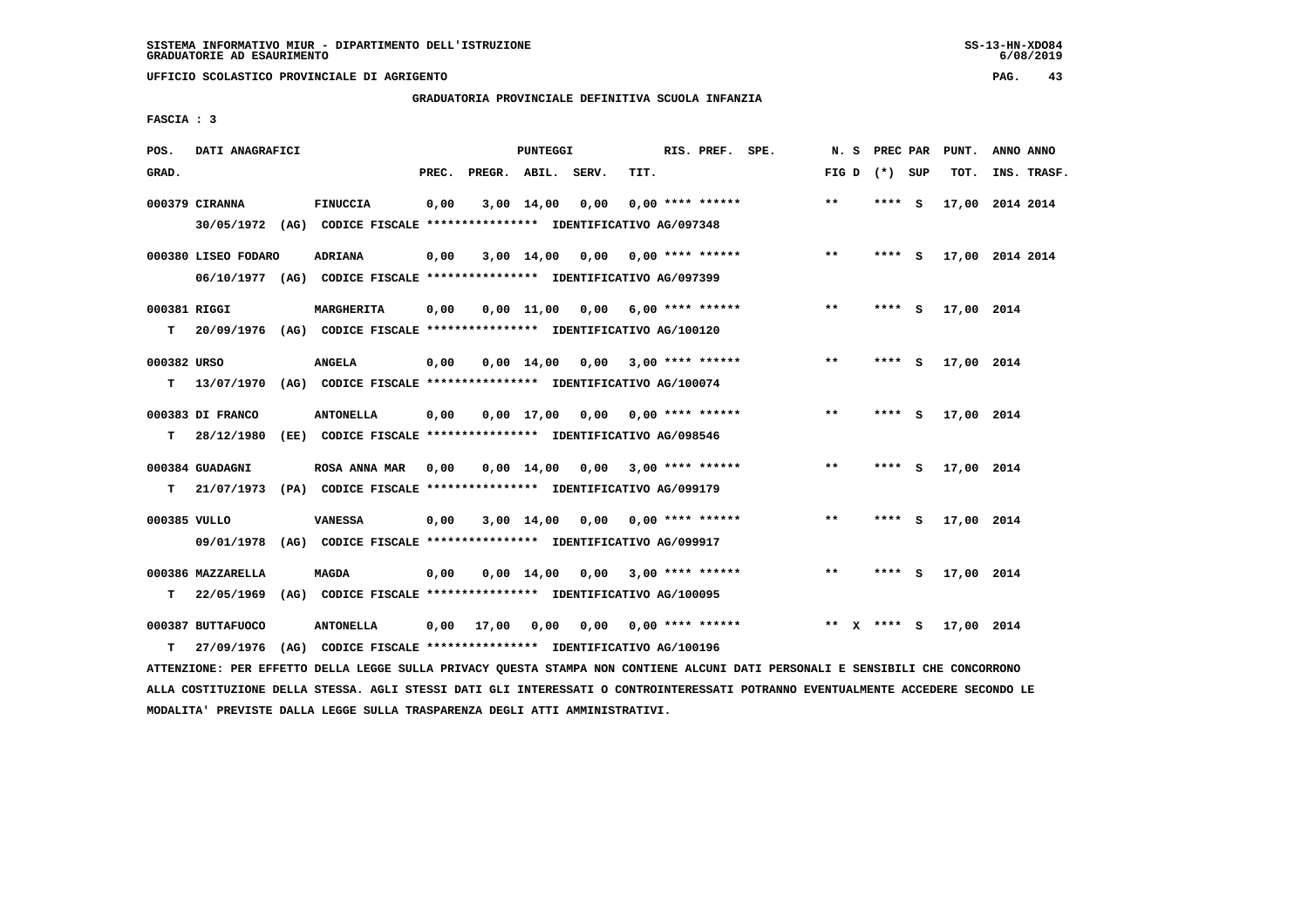SISTEMA INFORMATIVO MIUR - DIPARTIMENTO DELL'ISTRUZIONE
GRADUATORIE AD ESAURIMENTO

UFFICIO SCOLASTICO PROVINCIALE DI AGRIGENTO

GRADUATORIA PROVINCIALE DEFINITIVA SCUOLA INFANZIA

FASCIA : 3

| POS. GRAD. | DATI ANAGRAFICI | | PREC. | PREGR. | ABIL. | SERV. | TIT. | RIS. PREF. SPE. | N. S FIG D | PREC PAR (*) SUP | PUNT. TOT. | ANNO ANNO INS. TRASF. |
|---|---|---|---|---|---|---|---|---|---|---|---|---|
| 000379 | CIRANNA | FINUCCIA | 0,00 | 3,00 | 14,00 | 0,00 | 0,00 | **** ****** | ** | **** S | 17,00 | 2014 2014 |
| | 30/05/1972 (AG) CODICE FISCALE **************** IDENTIFICATIVO AG/097348 | | | | | | | | | | | |
| 000380 | LISEO FODARO | ADRIANA | 0,00 | 3,00 | 14,00 | 0,00 | 0,00 | **** ****** | ** | **** S | 17,00 | 2014 2014 |
| | 06/10/1977 (AG) CODICE FISCALE **************** IDENTIFICATIVO AG/097399 | | | | | | | | | | | |
| 000381 | RIGGI | MARGHERITA | 0,00 | 0,00 | 11,00 | 0,00 | 6,00 | **** ****** | ** | **** S | 17,00 | 2014 |
| T | 20/09/1976 (AG) CODICE FISCALE **************** IDENTIFICATIVO AG/100120 | | | | | | | | | | | |
| 000382 | URSO | ANGELA | 0,00 | 0,00 | 14,00 | 0,00 | 3,00 | **** ****** | ** | **** S | 17,00 | 2014 |
| T | 13/07/1970 (AG) CODICE FISCALE **************** IDENTIFICATIVO AG/100074 | | | | | | | | | | | |
| 000383 | DI FRANCO | ANTONELLA | 0,00 | 0,00 | 17,00 | 0,00 | 0,00 | **** ****** | ** | **** S | 17,00 | 2014 |
| T | 28/12/1980 (EE) CODICE FISCALE **************** IDENTIFICATIVO AG/098546 | | | | | | | | | | | |
| 000384 | GUADAGNI | ROSA ANNA MAR | 0,00 | 0,00 | 14,00 | 0,00 | 3,00 | **** ****** | ** | **** S | 17,00 | 2014 |
| T | 21/07/1973 (PA) CODICE FISCALE **************** IDENTIFICATIVO AG/099179 | | | | | | | | | | | |
| 000385 | VULLO | VANESSA | 0,00 | 3,00 | 14,00 | 0,00 | 0,00 | **** ****** | ** | **** S | 17,00 | 2014 |
| | 09/01/1978 (AG) CODICE FISCALE **************** IDENTIFICATIVO AG/099917 | | | | | | | | | | | |
| 000386 | MAZZARELLA | MAGDA | 0,00 | 0,00 | 14,00 | 0,00 | 3,00 | **** ****** | ** | **** S | 17,00 | 2014 |
| T | 22/05/1969 (AG) CODICE FISCALE **************** IDENTIFICATIVO AG/100095 | | | | | | | | | | | |
| 000387 | BUTTAFUOCO | ANTONELLA | 0,00 | 17,00 | 0,00 | 0,00 | 0,00 | **** ****** | ** X | **** S | 17,00 | 2014 |
| T | 27/09/1976 (AG) CODICE FISCALE **************** IDENTIFICATIVO AG/100196 | | | | | | | | | | | |

ATTENZIONE: PER EFFETTO DELLA LEGGE SULLA PRIVACY QUESTA STAMPA NON CONTIENE ALCUNI DATI PERSONALI E SENSIBILI CHE CONCORRONO ALLA COSTITUZIONE DELLA STESSA. AGLI STESSI DATI GLI INTERESSATI O CONTROINTERESSATI POTRANNO EVENTUALMENTE ACCEDERE SECONDO LE MODALITA' PREVISTE DALLA LEGGE SULLA TRASPARENZA DEGLI ATTI AMMINISTRATIVI.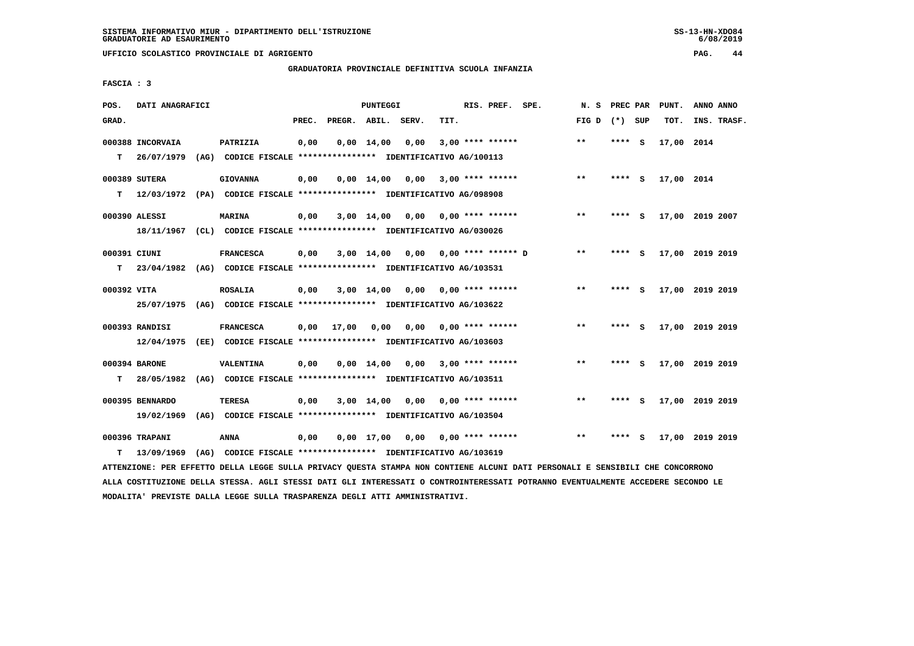SISTEMA INFORMATIVO MIUR - DIPARTIMENTO DELL'ISTRUZIONE
GRADUATORIE AD ESAURIMENTO

UFFICIO SCOLASTICO PROVINCIALE DI AGRIGENTO

GRADUATORIA PROVINCIALE DEFINITIVA SCUOLA INFANZIA

FASCIA : 3

| POS. GRAD. | DATI ANAGRAFICI | | PREC. | PREGR. | ABIL. | SERV. | TIT. | RIS. PREF. SPE. | N. S FIG D | PREC PAR (*) SUP | PUNT. TOT. | ANNO ANNO INS. TRASF. |
|---|---|---|---|---|---|---|---|---|---|---|---|---|
| 000388 INCORVAIA | PATRIZIA | | 0,00 | 0,00 | 14,00 | 0,00 | 3,00 | **** ****** | ** | **** S | 17,00 | 2014 |
| T | 26/07/1979 (AG) CODICE FISCALE **************** IDENTIFICATIVO AG/100113 | | | | | | | | | | | |
| 000389 SUTERA | GIOVANNA | | 0,00 | 0,00 | 14,00 | 0,00 | 3,00 | **** ****** | ** | **** S | 17,00 | 2014 |
| T | 12/03/1972 (PA) CODICE FISCALE **************** IDENTIFICATIVO AG/098908 | | | | | | | | | | | |
| 000390 ALESSI | MARINA | | 0,00 | 3,00 | 14,00 | 0,00 | 0,00 | **** ****** | ** | **** S | 17,00 | 2019 2007 |
| | 18/11/1967 (CL) CODICE FISCALE **************** IDENTIFICATIVO AG/030026 | | | | | | | | | | | |
| 000391 CIUNI | FRANCESCA | | 0,00 | 3,00 | 14,00 | 0,00 | 0,00 | **** ****** D | ** | **** S | 17,00 | 2019 2019 |
| T | 23/04/1982 (AG) CODICE FISCALE **************** IDENTIFICATIVO AG/103531 | | | | | | | | | | | |
| 000392 VITA | ROSALIA | | 0,00 | 3,00 | 14,00 | 0,00 | 0,00 | **** ****** | ** | **** S | 17,00 | 2019 2019 |
| | 25/07/1975 (AG) CODICE FISCALE **************** IDENTIFICATIVO AG/103622 | | | | | | | | | | | |
| 000393 RANDISI | FRANCESCA | | 0,00 | 17,00 | 0,00 | 0,00 | 0,00 | **** ****** | ** | **** S | 17,00 | 2019 2019 |
| | 12/04/1975 (EE) CODICE FISCALE **************** IDENTIFICATIVO AG/103603 | | | | | | | | | | | |
| 000394 BARONE | VALENTINA | | 0,00 | 0,00 | 14,00 | 0,00 | 3,00 | **** ****** | ** | **** S | 17,00 | 2019 2019 |
| T | 28/05/1982 (AG) CODICE FISCALE **************** IDENTIFICATIVO AG/103511 | | | | | | | | | | | |
| 000395 BENNARDO | TERESA | | 0,00 | 3,00 | 14,00 | 0,00 | 0,00 | **** ****** | ** | **** S | 17,00 | 2019 2019 |
| | 19/02/1969 (AG) CODICE FISCALE **************** IDENTIFICATIVO AG/103504 | | | | | | | | | | | |
| 000396 TRAPANI | ANNA | | 0,00 | 0,00 | 17,00 | 0,00 | 0,00 | **** ****** | ** | **** S | 17,00 | 2019 2019 |
| T | 13/09/1969 (AG) CODICE FISCALE **************** IDENTIFICATIVO AG/103619 | | | | | | | | | | | |

ATTENZIONE: PER EFFETTO DELLA LEGGE SULLA PRIVACY QUESTA STAMPA NON CONTIENE ALCUNI DATI PERSONALI E SENSIBILI CHE CONCORRONO ALLA COSTITUZIONE DELLA STESSA. AGLI STESSI DATI GLI INTERESSATI O CONTROINTERESSATI POTRANNO EVENTUALMENTE ACCEDERE SECONDO LE MODALITA' PREVISTE DALLA LEGGE SULLA TRASPARENZA DEGLI ATTI AMMINISTRATIVI.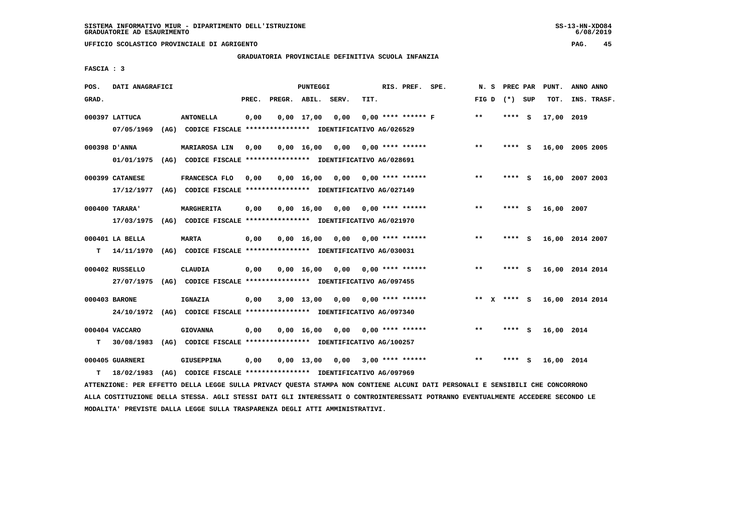SISTEMA INFORMATIVO MIUR - DIPARTIMENTO DELL'ISTRUZIONE
GRADUATORIE AD ESAURIMENTO

UFFICIO SCOLASTICO PROVINCIALE DI AGRIGENTO

GRADUATORIA PROVINCIALE DEFINITIVA SCUOLA INFANZIA

FASCIA : 3

| POS. GRAD. | DATI ANAGRAFICI | | PREC. | PREGR. | ABIL. | SERV. | TIT. | RIS. PREF. SPE. | N. S FIG D | PREC PAR (*) SUP | PUNT. TOT. | ANNO ANNO INS. TRASF. |
|---|---|---|---|---|---|---|---|---|---|---|---|---|
| 000397 LATTUCA | | ANTONELLA | 0,00 | 0,00 | 17,00 | 0,00 | 0,00 | **** ****** F | ** | **** S | 17,00 | 2019 |
| | 07/05/1969 (AG) CODICE FISCALE **************** IDENTIFICATIVO AG/026529 | | | | | | | | | | | |
| 000398 D'ANNA | | MARIAROSA LIN | 0,00 | 0,00 | 16,00 | 0,00 | 0,00 | **** ****** | ** | **** S | 16,00 | 2005 2005 |
| | 01/01/1975 (AG) CODICE FISCALE **************** IDENTIFICATIVO AG/028691 | | | | | | | | | | | |
| 000399 CATANESE | | FRANCESCA FLO | 0,00 | 0,00 | 16,00 | 0,00 | 0,00 | **** ****** | ** | **** S | 16,00 | 2007 2003 |
| | 17/12/1977 (AG) CODICE FISCALE **************** IDENTIFICATIVO AG/027149 | | | | | | | | | | | |
| 000400 TARARA' | | MARGHERITA | 0,00 | 0,00 | 16,00 | 0,00 | 0,00 | **** ****** | ** | **** S | 16,00 | 2007 |
| | 17/03/1975 (AG) CODICE FISCALE **************** IDENTIFICATIVO AG/021970 | | | | | | | | | | | |
| 000401 LA BELLA | | MARTA | 0,00 | 0,00 | 16,00 | 0,00 | 0,00 | **** ****** | ** | **** S | 16,00 | 2014 2007 |
| T | 14/11/1970 (AG) CODICE FISCALE **************** IDENTIFICATIVO AG/030031 | | | | | | | | | | | |
| 000402 RUSSELLO | | CLAUDIA | 0,00 | 0,00 | 16,00 | 0,00 | 0,00 | **** ****** | ** | **** S | 16,00 | 2014 2014 |
| | 27/07/1975 (AG) CODICE FISCALE **************** IDENTIFICATIVO AG/097455 | | | | | | | | | | | |
| 000403 BARONE | | IGNAZIA | 0,00 | 3,00 | 13,00 | 0,00 | 0,00 | **** ****** | ** X | **** S | 16,00 | 2014 2014 |
| | 24/10/1972 (AG) CODICE FISCALE **************** IDENTIFICATIVO AG/097340 | | | | | | | | | | | |
| 000404 VACCARO | | GIOVANNA | 0,00 | 0,00 | 16,00 | 0,00 | 0,00 | **** ****** | ** | **** S | 16,00 | 2014 |
| T | 30/08/1983 (AG) CODICE FISCALE **************** IDENTIFICATIVO AG/100257 | | | | | | | | | | | |
| 000405 GUARNERI | | GIUSEPPINA | 0,00 | 0,00 | 13,00 | 0,00 | 3,00 | **** ****** | ** | **** S | 16,00 | 2014 |
| T | 18/02/1983 (AG) CODICE FISCALE **************** IDENTIFICATIVO AG/097969 | | | | | | | | | | | |

ATTENZIONE: PER EFFETTO DELLA LEGGE SULLA PRIVACY QUESTA STAMPA NON CONTIENE ALCUNI DATI PERSONALI E SENSIBILI CHE CONCORRONO ALLA COSTITUZIONE DELLA STESSA. AGLI STESSI DATI GLI INTERESSATI O CONTROINTERESSATI POTRANNO EVENTUALMENTE ACCEDERE SECONDO LE MODALITA' PREVISTE DALLA LEGGE SULLA TRASPARENZA DEGLI ATTI AMMINISTRATIVI.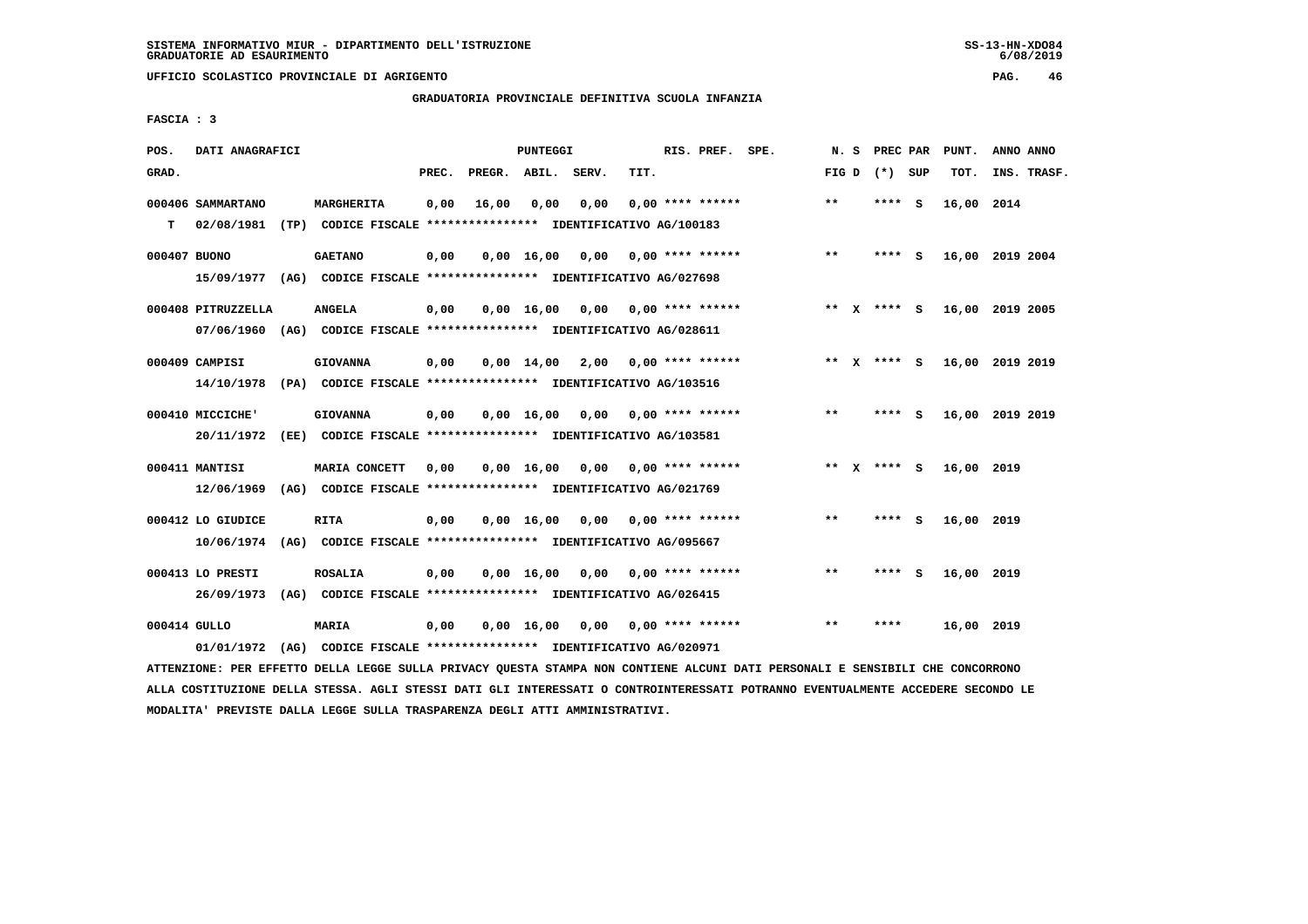SISTEMA INFORMATIVO MIUR - DIPARTIMENTO DELL'ISTRUZIONE
GRADUATORIE AD ESAURIMENTO

UFFICIO SCOLASTICO PROVINCIALE DI AGRIGENTO

GRADUATORIA PROVINCIALE DEFINITIVA SCUOLA INFANZIA

FASCIA : 3

| POS. GRAD. | DATI ANAGRAFICI | | PREC. | PREGR. | ABIL. | SERV. | TIT. | RIS. PREF. | SPE. | N. S FIG D | PREC PAR (*) SUP | PUNT. TOT. | ANNO ANNO INS. TRASF. |
|---|---|---|---|---|---|---|---|---|---|---|---|---|---|
| 000406 | SAMMARTANO | MARGHERITA | 0,00 | 16,00 | 0,00 | 0,00 | 0,00 | **** ****** | | ** | **** S | 16,00 | 2014 |
| T | 02/08/1981 (TP) CODICE FISCALE **************** IDENTIFICATIVO AG/100183 | | | | | | | | | | | | |
| 000407 | BUONO | GAETANO | 0,00 | 0,00 | 16,00 | 0,00 | 0,00 | **** ****** | | ** | **** S | 16,00 | 2019 2004 |
| | 15/09/1977 (AG) CODICE FISCALE **************** IDENTIFICATIVO AG/027698 | | | | | | | | | | | | |
| 000408 | PITRUZZELLA | ANGELA | 0,00 | 0,00 | 16,00 | 0,00 | 0,00 | **** ****** | | ** X | **** S | 16,00 | 2019 2005 |
| | 07/06/1960 (AG) CODICE FISCALE **************** IDENTIFICATIVO AG/028611 | | | | | | | | | | | | |
| 000409 | CAMPISI | GIOVANNA | 0,00 | 0,00 | 14,00 | 2,00 | 0,00 | **** ****** | | ** X | **** S | 16,00 | 2019 2019 |
| | 14/10/1978 (PA) CODICE FISCALE **************** IDENTIFICATIVO AG/103516 | | | | | | | | | | | | |
| 000410 | MICCICHE' | GIOVANNA | 0,00 | 0,00 | 16,00 | 0,00 | 0,00 | **** ****** | | ** | **** S | 16,00 | 2019 2019 |
| | 20/11/1972 (EE) CODICE FISCALE **************** IDENTIFICATIVO AG/103581 | | | | | | | | | | | | |
| 000411 | MANTISI | MARIA CONCETT | 0,00 | 0,00 | 16,00 | 0,00 | 0,00 | **** ****** | | ** X | **** S | 16,00 | 2019 |
| | 12/06/1969 (AG) CODICE FISCALE **************** IDENTIFICATIVO AG/021769 | | | | | | | | | | | | |
| 000412 | LO GIUDICE | RITA | 0,00 | 0,00 | 16,00 | 0,00 | 0,00 | **** ****** | | ** | **** S | 16,00 | 2019 |
| | 10/06/1974 (AG) CODICE FISCALE **************** IDENTIFICATIVO AG/095667 | | | | | | | | | | | | |
| 000413 | LO PRESTI | ROSALIA | 0,00 | 0,00 | 16,00 | 0,00 | 0,00 | **** ****** | | ** | **** S | 16,00 | 2019 |
| | 26/09/1973 (AG) CODICE FISCALE **************** IDENTIFICATIVO AG/026415 | | | | | | | | | | | | |
| 000414 | GULLO | MARIA | 0,00 | 0,00 | 16,00 | 0,00 | 0,00 | **** ****** | | ** | **** | 16,00 | 2019 |
| | 01/01/1972 (AG) CODICE FISCALE **************** IDENTIFICATIVO AG/020971 | | | | | | | | | | | | |

ATTENZIONE: PER EFFETTO DELLA LEGGE SULLA PRIVACY QUESTA STAMPA NON CONTIENE ALCUNI DATI PERSONALI E SENSIBILI CHE CONCORRONO ALLA COSTITUZIONE DELLA STESSA. AGLI STESSI DATI GLI INTERESSATI O CONTROINTERESSATI POTRANNO EVENTUALMENTE ACCEDERE SECONDO LE MODALITA' PREVISTE DALLA LEGGE SULLA TRASPARENZA DEGLI ATTI AMMINISTRATIVI.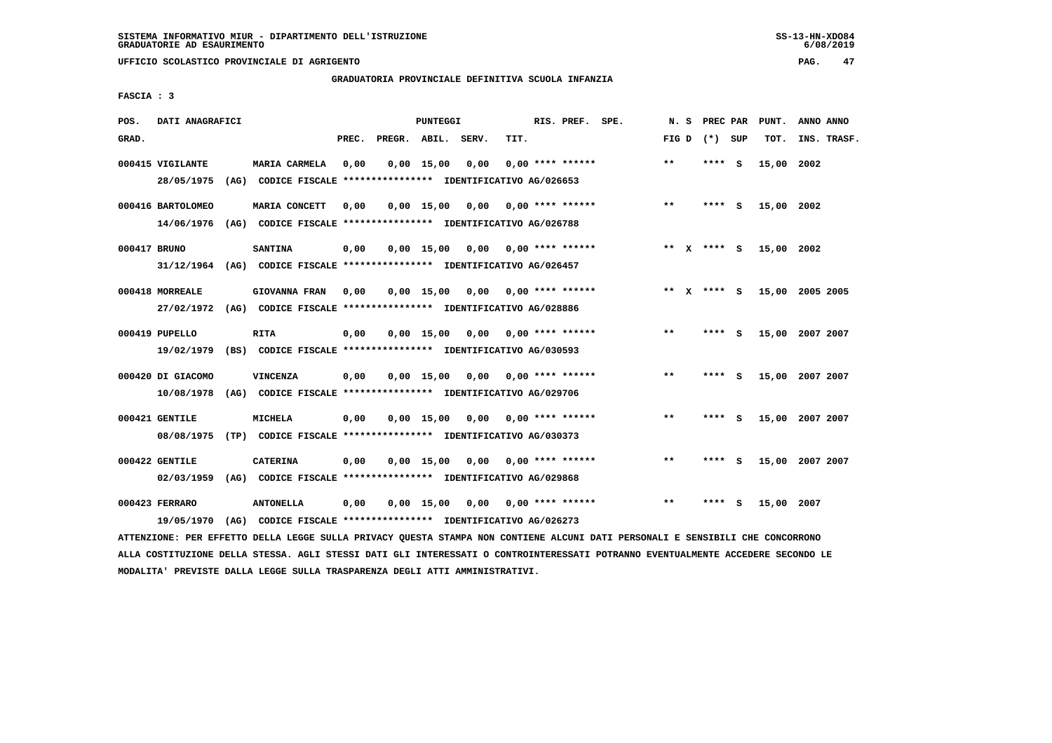SISTEMA INFORMATIVO MIUR - DIPARTIMENTO DELL'ISTRUZIONE
GRADUATORIE AD ESAURIMENTO

UFFICIO SCOLASTICO PROVINCIALE DI AGRIGENTO

GRADUATORIA PROVINCIALE DEFINITIVA SCUOLA INFANZIA

FASCIA : 3

| POS. GRAD. | DATI ANAGRAFICI | | PREC. | PREGR. | ABIL. | SERV. | TIT. | RIS. PREF. SPE. | N. S FIG D | PREC PAR (*) SUP | PUNT. TOT. | ANNO ANNO INS. TRASF. |
|---|---|---|---|---|---|---|---|---|---|---|---|---|
| 000415 | VIGILANTE | MARIA CARMELA | 0,00 | 0,00 | 15,00 | 0,00 | 0,00 | **** ****** | ** | **** S | 15,00 | 2002 |
| | 28/05/1975 (AG) CODICE FISCALE **************** IDENTIFICATIVO AG/026653 | | | | | | | | | | | |
| 000416 | BARTOLOMEO | MARIA CONCETT | 0,00 | 0,00 | 15,00 | 0,00 | 0,00 | **** ****** | ** | **** S | 15,00 | 2002 |
| | 14/06/1976 (AG) CODICE FISCALE **************** IDENTIFICATIVO AG/026788 | | | | | | | | | | | |
| 000417 | BRUNO | SANTINA | 0,00 | 0,00 | 15,00 | 0,00 | 0,00 | **** ****** | ** X | **** S | 15,00 | 2002 |
| | 31/12/1964 (AG) CODICE FISCALE **************** IDENTIFICATIVO AG/026457 | | | | | | | | | | | |
| 000418 | MORREALE | GIOVANNA FRAN | 0,00 | 0,00 | 15,00 | 0,00 | 0,00 | **** ****** | ** X | **** S | 15,00 | 2005 2005 |
| | 27/02/1972 (AG) CODICE FISCALE **************** IDENTIFICATIVO AG/028886 | | | | | | | | | | | |
| 000419 | PUPELLO | RITA | 0,00 | 0,00 | 15,00 | 0,00 | 0,00 | **** ****** | ** | **** S | 15,00 | 2007 2007 |
| | 19/02/1979 (BS) CODICE FISCALE **************** IDENTIFICATIVO AG/030593 | | | | | | | | | | | |
| 000420 | DI GIACOMO | VINCENZA | 0,00 | 0,00 | 15,00 | 0,00 | 0,00 | **** ****** | ** | **** S | 15,00 | 2007 2007 |
| | 10/08/1978 (AG) CODICE FISCALE **************** IDENTIFICATIVO AG/029706 | | | | | | | | | | | |
| 000421 | GENTILE | MICHELA | 0,00 | 0,00 | 15,00 | 0,00 | 0,00 | **** ****** | ** | **** S | 15,00 | 2007 2007 |
| | 08/08/1975 (TP) CODICE FISCALE **************** IDENTIFICATIVO AG/030373 | | | | | | | | | | | |
| 000422 | GENTILE | CATERINA | 0,00 | 0,00 | 15,00 | 0,00 | 0,00 | **** ****** | ** | **** S | 15,00 | 2007 2007 |
| | 02/03/1959 (AG) CODICE FISCALE **************** IDENTIFICATIVO AG/029868 | | | | | | | | | | | |
| 000423 | FERRARO | ANTONELLA | 0,00 | 0,00 | 15,00 | 0,00 | 0,00 | **** ****** | ** | **** S | 15,00 | 2007 |
| | 19/05/1970 (AG) CODICE FISCALE **************** IDENTIFICATIVO AG/026273 | | | | | | | | | | | |

ATTENZIONE: PER EFFETTO DELLA LEGGE SULLA PRIVACY QUESTA STAMPA NON CONTIENE ALCUNI DATI PERSONALI E SENSIBILI CHE CONCORRONO ALLA COSTITUZIONE DELLA STESSA. AGLI STESSI DATI GLI INTERESSATI O CONTROINTERESSATI POTRANNO EVENTUALMENTE ACCEDERE SECONDO LE MODALITA' PREVISTE DALLA LEGGE SULLA TRASPARENZA DEGLI ATTI AMMINISTRATIVI.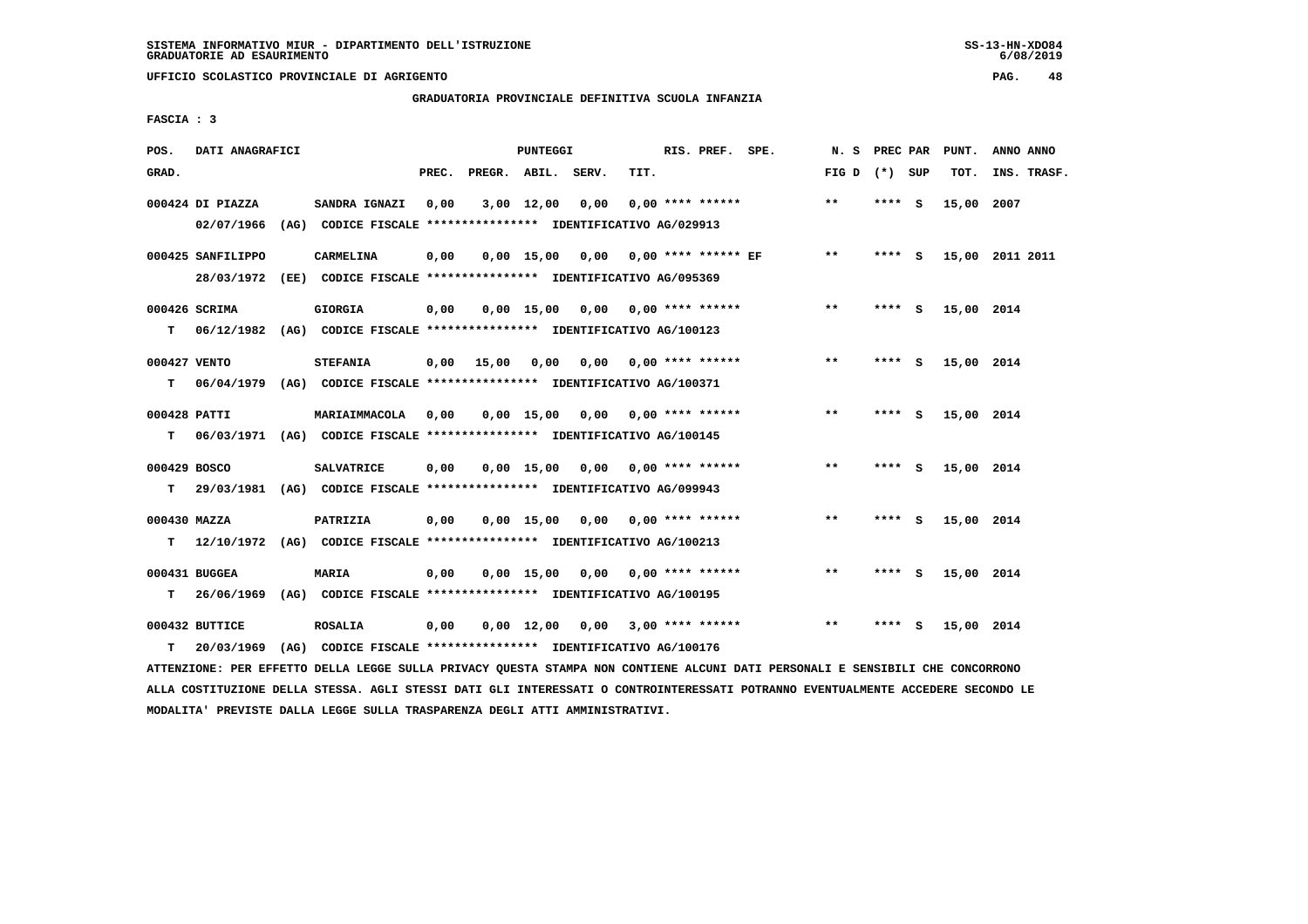SISTEMA INFORMATIVO MIUR - DIPARTIMENTO DELL'ISTRUZIONE
GRADUATORIE AD ESAURIMENTO

UFFICIO SCOLASTICO PROVINCIALE DI AGRIGENTO

GRADUATORIA PROVINCIALE DEFINITIVA SCUOLA INFANZIA

FASCIA : 3

| POS. GRAD. | DATI ANAGRAFICI | | PREC. | PREGR. | ABIL. | SERV. | TIT. | RIS. PREF. SPE. | N. S FIG D | PREC PAR (*) | SUP | PUNT. TOT. | ANNO ANNO INS. TRASF. |
|---|---|---|---|---|---|---|---|---|---|---|---|---|---|
| 000424 | DI PIAZZA | SANDRA IGNAZI | 0,00 | 3,00 | 12,00 | 0,00 | 0,00 | **** ****** | ** | **** | S | 15,00 | 2007 |
| | 02/07/1966 (AG) CODICE FISCALE **************** IDENTIFICATIVO AG/029913 | | | | | | | | | | | | |
| 000425 | SANFILIPPO | CARMELINA | 0,00 | 0,00 | 15,00 | 0,00 | 0,00 | **** ****** EF | ** | **** | S | 15,00 | 2011 2011 |
| | 28/03/1972 (EE) CODICE FISCALE **************** IDENTIFICATIVO AG/095369 | | | | | | | | | | | | |
| 000426 | SCRIMA | GIORGIA | 0,00 | 0,00 | 15,00 | 0,00 | 0,00 | **** ****** | ** | **** | S | 15,00 | 2014 |
| T | 06/12/1982 (AG) CODICE FISCALE **************** IDENTIFICATIVO AG/100123 | | | | | | | | | | | | |
| 000427 | VENTO | STEFANIA | 0,00 | 15,00 | 0,00 | 0,00 | 0,00 | **** ****** | ** | **** | S | 15,00 | 2014 |
| T | 06/04/1979 (AG) CODICE FISCALE **************** IDENTIFICATIVO AG/100371 | | | | | | | | | | | | |
| 000428 | PATTI | MARIAIMMACOLA | 0,00 | 0,00 | 15,00 | 0,00 | 0,00 | **** ****** | ** | **** | S | 15,00 | 2014 |
| T | 06/03/1971 (AG) CODICE FISCALE **************** IDENTIFICATIVO AG/100145 | | | | | | | | | | | | |
| 000429 | BOSCO | SALVATRICE | 0,00 | 0,00 | 15,00 | 0,00 | 0,00 | **** ****** | ** | **** | S | 15,00 | 2014 |
| T | 29/03/1981 (AG) CODICE FISCALE **************** IDENTIFICATIVO AG/099943 | | | | | | | | | | | | |
| 000430 | MAZZA | PATRIZIA | 0,00 | 0,00 | 15,00 | 0,00 | 0,00 | **** ****** | ** | **** | S | 15,00 | 2014 |
| T | 12/10/1972 (AG) CODICE FISCALE **************** IDENTIFICATIVO AG/100213 | | | | | | | | | | | | |
| 000431 | BUGGEA | MARIA | 0,00 | 0,00 | 15,00 | 0,00 | 0,00 | **** ****** | ** | **** | S | 15,00 | 2014 |
| T | 26/06/1969 (AG) CODICE FISCALE **************** IDENTIFICATIVO AG/100195 | | | | | | | | | | | | |
| 000432 | BUTTICE | ROSALIA | 0,00 | 0,00 | 12,00 | 0,00 | 3,00 | **** ****** | ** | **** | S | 15,00 | 2014 |
| T | 20/03/1969 (AG) CODICE FISCALE **************** IDENTIFICATIVO AG/100176 | | | | | | | | | | | | |

ATTENZIONE: PER EFFETTO DELLA LEGGE SULLA PRIVACY QUESTA STAMPA NON CONTIENE ALCUNI DATI PERSONALI E SENSIBILI CHE CONCORRONO ALLA COSTITUZIONE DELLA STESSA. AGLI STESSI DATI GLI INTERESSATI O CONTROINTERESSATI POTRANNO EVENTUALMENTE ACCEDERE SECONDO LE MODALITA' PREVISTE DALLA LEGGE SULLA TRASPARENZA DEGLI ATTI AMMINISTRATIVI.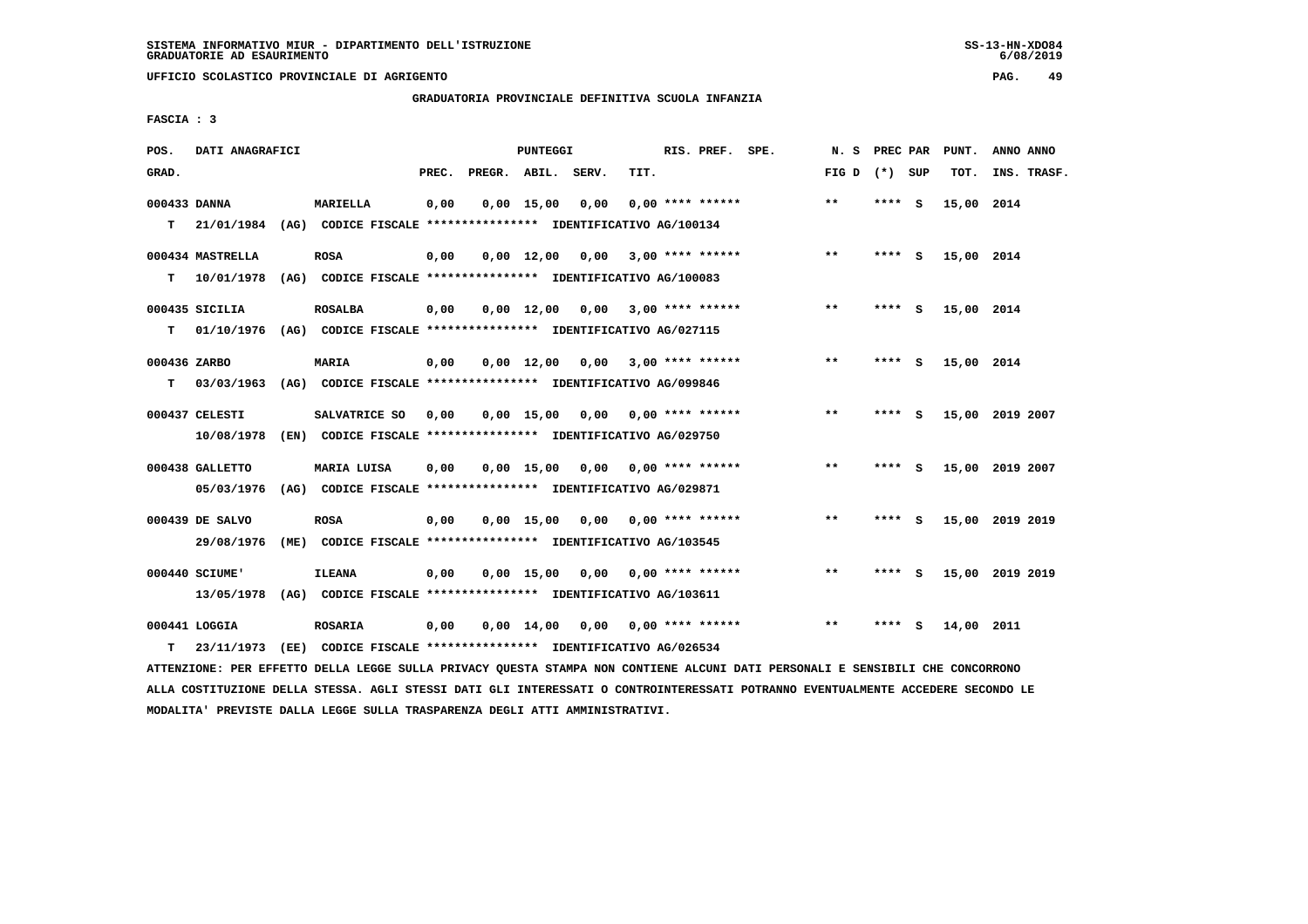SISTEMA INFORMATIVO MIUR - DIPARTIMENTO DELL'ISTRUZIONE
GRADUATORIE AD ESAURIMENTO

UFFICIO SCOLASTICO PROVINCIALE DI AGRIGENTO

GRADUATORIA PROVINCIALE DEFINITIVA SCUOLA INFANZIA

FASCIA : 3

| POS. GRAD. | DATI ANAGRAFICI | | PREC. | PREGR. | ABIL. | SERV. | TIT. | RIS. PREF. SPE. | N. S FIG D | PREC PAR (*) SUP | PUNT. TOT. | ANNO ANNO INS. TRASF. |
|---|---|---|---|---|---|---|---|---|---|---|---|---|
| 000433 DANNA | MARIELLA | | 0,00 | 0,00 | 15,00 | 0,00 | 0,00 | **** ****** | ** | **** S | 15,00 | 2014 |
| T 21/01/1984 (AG) CODICE FISCALE **************** IDENTIFICATIVO AG/100134 | | | | | | | | | | | | |
| 000434 MASTRELLA | ROSA | | 0,00 | 0,00 | 12,00 | 0,00 | 3,00 | **** ****** | ** | **** S | 15,00 | 2014 |
| T 10/01/1978 (AG) CODICE FISCALE **************** IDENTIFICATIVO AG/100083 | | | | | | | | | | | | |
| 000435 SICILIA | ROSALBA | | 0,00 | 0,00 | 12,00 | 0,00 | 3,00 | **** ****** | ** | **** S | 15,00 | 2014 |
| T 01/10/1976 (AG) CODICE FISCALE **************** IDENTIFICATIVO AG/027115 | | | | | | | | | | | | |
| 000436 ZARBO | MARIA | | 0,00 | 0,00 | 12,00 | 0,00 | 3,00 | **** ****** | ** | **** S | 15,00 | 2014 |
| T 03/03/1963 (AG) CODICE FISCALE **************** IDENTIFICATIVO AG/099846 | | | | | | | | | | | | |
| 000437 CELESTI | SALVATRICE SO | | 0,00 | 0,00 | 15,00 | 0,00 | 0,00 | **** ****** | ** | **** S | 15,00 | 2019 2007 |
| 10/08/1978 (EN) CODICE FISCALE **************** IDENTIFICATIVO AG/029750 | | | | | | | | | | | | |
| 000438 GALLETTO | MARIA LUISA | | 0,00 | 0,00 | 15,00 | 0,00 | 0,00 | **** ****** | ** | **** S | 15,00 | 2019 2007 |
| 05/03/1976 (AG) CODICE FISCALE **************** IDENTIFICATIVO AG/029871 | | | | | | | | | | | | |
| 000439 DE SALVO | ROSA | | 0,00 | 0,00 | 15,00 | 0,00 | 0,00 | **** ****** | ** | **** S | 15,00 | 2019 2019 |
| 29/08/1976 (ME) CODICE FISCALE **************** IDENTIFICATIVO AG/103545 | | | | | | | | | | | | |
| 000440 SCIUME' | ILEANA | | 0,00 | 0,00 | 15,00 | 0,00 | 0,00 | **** ****** | ** | **** S | 15,00 | 2019 2019 |
| 13/05/1978 (AG) CODICE FISCALE **************** IDENTIFICATIVO AG/103611 | | | | | | | | | | | | |
| 000441 LOGGIA | ROSARIA | | 0,00 | 0,00 | 14,00 | 0,00 | 0,00 | **** ****** | ** | **** S | 14,00 | 2011 |
| T 23/11/1973 (EE) CODICE FISCALE **************** IDENTIFICATIVO AG/026534 | | | | | | | | | | | | |

ATTENZIONE: PER EFFETTO DELLA LEGGE SULLA PRIVACY QUESTA STAMPA NON CONTIENE ALCUNI DATI PERSONALI E SENSIBILI CHE CONCORRONO ALLA COSTITUZIONE DELLA STESSA. AGLI STESSI DATI GLI INTERESSATI O CONTROINTERESSATI POTRANNO EVENTUALMENTE ACCEDERE SECONDO LE MODALITA' PREVISTE DALLA LEGGE SULLA TRASPARENZA DEGLI ATTI AMMINISTRATIVI.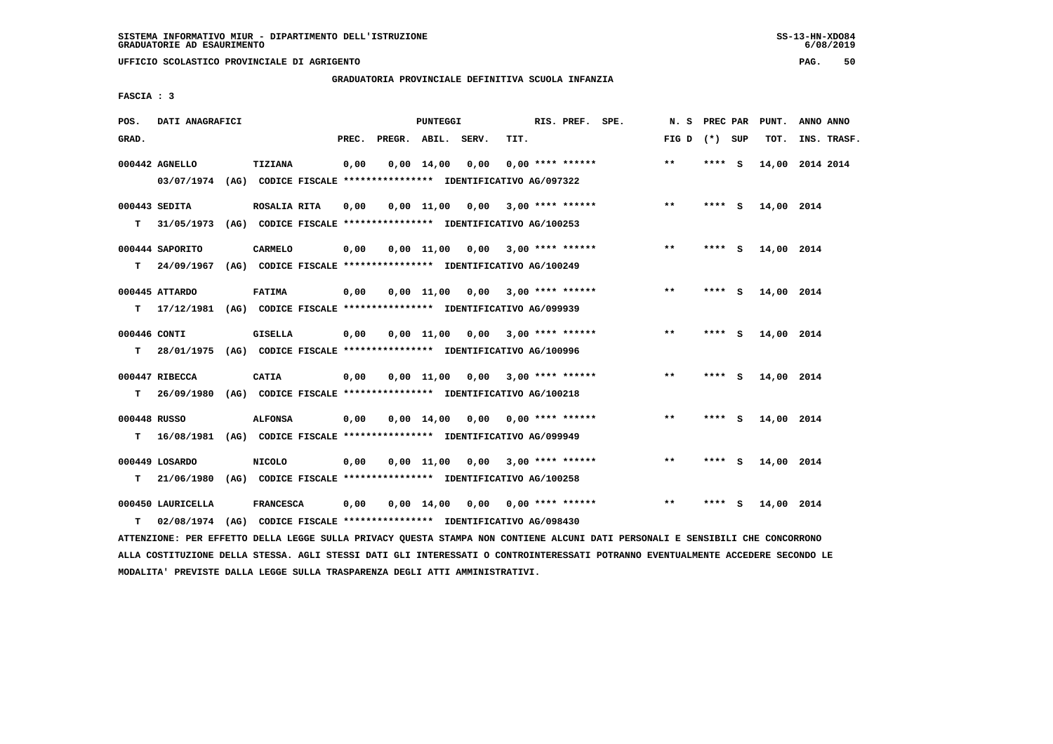SISTEMA INFORMATIVO MIUR - DIPARTIMENTO DELL'ISTRUZIONE
GRADUATORIE AD ESAURIMENTO

UFFICIO SCOLASTICO PROVINCIALE DI AGRIGENTO

GRADUATORIA PROVINCIALE DEFINITIVA SCUOLA INFANZIA

FASCIA : 3

| POS. GRAD. | DATI ANAGRAFICI | | PREC. | PREGR. | ABIL. | SERV. | TIT. | RIS. PREF. | SPE. | N. S FIG D | PREC PAR (*) | SUP | PUNT. TOT. | ANNO ANNO INS. TRASF. |
|---|---|---|---|---|---|---|---|---|---|---|---|---|---|---|
| 000442 AGNELLO | TIZIANA | | 0,00 | 0,00 | 14,00 | 0,00 | 0,00 | **** ****** | | ** | **** | S | 14,00 | 2014 2014 |
| | 03/07/1974 (AG) CODICE FISCALE **************** IDENTIFICATIVO AG/097322 | | | | | | | | | | | | | |
| 000443 SEDITA | ROSALIA RITA | | 0,00 | 0,00 | 11,00 | 0,00 | 3,00 | **** ****** | | ** | **** | S | 14,00 | 2014 |
| T | 31/05/1973 (AG) CODICE FISCALE **************** IDENTIFICATIVO AG/100253 | | | | | | | | | | | | | |
| 000444 SAPORITO | CARMELO | | 0,00 | 0,00 | 11,00 | 0,00 | 3,00 | **** ****** | | ** | **** | S | 14,00 | 2014 |
| T | 24/09/1967 (AG) CODICE FISCALE **************** IDENTIFICATIVO AG/100249 | | | | | | | | | | | | | |
| 000445 ATTARDO | FATIMA | | 0,00 | 0,00 | 11,00 | 0,00 | 3,00 | **** ****** | | ** | **** | S | 14,00 | 2014 |
| T | 17/12/1981 (AG) CODICE FISCALE **************** IDENTIFICATIVO AG/099939 | | | | | | | | | | | | | |
| 000446 CONTI | GISELLA | | 0,00 | 0,00 | 11,00 | 0,00 | 3,00 | **** ****** | | ** | **** | S | 14,00 | 2014 |
| T | 28/01/1975 (AG) CODICE FISCALE **************** IDENTIFICATIVO AG/100996 | | | | | | | | | | | | | |
| 000447 RIBECCA | CATIA | | 0,00 | 0,00 | 11,00 | 0,00 | 3,00 | **** ****** | | ** | **** | S | 14,00 | 2014 |
| T | 26/09/1980 (AG) CODICE FISCALE **************** IDENTIFICATIVO AG/100218 | | | | | | | | | | | | | |
| 000448 RUSSO | ALFONSA | | 0,00 | 0,00 | 14,00 | 0,00 | 0,00 | **** ****** | | ** | **** | S | 14,00 | 2014 |
| T | 16/08/1981 (AG) CODICE FISCALE **************** IDENTIFICATIVO AG/099949 | | | | | | | | | | | | | |
| 000449 LOSARDO | NICOLO | | 0,00 | 0,00 | 11,00 | 0,00 | 3,00 | **** ****** | | ** | **** | S | 14,00 | 2014 |
| T | 21/06/1980 (AG) CODICE FISCALE **************** IDENTIFICATIVO AG/100258 | | | | | | | | | | | | | |
| 000450 LAURICELLA | FRANCESCA | | 0,00 | 0,00 | 14,00 | 0,00 | 0,00 | **** ****** | | ** | **** | S | 14,00 | 2014 |
| T | 02/08/1974 (AG) CODICE FISCALE **************** IDENTIFICATIVO AG/098430 | | | | | | | | | | | | | |

ATTENZIONE: PER EFFETTO DELLA LEGGE SULLA PRIVACY QUESTA STAMPA NON CONTIENE ALCUNI DATI PERSONALI E SENSIBILI CHE CONCORRONO ALLA COSTITUZIONE DELLA STESSA. AGLI STESSI DATI GLI INTERESSATI O CONTROINTERESSATI POTRANNO EVENTUALMENTE ACCEDERE SECONDO LE MODALITA' PREVISTE DALLA LEGGE SULLA TRASPARENZA DEGLI ATTI AMMINISTRATIVI.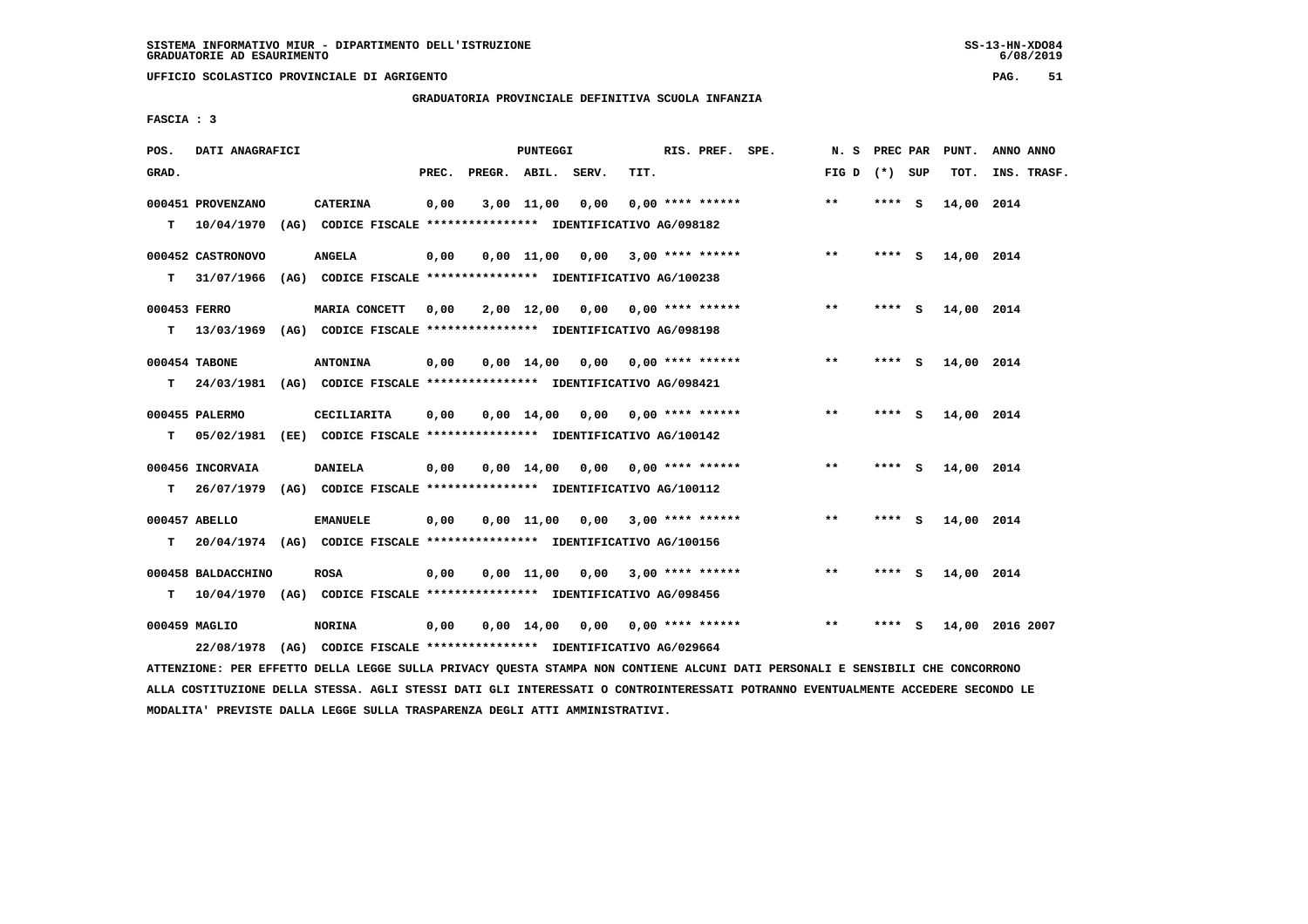SISTEMA INFORMATIVO MIUR - DIPARTIMENTO DELL'ISTRUZIONE
GRADUATORIE AD ESAURIMENTO

UFFICIO SCOLASTICO PROVINCIALE DI AGRIGENTO

GRADUATORIA PROVINCIALE DEFINITIVA SCUOLA INFANZIA

FASCIA : 3

| POS. GRAD. | DATI ANAGRAFICI | | PREC. | PREGR. | ABIL. | SERV. | TIT. | RIS. PREF. | SPE. | N. S FIG D | PREC PAR (*) SUP | PUNT. TOT. | ANNO INS. | ANNO TRASF. |
|---|---|---|---|---|---|---|---|---|---|---|---|---|---|---|
| 000451 | PROVENZANO | CATERINA | 0,00 | 3,00 | 11,00 | 0,00 | 0,00 | **** ****** | | ** | **** S | 14,00 | 2014 | |
| T | 10/04/1970 (AG) CODICE FISCALE **************** IDENTIFICATIVO AG/098182 | | | | | | | | | | | | | |
| 000452 | CASTRONOVO | ANGELA | 0,00 | 0,00 | 11,00 | 0,00 | 3,00 | **** ****** | | ** | **** S | 14,00 | 2014 | |
| T | 31/07/1966 (AG) CODICE FISCALE **************** IDENTIFICATIVO AG/100238 | | | | | | | | | | | | | |
| 000453 | FERRO | MARIA CONCETT | 0,00 | 2,00 | 12,00 | 0,00 | 0,00 | **** ****** | | ** | **** S | 14,00 | 2014 | |
| T | 13/03/1969 (AG) CODICE FISCALE **************** IDENTIFICATIVO AG/098198 | | | | | | | | | | | | | |
| 000454 | TABONE | ANTONINA | 0,00 | 0,00 | 14,00 | 0,00 | 0,00 | **** ****** | | ** | **** S | 14,00 | 2014 | |
| T | 24/03/1981 (AG) CODICE FISCALE **************** IDENTIFICATIVO AG/098421 | | | | | | | | | | | | | |
| 000455 | PALERMO | CECILIARITA | 0,00 | 0,00 | 14,00 | 0,00 | 0,00 | **** ****** | | ** | **** S | 14,00 | 2014 | |
| T | 05/02/1981 (EE) CODICE FISCALE **************** IDENTIFICATIVO AG/100142 | | | | | | | | | | | | | |
| 000456 | INCORVAIA | DANIELA | 0,00 | 0,00 | 14,00 | 0,00 | 0,00 | **** ****** | | ** | **** S | 14,00 | 2014 | |
| T | 26/07/1979 (AG) CODICE FISCALE **************** IDENTIFICATIVO AG/100112 | | | | | | | | | | | | | |
| 000457 | ABELLO | EMANUELE | 0,00 | 0,00 | 11,00 | 0,00 | 3,00 | **** ****** | | ** | **** S | 14,00 | 2014 | |
| T | 20/04/1974 (AG) CODICE FISCALE **************** IDENTIFICATIVO AG/100156 | | | | | | | | | | | | | |
| 000458 | BALDACCHINO | ROSA | 0,00 | 0,00 | 11,00 | 0,00 | 3,00 | **** ****** | | ** | **** S | 14,00 | 2014 | |
| T | 10/04/1970 (AG) CODICE FISCALE **************** IDENTIFICATIVO AG/098456 | | | | | | | | | | | | | |
| 000459 | MAGLIO | NORINA | 0,00 | 0,00 | 14,00 | 0,00 | 0,00 | **** ****** | | ** | **** S | 14,00 | 2016 | 2007 |
| | 22/08/1978 (AG) CODICE FISCALE **************** IDENTIFICATIVO AG/029664 | | | | | | | | | | | | | |

ATTENZIONE: PER EFFETTO DELLA LEGGE SULLA PRIVACY QUESTA STAMPA NON CONTIENE ALCUNI DATI PERSONALI E SENSIBILI CHE CONCORRONO ALLA COSTITUZIONE DELLA STESSA. AGLI STESSI DATI GLI INTERESSATI O CONTROINTERESSATI POTRANNO EVENTUALMENTE ACCEDERE SECONDO LE MODALITA' PREVISTE DALLA LEGGE SULLA TRASPARENZA DEGLI ATTI AMMINISTRATIVI.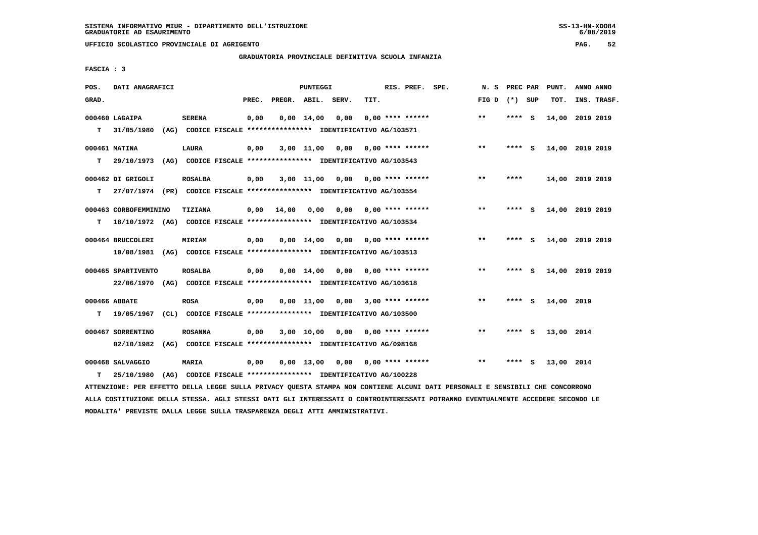SISTEMA INFORMATIVO MIUR - DIPARTIMENTO DELL'ISTRUZIONE
GRADUATORIE AD ESAURIMENTO

UFFICIO SCOLASTICO PROVINCIALE DI AGRIGENTO

GRADUATORIA PROVINCIALE DEFINITIVA SCUOLA INFANZIA

FASCIA : 3

| POS. GRAD. | DATI ANAGRAFICI | | PREC. | PREGR. | ABIL. | SERV. | TIT. | RIS. PREF. | SPE. | N. S FIG D | PREC PAR (*) SUP | PUNT. TOT. | ANNO INS. | ANNO TRASF. |
|---|---|---|---|---|---|---|---|---|---|---|---|---|---|---|
| 000460 | LAGAIPA | SERENA | 0,00 | 0,00 | 14,00 | 0,00 | 0,00 | **** ****** | | ** | **** S | 14,00 | 2019 | 2019 |
| T | 31/05/1980 (AG) CODICE FISCALE **************** IDENTIFICATIVO AG/103571 | | | | | | | | | | | | | |
| 000461 | MATINA | LAURA | 0,00 | 3,00 | 11,00 | 0,00 | 0,00 | **** ****** | | ** | **** S | 14,00 | 2019 | 2019 |
| T | 29/10/1973 (AG) CODICE FISCALE **************** IDENTIFICATIVO AG/103543 | | | | | | | | | | | | | |
| 000462 | DI GRIGOLI | ROSALBA | 0,00 | 3,00 | 11,00 | 0,00 | 0,00 | **** ****** | | ** | **** | 14,00 | 2019 | 2019 |
| T | 27/07/1974 (PR) CODICE FISCALE **************** IDENTIFICATIVO AG/103554 | | | | | | | | | | | | | |
| 000463 | CORBOFEMMININO | TIZIANA | 0,00 | 14,00 | 0,00 | 0,00 | 0,00 | **** ****** | | ** | **** S | 14,00 | 2019 | 2019 |
| T | 18/10/1972 (AG) CODICE FISCALE **************** IDENTIFICATIVO AG/103534 | | | | | | | | | | | | | |
| 000464 | BRUCCOLERI | MIRIAM | 0,00 | 0,00 | 14,00 | 0,00 | 0,00 | **** ****** | | ** | **** S | 14,00 | 2019 | 2019 |
| | 10/08/1981 (AG) CODICE FISCALE **************** IDENTIFICATIVO AG/103513 | | | | | | | | | | | | | |
| 000465 | SPARTIVENTO | ROSALBA | 0,00 | 0,00 | 14,00 | 0,00 | 0,00 | **** ****** | | ** | **** S | 14,00 | 2019 | 2019 |
| | 22/06/1970 (AG) CODICE FISCALE **************** IDENTIFICATIVO AG/103618 | | | | | | | | | | | | | |
| 000466 | ABBATE | ROSA | 0,00 | 0,00 | 11,00 | 0,00 | 3,00 | **** ****** | | ** | **** S | 14,00 | 2019 | |
| T | 19/05/1967 (CL) CODICE FISCALE **************** IDENTIFICATIVO AG/103500 | | | | | | | | | | | | | |
| 000467 | SORRENTINO | ROSANNA | 0,00 | 3,00 | 10,00 | 0,00 | 0,00 | **** ****** | | ** | **** S | 13,00 | 2014 | |
| | 02/10/1982 (AG) CODICE FISCALE **************** IDENTIFICATIVO AG/098168 | | | | | | | | | | | | | |
| 000468 | SALVAGGIO | MARIA | 0,00 | 0,00 | 13,00 | 0,00 | 0,00 | **** ****** | | ** | **** S | 13,00 | 2014 | |
| T | 25/10/1980 (AG) CODICE FISCALE **************** IDENTIFICATIVO AG/100228 | | | | | | | | | | | | | |

ATTENZIONE: PER EFFETTO DELLA LEGGE SULLA PRIVACY QUESTA STAMPA NON CONTIENE ALCUNI DATI PERSONALI E SENSIBILI CHE CONCORRONO ALLA COSTITUZIONE DELLA STESSA. AGLI STESSI DATI GLI INTERESSATI O CONTROINTERESSATI POTRANNO EVENTUALMENTE ACCEDERE SECONDO LE MODALITA' PREVISTE DALLA LEGGE SULLA TRASPARENZA DEGLI ATTI AMMINISTRATIVI.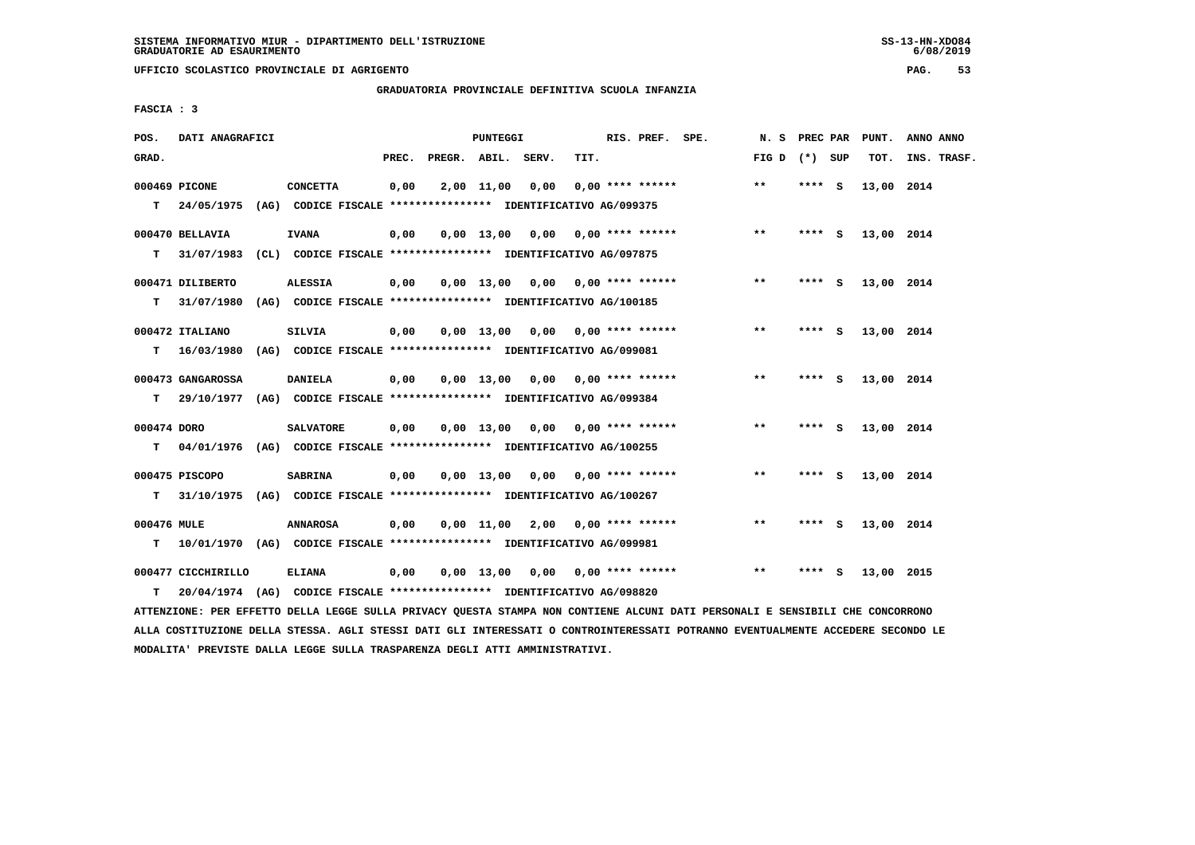SISTEMA INFORMATIVO MIUR - DIPARTIMENTO DELL'ISTRUZIONE
GRADUATORIE AD ESAURIMENTO

UFFICIO SCOLASTICO PROVINCIALE DI AGRIGENTO

GRADUATORIA PROVINCIALE DEFINITIVA SCUOLA INFANZIA

FASCIA : 3

| POS. GRAD. | DATI ANAGRAFICI | | PREC. | PREGR. | ABIL. | SERV. | TIT. | RIS. PREF. | SPE. | N. S FIG D | PREC PAR (*) SUP | PUNT. TOT. | ANNO ANNO INS. TRASF. |
|---|---|---|---|---|---|---|---|---|---|---|---|---|---|
| 000469 | PICONE | CONCETTA | 0,00 | 2,00 | 11,00 | 0,00 | 0,00 | **** ****** | | ** | **** S | 13,00 | 2014 |
| T | 24/05/1975 (AG) CODICE FISCALE **************** IDENTIFICATIVO AG/099375 | | | | | | | | | | | | |
| 000470 | BELLAVIA | IVANA | 0,00 | 0,00 | 13,00 | 0,00 | 0,00 | **** ****** | | ** | **** S | 13,00 | 2014 |
| T | 31/07/1983 (CL) CODICE FISCALE **************** IDENTIFICATIVO AG/097875 | | | | | | | | | | | | |
| 000471 | DILIBERTO | ALESSIA | 0,00 | 0,00 | 13,00 | 0,00 | 0,00 | **** ****** | | ** | **** S | 13,00 | 2014 |
| T | 31/07/1980 (AG) CODICE FISCALE **************** IDENTIFICATIVO AG/100185 | | | | | | | | | | | | |
| 000472 | ITALIANO | SILVIA | 0,00 | 0,00 | 13,00 | 0,00 | 0,00 | **** ****** | | ** | **** S | 13,00 | 2014 |
| T | 16/03/1980 (AG) CODICE FISCALE **************** IDENTIFICATIVO AG/099081 | | | | | | | | | | | | |
| 000473 | GANGAROSSA | DANIELA | 0,00 | 0,00 | 13,00 | 0,00 | 0,00 | **** ****** | | ** | **** S | 13,00 | 2014 |
| T | 29/10/1977 (AG) CODICE FISCALE **************** IDENTIFICATIVO AG/099384 | | | | | | | | | | | | |
| 000474 | DORO | SALVATORE | 0,00 | 0,00 | 13,00 | 0,00 | 0,00 | **** ****** | | ** | **** S | 13,00 | 2014 |
| T | 04/01/1976 (AG) CODICE FISCALE **************** IDENTIFICATIVO AG/100255 | | | | | | | | | | | | |
| 000475 | PISCOPO | SABRINA | 0,00 | 0,00 | 13,00 | 0,00 | 0,00 | **** ****** | | ** | **** S | 13,00 | 2014 |
| T | 31/10/1975 (AG) CODICE FISCALE **************** IDENTIFICATIVO AG/100267 | | | | | | | | | | | | |
| 000476 | MULE | ANNAROSA | 0,00 | 0,00 | 11,00 | 2,00 | 0,00 | **** ****** | | ** | **** S | 13,00 | 2014 |
| T | 10/01/1970 (AG) CODICE FISCALE **************** IDENTIFICATIVO AG/099981 | | | | | | | | | | | | |
| 000477 | CICCHIRILLO | ELIANA | 0,00 | 0,00 | 13,00 | 0,00 | 0,00 | **** ****** | | ** | **** S | 13,00 | 2015 |
| T | 20/04/1974 (AG) CODICE FISCALE **************** IDENTIFICATIVO AG/098820 | | | | | | | | | | | | |

ATTENZIONE: PER EFFETTO DELLA LEGGE SULLA PRIVACY QUESTA STAMPA NON CONTIENE ALCUNI DATI PERSONALI E SENSIBILI CHE CONCORRONO ALLA COSTITUZIONE DELLA STESSA. AGLI STESSI DATI GLI INTERESSATI O CONTROINTERESSATI POTRANNO EVENTUALMENTE ACCEDERE SECONDO LE MODALITA' PREVISTE DALLA LEGGE SULLA TRASPARENZA DEGLI ATTI AMMINISTRATIVI.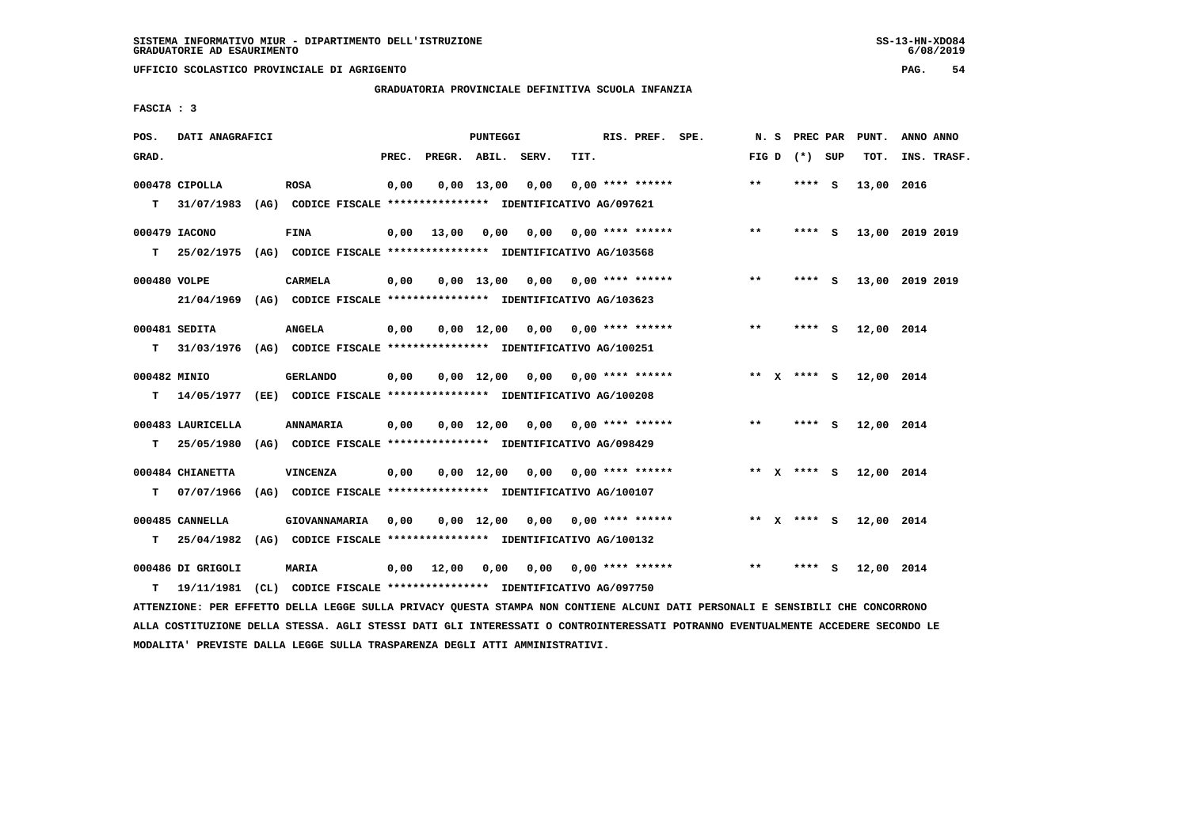SISTEMA INFORMATIVO MIUR - DIPARTIMENTO DELL'ISTRUZIONE
GRADUATORIE AD ESAURIMENTO

UFFICIO SCOLASTICO PROVINCIALE DI AGRIGENTO

GRADUATORIA PROVINCIALE DEFINITIVA SCUOLA INFANZIA

FASCIA : 3

| POS. GRAD. | DATI ANAGRAFICI | | PREC. | PREGR. | ABIL. | SERV. | TIT. | RIS. PREF. SPE. | N. S FIG D | PREC PAR (*) SUP | PUNT. TOT. | ANNO ANNO INS. TRASF. |
|---|---|---|---|---|---|---|---|---|---|---|---|---|
| 000478 | CIPOLLA | ROSA | 0,00 | 0,00 | 13,00 | 0,00 | 0,00 | **** ****** | ** | **** S | 13,00 | 2016 |
| T | 31/07/1983 (AG) CODICE FISCALE **************** IDENTIFICATIVO AG/097621 | | | | | | | | | | | |
| 000479 | IACONO | FINA | 0,00 | 13,00 | 0,00 | 0,00 | 0,00 | **** ****** | ** | **** S | 13,00 | 2019 2019 |
| T | 25/02/1975 (AG) CODICE FISCALE **************** IDENTIFICATIVO AG/103568 | | | | | | | | | | | |
| 000480 | VOLPE | CARMELA | 0,00 | 0,00 | 13,00 | 0,00 | 0,00 | **** ****** | ** | **** S | 13,00 | 2019 2019 |
| | 21/04/1969 (AG) CODICE FISCALE **************** IDENTIFICATIVO AG/103623 | | | | | | | | | | | |
| 000481 | SEDITA | ANGELA | 0,00 | 0,00 | 12,00 | 0,00 | 0,00 | **** ****** | ** | **** S | 12,00 | 2014 |
| T | 31/03/1976 (AG) CODICE FISCALE **************** IDENTIFICATIVO AG/100251 | | | | | | | | | | | |
| 000482 | MINIO | GERLANDO | 0,00 | 0,00 | 12,00 | 0,00 | 0,00 | **** ****** | ** X | **** S | 12,00 | 2014 |
| T | 14/05/1977 (EE) CODICE FISCALE **************** IDENTIFICATIVO AG/100208 | | | | | | | | | | | |
| 000483 | LAURICELLA | ANNAMARIA | 0,00 | 0,00 | 12,00 | 0,00 | 0,00 | **** ****** | ** | **** S | 12,00 | 2014 |
| T | 25/05/1980 (AG) CODICE FISCALE **************** IDENTIFICATIVO AG/098429 | | | | | | | | | | | |
| 000484 | CHIANETTA | VINCENZA | 0,00 | 0,00 | 12,00 | 0,00 | 0,00 | **** ****** | ** X | **** S | 12,00 | 2014 |
| T | 07/07/1966 (AG) CODICE FISCALE **************** IDENTIFICATIVO AG/100107 | | | | | | | | | | | |
| 000485 | CANNELLA | GIOVANNAMARIA | 0,00 | 0,00 | 12,00 | 0,00 | 0,00 | **** ****** | ** X | **** S | 12,00 | 2014 |
| T | 25/04/1982 (AG) CODICE FISCALE **************** IDENTIFICATIVO AG/100132 | | | | | | | | | | | |
| 000486 | DI GRIGOLI | MARIA | 0,00 | 12,00 | 0,00 | 0,00 | 0,00 | **** ****** | ** | **** S | 12,00 | 2014 |
| T | 19/11/1981 (CL) CODICE FISCALE **************** IDENTIFICATIVO AG/097750 | | | | | | | | | | | |

ATTENZIONE: PER EFFETTO DELLA LEGGE SULLA PRIVACY QUESTA STAMPA NON CONTIENE ALCUNI DATI PERSONALI E SENSIBILI CHE CONCORRONO ALLA COSTITUZIONE DELLA STESSA. AGLI STESSI DATI GLI INTERESSATI O CONTROINTERESSATI POTRANNO EVENTUALMENTE ACCEDERE SECONDO LE MODALITA' PREVISTE DALLA LEGGE SULLA TRASPARENZA DEGLI ATTI AMMINISTRATIVI.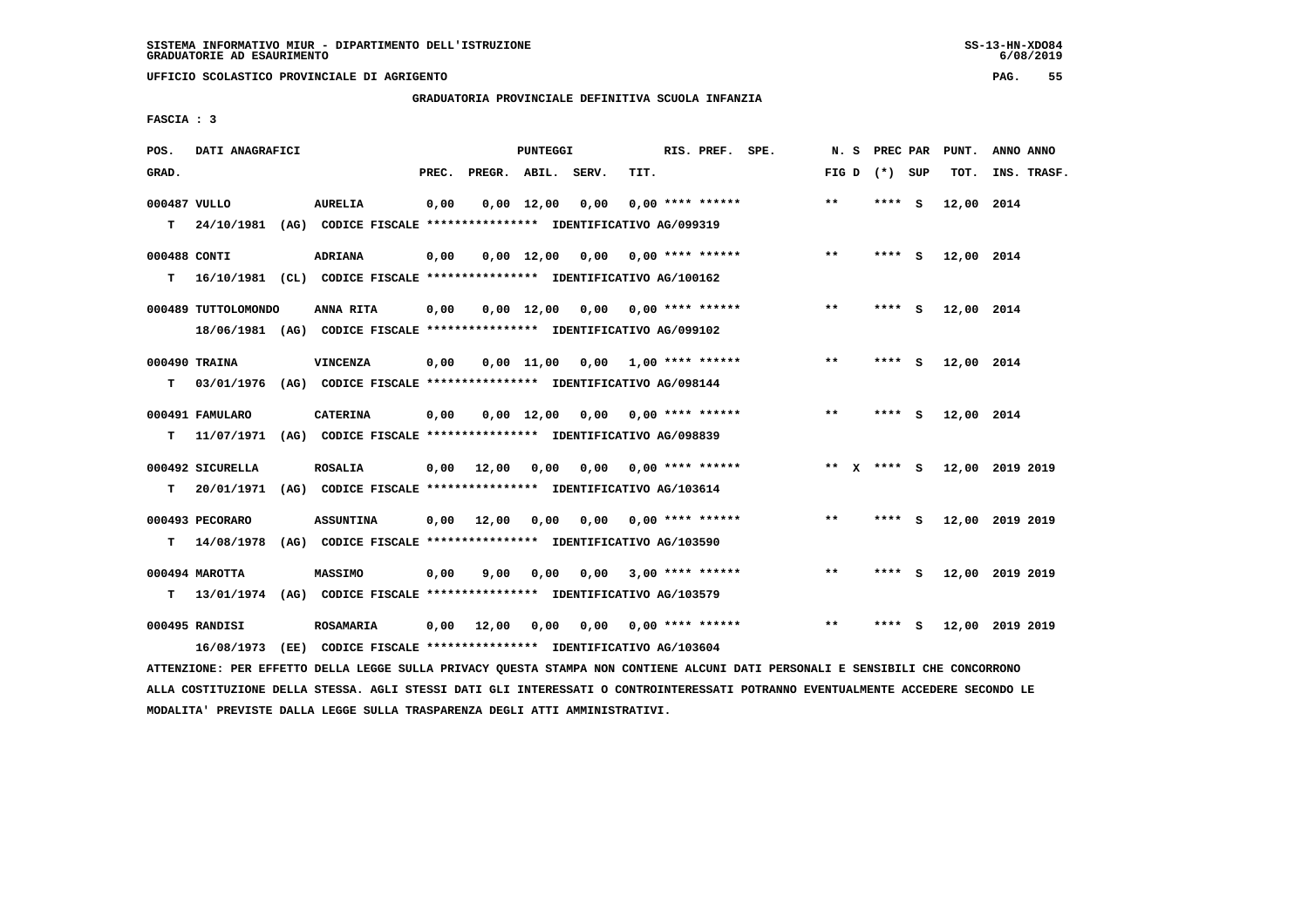SISTEMA INFORMATIVO MIUR - DIPARTIMENTO DELL'ISTRUZIONE
GRADUATORIE AD ESAURIMENTO

UFFICIO SCOLASTICO PROVINCIALE DI AGRIGENTO

GRADUATORIA PROVINCIALE DEFINITIVA SCUOLA INFANZIA

FASCIA : 3

| POS. GRAD. | DATI ANAGRAFICI | | PREC. | PREGR. | ABIL. | SERV. | TIT. | RIS. PREF. SPE. | N. S FIG D | PREC PAR (*) SUP | PUNT. TOT. | ANNO ANNO INS. TRASF. |
|---|---|---|---|---|---|---|---|---|---|---|---|---|
| 000487 | VULLO | AURELIA | 0,00 | 0,00 | 12,00 | 0,00 | 0,00 | **** ****** | ** | **** S | 12,00 | 2014 |
| T | 24/10/1981 (AG) CODICE FISCALE **************** IDENTIFICATIVO AG/099319 | | | | | | | | | | | |
| 000488 | CONTI | ADRIANA | 0,00 | 0,00 | 12,00 | 0,00 | 0,00 | **** ****** | ** | **** S | 12,00 | 2014 |
| T | 16/10/1981 (CL) CODICE FISCALE **************** IDENTIFICATIVO AG/100162 | | | | | | | | | | | |
| 000489 | TUTTOLOMONDO | ANNA RITA | 0,00 | 0,00 | 12,00 | 0,00 | 0,00 | **** ****** | ** | **** S | 12,00 | 2014 |
| | 18/06/1981 (AG) CODICE FISCALE **************** IDENTIFICATIVO AG/099102 | | | | | | | | | | | |
| 000490 | TRAINA | VINCENZA | 0,00 | 0,00 | 11,00 | 0,00 | 1,00 | **** ****** | ** | **** S | 12,00 | 2014 |
| T | 03/01/1976 (AG) CODICE FISCALE **************** IDENTIFICATIVO AG/098144 | | | | | | | | | | | |
| 000491 | FAMULARO | CATERINA | 0,00 | 0,00 | 12,00 | 0,00 | 0,00 | **** ****** | ** | **** S | 12,00 | 2014 |
| T | 11/07/1971 (AG) CODICE FISCALE **************** IDENTIFICATIVO AG/098839 | | | | | | | | | | | |
| 000492 | SICURELLA | ROSALIA | 0,00 | 12,00 | 0,00 | 0,00 | 0,00 | **** ****** | ** X | **** S | 12,00 | 2019 2019 |
| T | 20/01/1971 (AG) CODICE FISCALE **************** IDENTIFICATIVO AG/103614 | | | | | | | | | | | |
| 000493 | PECORARO | ASSUNTINA | 0,00 | 12,00 | 0,00 | 0,00 | 0,00 | **** ****** | ** | **** S | 12,00 | 2019 2019 |
| T | 14/08/1978 (AG) CODICE FISCALE **************** IDENTIFICATIVO AG/103590 | | | | | | | | | | | |
| 000494 | MAROTTA | MASSIMO | 0,00 | 9,00 | 0,00 | 0,00 | 3,00 | **** ****** | ** | **** S | 12,00 | 2019 2019 |
| T | 13/01/1974 (AG) CODICE FISCALE **************** IDENTIFICATIVO AG/103579 | | | | | | | | | | | |
| 000495 | RANDISI | ROSAMARIA | 0,00 | 12,00 | 0,00 | 0,00 | 0,00 | **** ****** | ** | **** S | 12,00 | 2019 2019 |
| | 16/08/1973 (EE) CODICE FISCALE **************** IDENTIFICATIVO AG/103604 | | | | | | | | | | | |

ATTENZIONE: PER EFFETTO DELLA LEGGE SULLA PRIVACY QUESTA STAMPA NON CONTIENE ALCUNI DATI PERSONALI E SENSIBILI CHE CONCORRONO ALLA COSTITUZIONE DELLA STESSA. AGLI STESSI DATI GLI INTERESSATI O CONTROINTERESSATI POTRANNO EVENTUALMENTE ACCEDERE SECONDO LE MODALITA' PREVISTE DALLA LEGGE SULLA TRASPARENZA DEGLI ATTI AMMINISTRATIVI.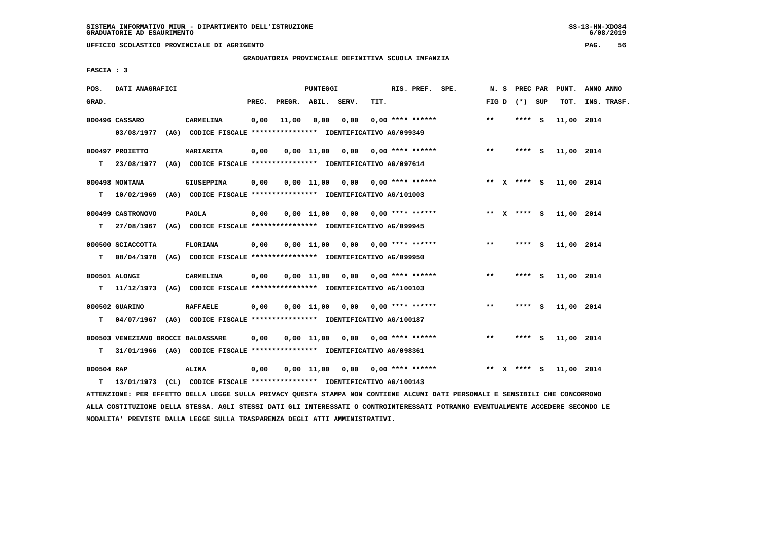SISTEMA INFORMATIVO MIUR - DIPARTIMENTO DELL'ISTRUZIONE
GRADUATORIE AD ESAURIMENTO

UFFICIO SCOLASTICO PROVINCIALE DI AGRIGENTO

GRADUATORIA PROVINCIALE DEFINITIVA SCUOLA INFANZIA

FASCIA : 3

| POS. GRAD. | DATI ANAGRAFICI | | PREC. | PREGR. | ABIL. | SERV. | TIT. | RIS. PREF. | SPE. | N. S FIG D | PREC PAR (\*) SUP | PUNT. TOT. | ANNO ANNO INS. TRASF. |
|---|---|---|---|---|---|---|---|---|---|---|---|---|---|
| 000496 CASSARO | | CARMELINA | 0,00 | 11,00 | 0,00 | 0,00 | 0,00 | **** ****** | | ** | **** S | 11,00 | 2014 |
| | 03/08/1977 (AG) CODICE FISCALE **************** IDENTIFICATIVO AG/099349 | | | | | | | | | | | | |
| 000497 PROIETTO | | MARIARITA | 0,00 | 0,00 | 11,00 | 0,00 | 0,00 | **** ****** | | ** | **** S | 11,00 | 2014 |
| T | 23/08/1977 (AG) CODICE FISCALE **************** IDENTIFICATIVO AG/097614 | | | | | | | | | | | | |
| 000498 MONTANA | | GIUSEPPINA | 0,00 | 0,00 | 11,00 | 0,00 | 0,00 | **** ****** | | ** X | **** S | 11,00 | 2014 |
| T | 10/02/1969 (AG) CODICE FISCALE **************** IDENTIFICATIVO AG/101003 | | | | | | | | | | | | |
| 000499 CASTRONOVO | | PAOLA | 0,00 | 0,00 | 11,00 | 0,00 | 0,00 | **** ****** | | ** X | **** S | 11,00 | 2014 |
| T | 27/08/1967 (AG) CODICE FISCALE **************** IDENTIFICATIVO AG/099945 | | | | | | | | | | | | |
| 000500 SCIACCOTTA | | FLORIANA | 0,00 | 0,00 | 11,00 | 0,00 | 0,00 | **** ****** | | ** | **** S | 11,00 | 2014 |
| T | 08/04/1978 (AG) CODICE FISCALE **************** IDENTIFICATIVO AG/099950 | | | | | | | | | | | | |
| 000501 ALONGI | | CARMELINA | 0,00 | 0,00 | 11,00 | 0,00 | 0,00 | **** ****** | | ** | **** S | 11,00 | 2014 |
| T | 11/12/1973 (AG) CODICE FISCALE **************** IDENTIFICATIVO AG/100103 | | | | | | | | | | | | |
| 000502 GUARINO | | RAFFAELE | 0,00 | 0,00 | 11,00 | 0,00 | 0,00 | **** ****** | | ** | **** S | 11,00 | 2014 |
| T | 04/07/1967 (AG) CODICE FISCALE **************** IDENTIFICATIVO AG/100187 | | | | | | | | | | | | |
| 000503 VENEZIANO BROCCI | | BALDASSARE | 0,00 | 0,00 | 11,00 | 0,00 | 0,00 | **** ****** | | ** | **** S | 11,00 | 2014 |
| T | 31/01/1966 (AG) CODICE FISCALE **************** IDENTIFICATIVO AG/098361 | | | | | | | | | | | | |
| 000504 RAP | | ALINA | 0,00 | 0,00 | 11,00 | 0,00 | 0,00 | **** ****** | | ** X | **** S | 11,00 | 2014 |
| T | 13/01/1973 (CL) CODICE FISCALE **************** IDENTIFICATIVO AG/100143 | | | | | | | | | | | | |

ATTENZIONE: PER EFFETTO DELLA LEGGE SULLA PRIVACY QUESTA STAMPA NON CONTIENE ALCUNI DATI PERSONALI E SENSIBILI CHE CONCORRONO ALLA COSTITUZIONE DELLA STESSA. AGLI STESSI DATI GLI INTERESSATI O CONTROINTERESSATI POTRANNO EVENTUALMENTE ACCEDERE SECONDO LE MODALITA' PREVISTE DALLA LEGGE SULLA TRASPARENZA DEGLI ATTI AMMINISTRATIVI.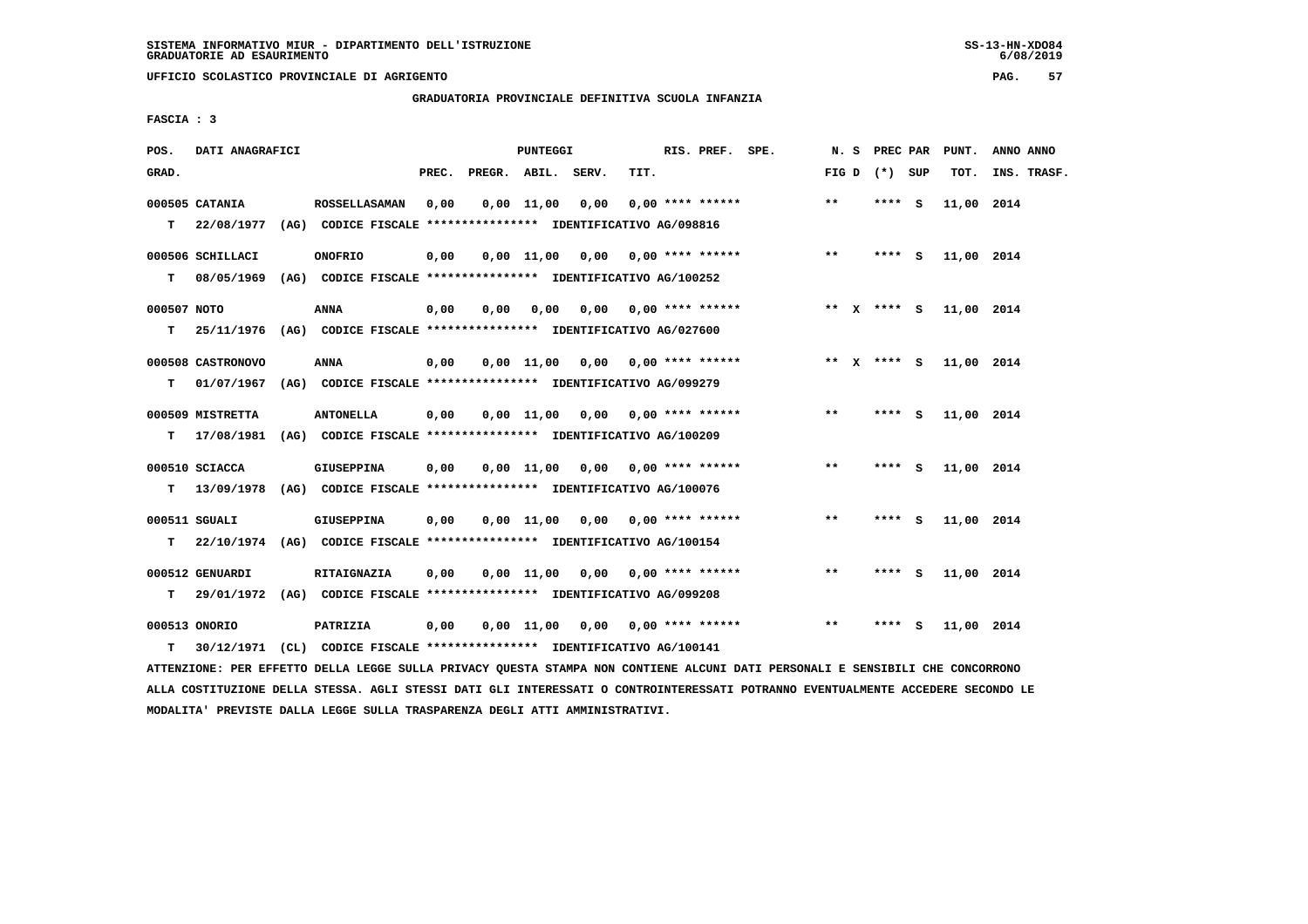SISTEMA INFORMATIVO MIUR - DIPARTIMENTO DELL'ISTRUZIONE
GRADUATORIE AD ESAURIMENTO

UFFICIO SCOLASTICO PROVINCIALE DI AGRIGENTO

GRADUATORIA PROVINCIALE DEFINITIVA SCUOLA INFANZIA

FASCIA : 3

| POS. GRAD. | DATI ANAGRAFICI | | PREC. | PREGR. | ABIL. | SERV. | TIT. | RIS. PREF. | SPE. | N. S FIG D | PREC PAR (*) SUP | PUNT. TOT. | ANNO ANNO INS. TRASF. |
|---|---|---|---|---|---|---|---|---|---|---|---|---|---|
| 000505 | CATANIA | ROSSELLASAMAN | 0,00 | 0,00 | 11,00 | 0,00 | 0,00 | **** ****** | | ** | **** S | 11,00 | 2014 |
| T | 22/08/1977 (AG) | CODICE FISCALE **************** IDENTIFICATIVO AG/098816 | | | | | | | | | | | |
| 000506 | SCHILLACI | ONOFRIO | 0,00 | 0,00 | 11,00 | 0,00 | 0,00 | **** ****** | | ** | **** S | 11,00 | 2014 |
| T | 08/05/1969 (AG) | CODICE FISCALE **************** IDENTIFICATIVO AG/100252 | | | | | | | | | | | |
| 000507 | NOTO | ANNA | 0,00 | 0,00 | 0,00 | 0,00 | 0,00 | **** ****** | | ** X | **** S | 11,00 | 2014 |
| T | 25/11/1976 (AG) | CODICE FISCALE **************** IDENTIFICATIVO AG/027600 | | | | | | | | | | | |
| 000508 | CASTRONOVO | ANNA | 0,00 | 0,00 | 11,00 | 0,00 | 0,00 | **** ****** | | ** X | **** S | 11,00 | 2014 |
| T | 01/07/1967 (AG) | CODICE FISCALE **************** IDENTIFICATIVO AG/099279 | | | | | | | | | | | |
| 000509 | MISTRETTA | ANTONELLA | 0,00 | 0,00 | 11,00 | 0,00 | 0,00 | **** ****** | | ** | **** S | 11,00 | 2014 |
| T | 17/08/1981 (AG) | CODICE FISCALE **************** IDENTIFICATIVO AG/100209 | | | | | | | | | | | |
| 000510 | SCIACCA | GIUSEPPINA | 0,00 | 0,00 | 11,00 | 0,00 | 0,00 | **** ****** | | ** | **** S | 11,00 | 2014 |
| T | 13/09/1978 (AG) | CODICE FISCALE **************** IDENTIFICATIVO AG/100076 | | | | | | | | | | | |
| 000511 | SGUALI | GIUSEPPINA | 0,00 | 0,00 | 11,00 | 0,00 | 0,00 | **** ****** | | ** | **** S | 11,00 | 2014 |
| T | 22/10/1974 (AG) | CODICE FISCALE **************** IDENTIFICATIVO AG/100154 | | | | | | | | | | | |
| 000512 | GENUARDI | RITAIGNAZIA | 0,00 | 0,00 | 11,00 | 0,00 | 0,00 | **** ****** | | ** | **** S | 11,00 | 2014 |
| T | 29/01/1972 (AG) | CODICE FISCALE **************** IDENTIFICATIVO AG/099208 | | | | | | | | | | | |
| 000513 | ONORIO | PATRIZIA | 0,00 | 0,00 | 11,00 | 0,00 | 0,00 | **** ****** | | ** | **** S | 11,00 | 2014 |
| T | 30/12/1971 (CL) | CODICE FISCALE **************** IDENTIFICATIVO AG/100141 | | | | | | | | | | | |

ATTENZIONE: PER EFFETTO DELLA LEGGE SULLA PRIVACY QUESTA STAMPA NON CONTIENE ALCUNI DATI PERSONALI E SENSIBILI CHE CONCORRONO ALLA COSTITUZIONE DELLA STESSA. AGLI STESSI DATI GLI INTERESSATI O CONTROINTERESSATI POTRANNO EVENTUALMENTE ACCEDERE SECONDO LE MODALITA' PREVISTE DALLA LEGGE SULLA TRASPARENZA DEGLI ATTI AMMINISTRATIVI.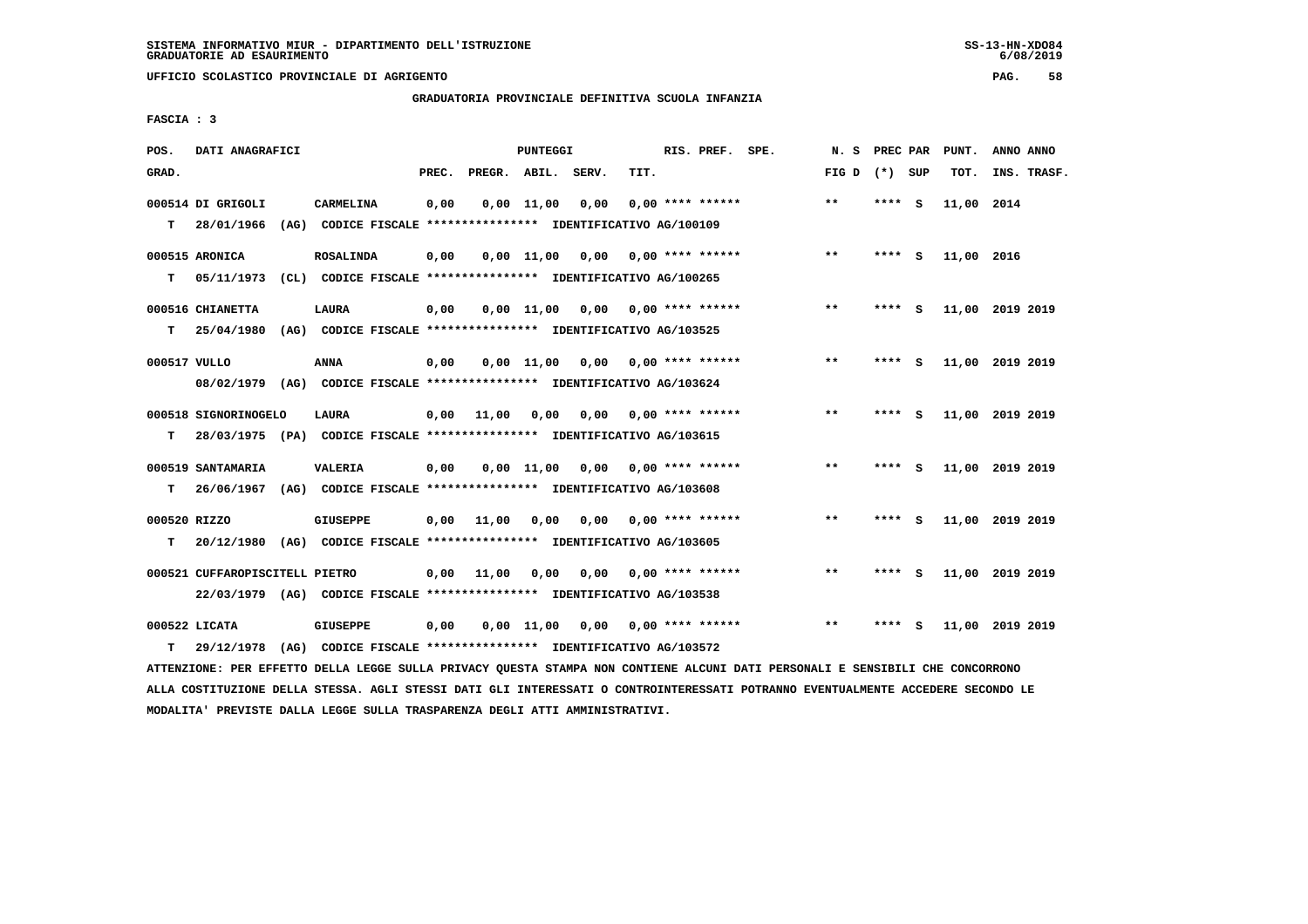SISTEMA INFORMATIVO MIUR - DIPARTIMENTO DELL'ISTRUZIONE
GRADUATORIE AD ESAURIMENTO

UFFICIO SCOLASTICO PROVINCIALE DI AGRIGENTO

GRADUATORIA PROVINCIALE DEFINITIVA SCUOLA INFANZIA

FASCIA : 3

| POS. GRAD. | DATI ANAGRAFICI | | PREC. | PREGR. | ABIL. | SERV. | TIT. | RIS. PREF. | SPE. | N. S FIG D | PREC PAR (*) | SUP | PUNT. TOT. | ANNO INS. | ANNO TRASF. |
|---|---|---|---|---|---|---|---|---|---|---|---|---|---|---|---|
| 000514 | DI GRIGOLI | CARMELINA | 0,00 | 0,00 | 11,00 | 0,00 | 0,00 | **** ****** | | ** | **** | S | 11,00 | 2014 | |
| T | 28/01/1966 (AG) CODICE FISCALE **************** IDENTIFICATIVO AG/100109 | | | | | | | | | | | | | | |
| 000515 | ARONICA | ROSALINDA | 0,00 | 0,00 | 11,00 | 0,00 | 0,00 | **** ****** | | ** | **** | S | 11,00 | 2016 | |
| T | 05/11/1973 (CL) CODICE FISCALE **************** IDENTIFICATIVO AG/100265 | | | | | | | | | | | | | | |
| 000516 | CHIANETTA | LAURA | 0,00 | 0,00 | 11,00 | 0,00 | 0,00 | **** ****** | | ** | **** | S | 11,00 | 2019 | 2019 |
| T | 25/04/1980 (AG) CODICE FISCALE **************** IDENTIFICATIVO AG/103525 | | | | | | | | | | | | | | |
| 000517 | VULLO | ANNA | 0,00 | 0,00 | 11,00 | 0,00 | 0,00 | **** ****** | | ** | **** | S | 11,00 | 2019 | 2019 |
| | 08/02/1979 (AG) CODICE FISCALE **************** IDENTIFICATIVO AG/103624 | | | | | | | | | | | | | | |
| 000518 | SIGNORINOGELO | LAURA | 0,00 | 11,00 | 0,00 | 0,00 | 0,00 | **** ****** | | ** | **** | S | 11,00 | 2019 | 2019 |
| T | 28/03/1975 (PA) CODICE FISCALE **************** IDENTIFICATIVO AG/103615 | | | | | | | | | | | | | | |
| 000519 | SANTAMARIA | VALERIA | 0,00 | 0,00 | 11,00 | 0,00 | 0,00 | **** ****** | | ** | **** | S | 11,00 | 2019 | 2019 |
| T | 26/06/1967 (AG) CODICE FISCALE **************** IDENTIFICATIVO AG/103608 | | | | | | | | | | | | | | |
| 000520 | RIZZO | GIUSEPPE | 0,00 | 11,00 | 0,00 | 0,00 | 0,00 | **** ****** | | ** | **** | S | 11,00 | 2019 | 2019 |
| T | 20/12/1980 (AG) CODICE FISCALE **************** IDENTIFICATIVO AG/103605 | | | | | | | | | | | | | | |
| 000521 | CUFFAROPISCITELL PIETRO | | 0,00 | 11,00 | 0,00 | 0,00 | 0,00 | **** ****** | | ** | **** | S | 11,00 | 2019 | 2019 |
| | 22/03/1979 (AG) CODICE FISCALE **************** IDENTIFICATIVO AG/103538 | | | | | | | | | | | | | | |
| 000522 | LICATA | GIUSEPPE | 0,00 | 0,00 | 11,00 | 0,00 | 0,00 | **** ****** | | ** | **** | S | 11,00 | 2019 | 2019 |
| T | 29/12/1978 (AG) CODICE FISCALE **************** IDENTIFICATIVO AG/103572 | | | | | | | | | | | | | | |

ATTENZIONE: PER EFFETTO DELLA LEGGE SULLA PRIVACY QUESTA STAMPA NON CONTIENE ALCUNI DATI PERSONALI E SENSIBILI CHE CONCORRONO ALLA COSTITUZIONE DELLA STESSA. AGLI STESSI DATI GLI INTERESSATI O CONTROINTERESSATI POTRANNO EVENTUALMENTE ACCEDERE SECONDO LE MODALITA' PREVISTE DALLA LEGGE SULLA TRASPARENZA DEGLI ATTI AMMINISTRATIVI.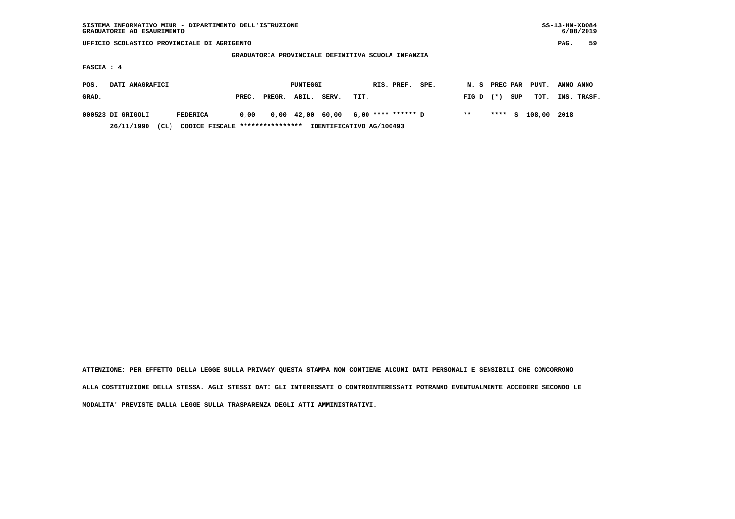SISTEMA INFORMATIVO MIUR - DIPARTIMENTO DELL'ISTRUZIONE
GRADUATORIE AD ESAURIMENTO

UFFICIO SCOLASTICO PROVINCIALE DI AGRIGENTO

GRADUATORIA PROVINCIALE DEFINITIVA SCUOLA INFANZIA

FASCIA : 4

| POS. GRAD. | DATI ANAGRAFICI | | PUNTEGGI PREC. | PREGR. | ABIL. | SERV. | TIT. | RIS. PREF. | SPE. | N. S FIG D | PREC PAR (*) | SUP | PUNT. TOT. | ANNO INS. | ANNO TRASF. |
|---|---|---|---|---|---|---|---|---|---|---|---|---|---|---|---|
| 000523 | DI GRIGOLI | FEDERICA | 0,00 | 0,00 | 42,00 | 60,00 | 6,00 | **** ****** | D | ** | **** | S | 108,00 | 2018 | |
| | 26/11/1990 (CL) | CODICE FISCALE **************** | IDENTIFICATIVO AG/100493 | | | | | | | | | | | | |

ATTENZIONE: PER EFFETTO DELLA LEGGE SULLA PRIVACY QUESTA STAMPA NON CONTIENE ALCUNI DATI PERSONALI E SENSIBILI CHE CONCORRONO ALLA COSTITUZIONE DELLA STESSA. AGLI STESSI DATI GLI INTERESSATI O CONTROINTERESSATI POTRANNO EVENTUALMENTE ACCEDERE SECONDO LE MODALITA' PREVISTE DALLA LEGGE SULLA TRASPARENZA DEGLI ATTI AMMINISTRATIVI.